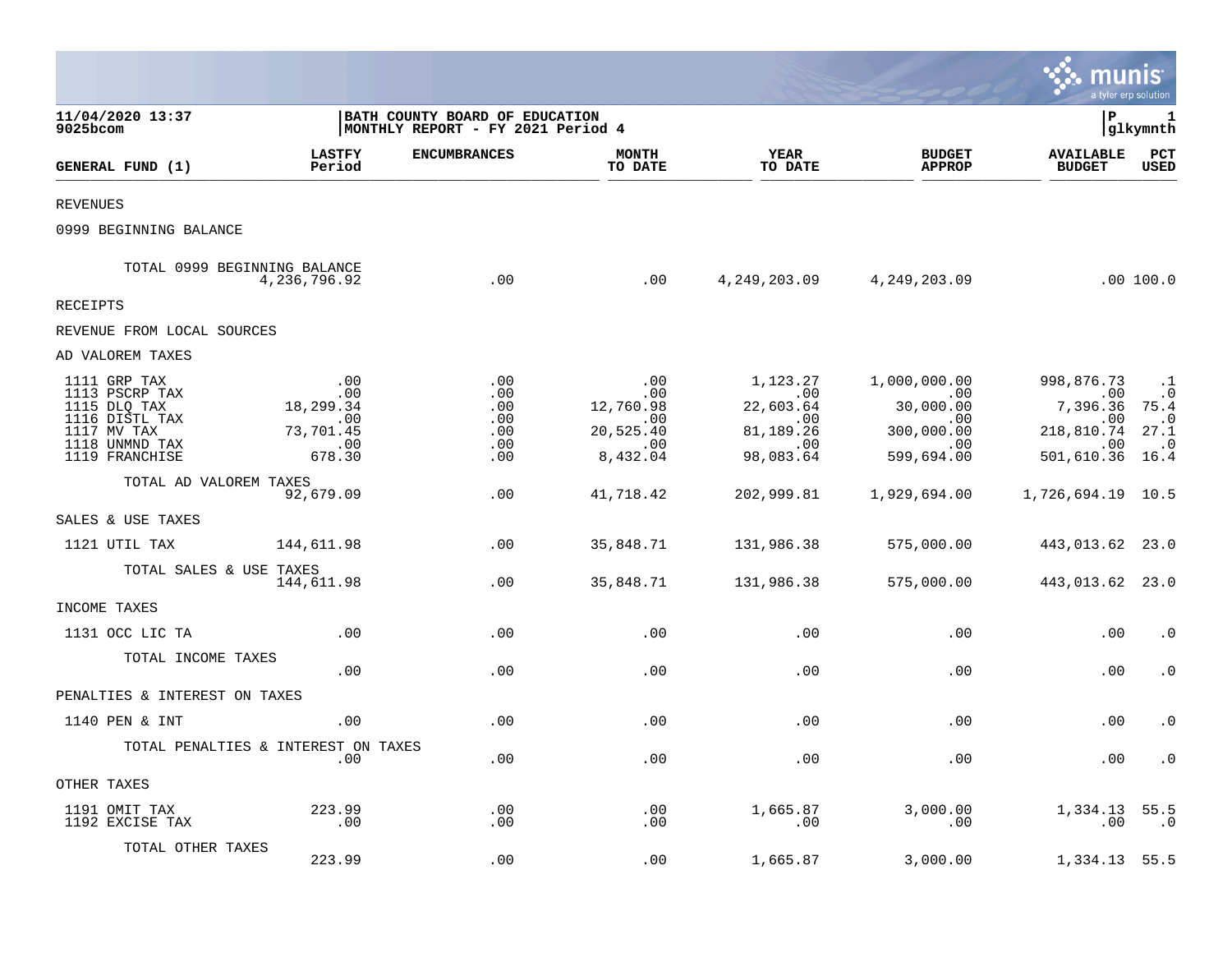11/04/2020 13:37
9025bcom

**BATH COUNTY BOARD OF EDUCATION**
**MONTHLY REPORT - FY 2021 Period 4**

P 1
glkymnth

| GENERAL FUND (1) | LASTFY Period | ENCUMBRANCES | MONTH TO DATE | YEAR TO DATE | BUDGET APPROP | AVAILABLE BUDGET | PCT USED |
|---|---|---|---|---|---|---|---|
| REVENUES | | | | | | | |
| 0999 BEGINNING BALANCE | | | | | | | |
| TOTAL 0999 BEGINNING BALANCE | 4,236,796.92 | .00 | .00 | 4,249,203.09 | 4,249,203.09 | .00 | 100.0 |
| RECEIPTS | | | | | | | |
| REVENUE FROM LOCAL SOURCES | | | | | | | |
| AD VALOREM TAXES | | | | | | | |
| 1111 GRP TAX | .00 | .00 | .00 | 1,123.27 | 1,000,000.00 | 998,876.73 | .1 |
| 1113 PSCRP TAX | .00 | .00 | .00 | .00 | .00 | .00 | .0 |
| 1115 DLQ TAX | 18,299.34 | .00 | 12,760.98 | 22,603.64 | 30,000.00 | 7,396.36 | 75.4 |
| 1116 DISTL TAX | .00 | .00 | .00 | .00 | .00 | .00 | .0 |
| 1117 MV TAX | 73,701.45 | .00 | 20,525.40 | 81,189.26 | 300,000.00 | 218,810.74 | 27.1 |
| 1118 UNMND TAX | .00 | .00 | .00 | .00 | .00 | .00 | .0 |
| 1119 FRANCHISE | 678.30 | .00 | 8,432.04 | 98,083.64 | 599,694.00 | 501,610.36 | 16.4 |
| TOTAL AD VALOREM TAXES | 92,679.09 | .00 | 41,718.42 | 202,999.81 | 1,929,694.00 | 1,726,694.19 | 10.5 |
| SALES & USE TAXES | | | | | | | |
| 1121 UTIL TAX | 144,611.98 | .00 | 35,848.71 | 131,986.38 | 575,000.00 | 443,013.62 | 23.0 |
| TOTAL SALES & USE TAXES | 144,611.98 | .00 | 35,848.71 | 131,986.38 | 575,000.00 | 443,013.62 | 23.0 |
| INCOME TAXES | | | | | | | |
| 1131 OCC LIC TA | .00 | .00 | .00 | .00 | .00 | .00 | .0 |
| TOTAL INCOME TAXES | .00 | .00 | .00 | .00 | .00 | .00 | .0 |
| PENALTIES & INTEREST ON TAXES | | | | | | | |
| 1140 PEN & INT | .00 | .00 | .00 | .00 | .00 | .00 | .0 |
| TOTAL PENALTIES & INTEREST ON TAXES | .00 | .00 | .00 | .00 | .00 | .00 | .0 |
| OTHER TAXES | | | | | | | |
| 1191 OMIT TAX | 223.99 | .00 | .00 | 1,665.87 | 3,000.00 | 1,334.13 | 55.5 |
| 1192 EXCISE TAX | .00 | .00 | .00 | .00 | .00 | .00 | .0 |
| TOTAL OTHER TAXES | 223.99 | .00 | .00 | 1,665.87 | 3,000.00 | 1,334.13 | 55.5 |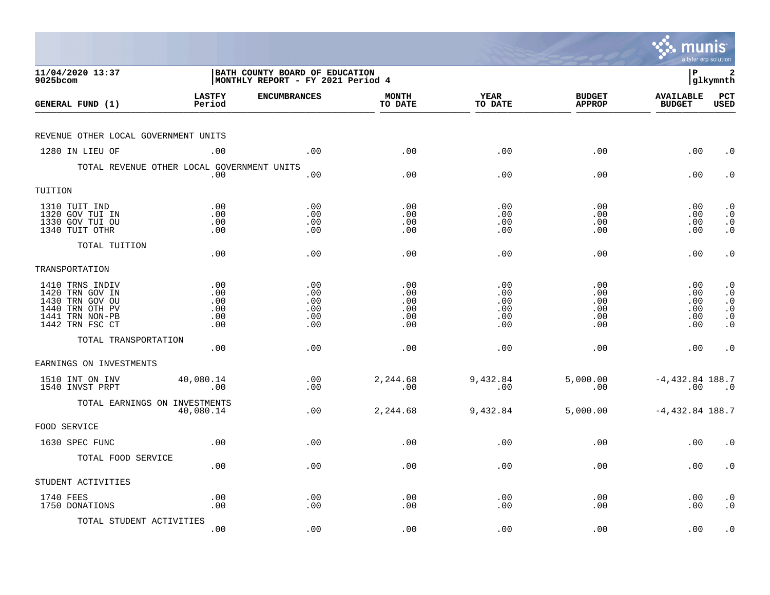**11/04/2020 13:37**
**9025bcom**

**BATH COUNTY BOARD OF EDUCATION**
**MONTHLY REPORT - FY 2021 Period 4**

**P 2**
**glkymnth**

| GENERAL FUND (1) | LASTFY Period | ENCUMBRANCES | MONTH TO DATE | YEAR TO DATE | BUDGET APPROP | AVAILABLE BUDGET | PCT USED |
|---|---|---|---|---|---|---|---|
| REVENUE OTHER LOCAL GOVERNMENT UNITS | | | | | | | |
| 1280 IN LIEU OF | .00 | .00 | .00 | .00 | .00 | .00 | .0 |
| TOTAL REVENUE OTHER LOCAL GOVERNMENT UNITS | .00 | .00 | .00 | .00 | .00 | .00 | .0 |
| TUITION | | | | | | | |
| 1310 TUIT IND | .00 | .00 | .00 | .00 | .00 | .00 | .0 |
| 1320 GOV TUI IN | .00 | .00 | .00 | .00 | .00 | .00 | .0 |
| 1330 GOV TUI OU | .00 | .00 | .00 | .00 | .00 | .00 | .0 |
| 1340 TUIT OTHR | .00 | .00 | .00 | .00 | .00 | .00 | .0 |
| TOTAL TUITION | .00 | .00 | .00 | .00 | .00 | .00 | .0 |
| TRANSPORTATION | | | | | | | |
| 1410 TRNS INDIV | .00 | .00 | .00 | .00 | .00 | .00 | .0 |
| 1420 TRN GOV IN | .00 | .00 | .00 | .00 | .00 | .00 | .0 |
| 1430 TRN GOV OU | .00 | .00 | .00 | .00 | .00 | .00 | .0 |
| 1440 TRN OTH PV | .00 | .00 | .00 | .00 | .00 | .00 | .0 |
| 1441 TRN NON-PB | .00 | .00 | .00 | .00 | .00 | .00 | .0 |
| 1442 TRN FSC CT | .00 | .00 | .00 | .00 | .00 | .00 | .0 |
| TOTAL TRANSPORTATION | .00 | .00 | .00 | .00 | .00 | .00 | .0 |
| EARNINGS ON INVESTMENTS | | | | | | | |
| 1510 INT ON INV | 40,080.14 | .00 | 2,244.68 | 9,432.84 | 5,000.00 | -4,432.84 | 188.7 |
| 1540 INVST PRPT | .00 | .00 | .00 | .00 | .00 | .00 | .0 |
| TOTAL EARNINGS ON INVESTMENTS | 40,080.14 | .00 | 2,244.68 | 9,432.84 | 5,000.00 | -4,432.84 | 188.7 |
| FOOD SERVICE | | | | | | | |
| 1630 SPEC FUNC | .00 | .00 | .00 | .00 | .00 | .00 | .0 |
| TOTAL FOOD SERVICE | .00 | .00 | .00 | .00 | .00 | .00 | .0 |
| STUDENT ACTIVITIES | | | | | | | |
| 1740 FEES | .00 | .00 | .00 | .00 | .00 | .00 | .0 |
| 1750 DONATIONS | .00 | .00 | .00 | .00 | .00 | .00 | .0 |
| TOTAL STUDENT ACTIVITIES | .00 | .00 | .00 | .00 | .00 | .00 | .0 |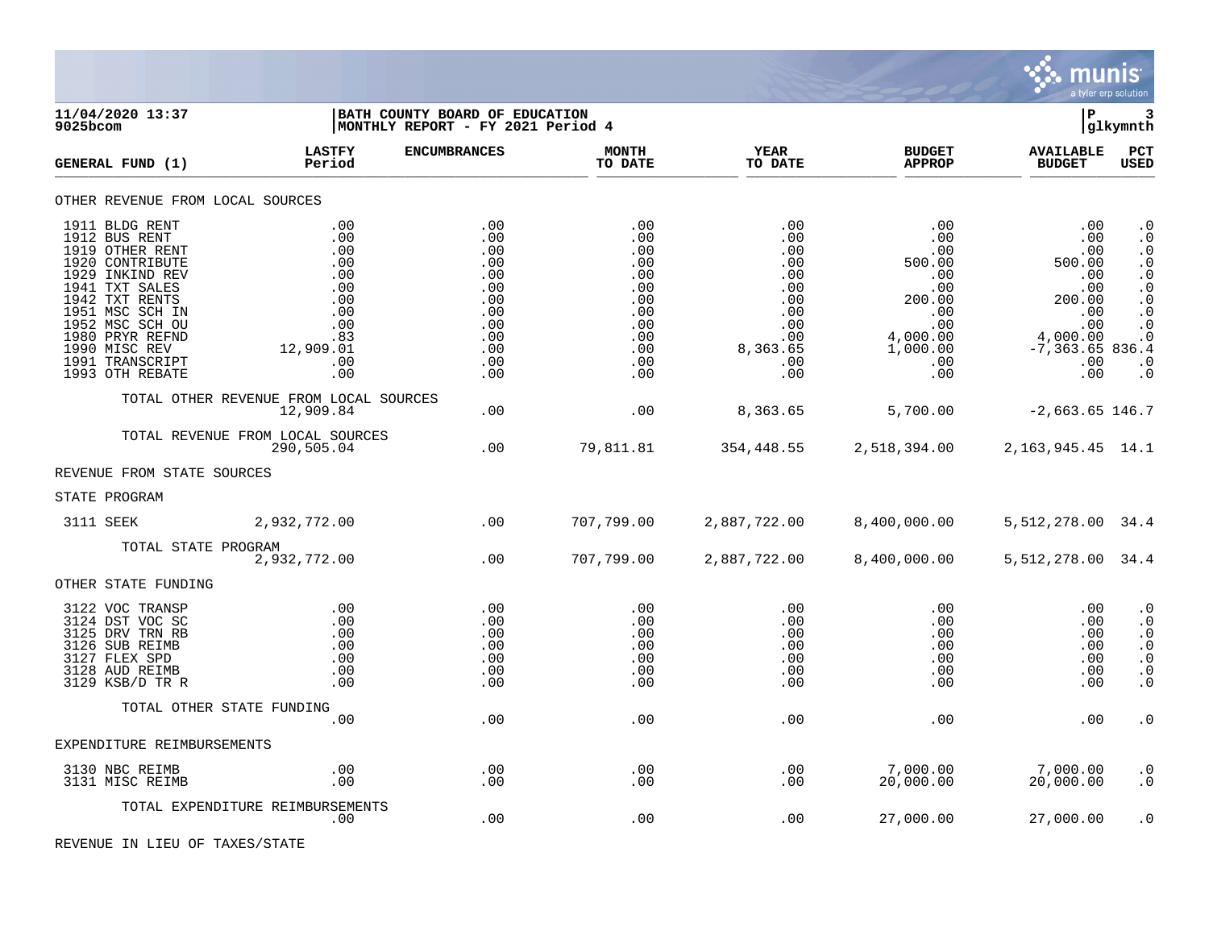**11/04/2020 13:37** | **BATH COUNTY BOARD OF EDUCATION**
**9025bcom** | **MONTHLY REPORT - FY 2021 Period 4**

| GENERAL FUND (1) | LASTFY Period | ENCUMBRANCES | MONTH TO DATE | YEAR TO DATE | BUDGET APPROP | AVAILABLE BUDGET | PCT USED |
|---|---|---|---|---|---|---|---|
| **OTHER REVENUE FROM LOCAL SOURCES** | | | | | | | |
| 1911 BLDG RENT | .00 | .00 | .00 | .00 | .00 | .00 | .0 |
| 1912 BUS RENT | .00 | .00 | .00 | .00 | .00 | .00 | .0 |
| 1919 OTHER RENT | .00 | .00 | .00 | .00 | .00 | .00 | .0 |
| 1920 CONTRIBUTE | .00 | .00 | .00 | .00 | 500.00 | 500.00 | .0 |
| 1929 INKIND REV | .00 | .00 | .00 | .00 | .00 | .00 | .0 |
| 1941 TXT SALES | .00 | .00 | .00 | .00 | .00 | .00 | .0 |
| 1942 TXT RENTS | .00 | .00 | .00 | .00 | 200.00 | 200.00 | .0 |
| 1951 MSC SCH IN | .00 | .00 | .00 | .00 | .00 | .00 | .0 |
| 1952 MSC SCH OU | .00 | .00 | .00 | .00 | .00 | .00 | .0 |
| 1980 PRYR REFND | .83 | .00 | .00 | .00 | 4,000.00 | 4,000.00 | .0 |
| 1990 MISC REV | 12,909.01 | .00 | .00 | 8,363.65 | 1,000.00 | -7,363.65 | 836.4 |
| 1991 TRANSCRIPT | .00 | .00 | .00 | .00 | .00 | .00 | .0 |
| 1993 OTH REBATE | .00 | .00 | .00 | .00 | .00 | .00 | .0 |
| TOTAL OTHER REVENUE FROM LOCAL SOURCES | 12,909.84 | .00 | .00 | 8,363.65 | 5,700.00 | -2,663.65 | 146.7 |
| TOTAL REVENUE FROM LOCAL SOURCES | 290,505.04 | .00 | 79,811.81 | 354,448.55 | 2,518,394.00 | 2,163,945.45 | 14.1 |
| **REVENUE FROM STATE SOURCES** | | | | | | | |
| **STATE PROGRAM** | | | | | | | |
| 3111 SEEK | 2,932,772.00 | .00 | 707,799.00 | 2,887,722.00 | 8,400,000.00 | 5,512,278.00 | 34.4 |
| TOTAL STATE PROGRAM | 2,932,772.00 | .00 | 707,799.00 | 2,887,722.00 | 8,400,000.00 | 5,512,278.00 | 34.4 |
| **OTHER STATE FUNDING** | | | | | | | |
| 3122 VOC TRANSP | .00 | .00 | .00 | .00 | .00 | .00 | .0 |
| 3124 DST VOC SC | .00 | .00 | .00 | .00 | .00 | .00 | .0 |
| 3125 DRV TRN RB | .00 | .00 | .00 | .00 | .00 | .00 | .0 |
| 3126 SUB REIMB | .00 | .00 | .00 | .00 | .00 | .00 | .0 |
| 3127 FLEX SPD | .00 | .00 | .00 | .00 | .00 | .00 | .0 |
| 3128 AUD REIMB | .00 | .00 | .00 | .00 | .00 | .00 | .0 |
| 3129 KSB/D TR R | .00 | .00 | .00 | .00 | .00 | .00 | .0 |
| TOTAL OTHER STATE FUNDING | .00 | .00 | .00 | .00 | .00 | .00 | .0 |
| **EXPENDITURE REIMBURSEMENTS** | | | | | | | |
| 3130 NBC REIMB | .00 | .00 | .00 | .00 | 7,000.00 | 7,000.00 | .0 |
| 3131 MISC REIMB | .00 | .00 | .00 | .00 | 20,000.00 | 20,000.00 | .0 |
| TOTAL EXPENDITURE REIMBURSEMENTS | .00 | .00 | .00 | .00 | 27,000.00 | 27,000.00 | .0 |
| **REVENUE IN LIEU OF TAXES/STATE** | | | | | | | |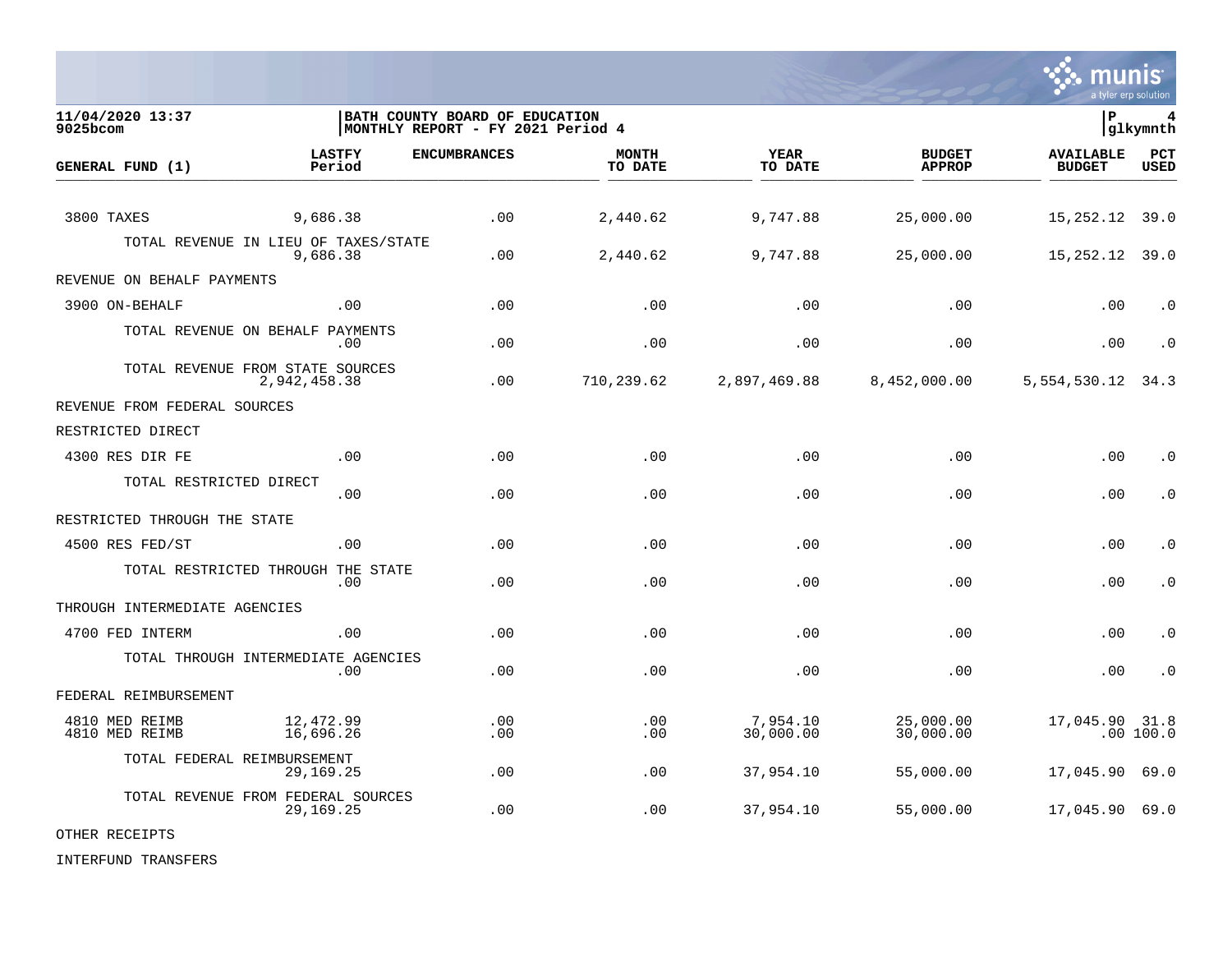11/04/2020 13:37
9025bcom

BATH COUNTY BOARD OF EDUCATION
MONTHLY REPORT - FY 2021 Period 4

P 4
glkymnth

| GENERAL FUND (1) | LASTFY Period | ENCUMBRANCES | MONTH TO DATE | YEAR TO DATE | BUDGET APPROP | AVAILABLE BUDGET | PCT USED |
|---|---|---|---|---|---|---|---|
| 3800 TAXES | 9,686.38 | .00 | 2,440.62 | 9,747.88 | 25,000.00 | 15,252.12 | 39.0 |
| TOTAL REVENUE IN LIEU OF TAXES/STATE | 9,686.38 | .00 | 2,440.62 | 9,747.88 | 25,000.00 | 15,252.12 | 39.0 |
| REVENUE ON BEHALF PAYMENTS | | | | | | | |
| 3900 ON-BEHALF | .00 | .00 | .00 | .00 | .00 | .00 | .0 |
| TOTAL REVENUE ON BEHALF PAYMENTS | .00 | .00 | .00 | .00 | .00 | .00 | .0 |
| TOTAL REVENUE FROM STATE SOURCES | 2,942,458.38 | .00 | 710,239.62 | 2,897,469.88 | 8,452,000.00 | 5,554,530.12 | 34.3 |
| REVENUE FROM FEDERAL SOURCES | | | | | | | |
| RESTRICTED DIRECT | | | | | | | |
| 4300 RES DIR FE | .00 | .00 | .00 | .00 | .00 | .00 | .0 |
| TOTAL RESTRICTED DIRECT | .00 | .00 | .00 | .00 | .00 | .00 | .0 |
| RESTRICTED THROUGH THE STATE | | | | | | | |
| 4500 RES FED/ST | .00 | .00 | .00 | .00 | .00 | .00 | .0 |
| TOTAL RESTRICTED THROUGH THE STATE | .00 | .00 | .00 | .00 | .00 | .00 | .0 |
| THROUGH INTERMEDIATE AGENCIES | | | | | | | |
| 4700 FED INTERM | .00 | .00 | .00 | .00 | .00 | .00 | .0 |
| TOTAL THROUGH INTERMEDIATE AGENCIES | .00 | .00 | .00 | .00 | .00 | .00 | .0 |
| FEDERAL REIMBURSEMENT | | | | | | | |
| 4810 MED REIMB | 12,472.99 | .00 | .00 | 7,954.10 | 25,000.00 | 17,045.90 | 31.8 |
| 4810 MED REIMB | 16,696.26 | .00 | .00 | 30,000.00 | 30,000.00 | .00 | 100.0 |
| TOTAL FEDERAL REIMBURSEMENT | 29,169.25 | .00 | .00 | 37,954.10 | 55,000.00 | 17,045.90 | 69.0 |
| TOTAL REVENUE FROM FEDERAL SOURCES | 29,169.25 | .00 | .00 | 37,954.10 | 55,000.00 | 17,045.90 | 69.0 |
| OTHER RECEIPTS | | | | | | | |
| INTERFUND TRANSFERS | | | | | | | |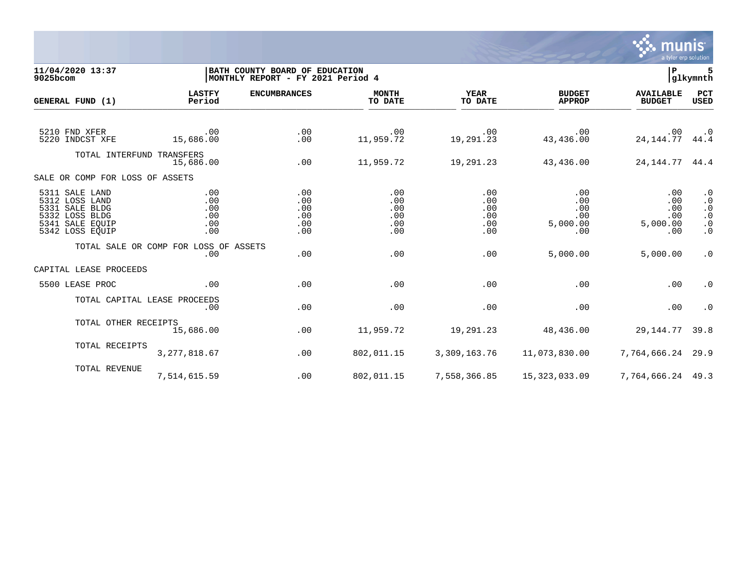11/04/2020 13:37 | BATH COUNTY BOARD OF EDUCATION | P 5
9025bcom | MONTHLY REPORT - FY 2021 Period 4 | glkymnth

| GENERAL FUND (1) | LASTFY Period | ENCUMBRANCES | MONTH TO DATE | YEAR TO DATE | BUDGET APPROP | AVAILABLE BUDGET | PCT USED |
|---|---|---|---|---|---|---|---|
| 5210 FND XFER | .00 | .00 | .00 | .00 | .00 | .00 | .0 |
| 5220 INDCST XFE | 15,686.00 | .00 | 11,959.72 | 19,291.23 | 43,436.00 | 24,144.77 | 44.4 |
| TOTAL INTERFUND TRANSFERS | 15,686.00 | .00 | 11,959.72 | 19,291.23 | 43,436.00 | 24,144.77 | 44.4 |
| SALE OR COMP FOR LOSS OF ASSETS | | | | | | | |
| 5311 SALE LAND | .00 | .00 | .00 | .00 | .00 | .00 | .0 |
| 5312 LOSS LAND | .00 | .00 | .00 | .00 | .00 | .00 | .0 |
| 5331 SALE BLDG | .00 | .00 | .00 | .00 | .00 | .00 | .0 |
| 5332 LOSS BLDG | .00 | .00 | .00 | .00 | .00 | .00 | .0 |
| 5341 SALE EQUIP | .00 | .00 | .00 | .00 | 5,000.00 | 5,000.00 | .0 |
| 5342 LOSS EQUIP | .00 | .00 | .00 | .00 | .00 | .00 | .0 |
| TOTAL SALE OR COMP FOR LOSS OF ASSETS | .00 | .00 | .00 | .00 | 5,000.00 | 5,000.00 | .0 |
| CAPITAL LEASE PROCEEDS | | | | | | | |
| 5500 LEASE PROC | .00 | .00 | .00 | .00 | .00 | .00 | .0 |
| TOTAL CAPITAL LEASE PROCEEDS | .00 | .00 | .00 | .00 | .00 | .00 | .0 |
| TOTAL OTHER RECEIPTS | 15,686.00 | .00 | 11,959.72 | 19,291.23 | 48,436.00 | 29,144.77 | 39.8 |
| TOTAL RECEIPTS | 3,277,818.67 | .00 | 802,011.15 | 3,309,163.76 | 11,073,830.00 | 7,764,666.24 | 29.9 |
| TOTAL REVENUE | 7,514,615.59 | .00 | 802,011.15 | 7,558,366.85 | 15,323,033.09 | 7,764,666.24 | 49.3 |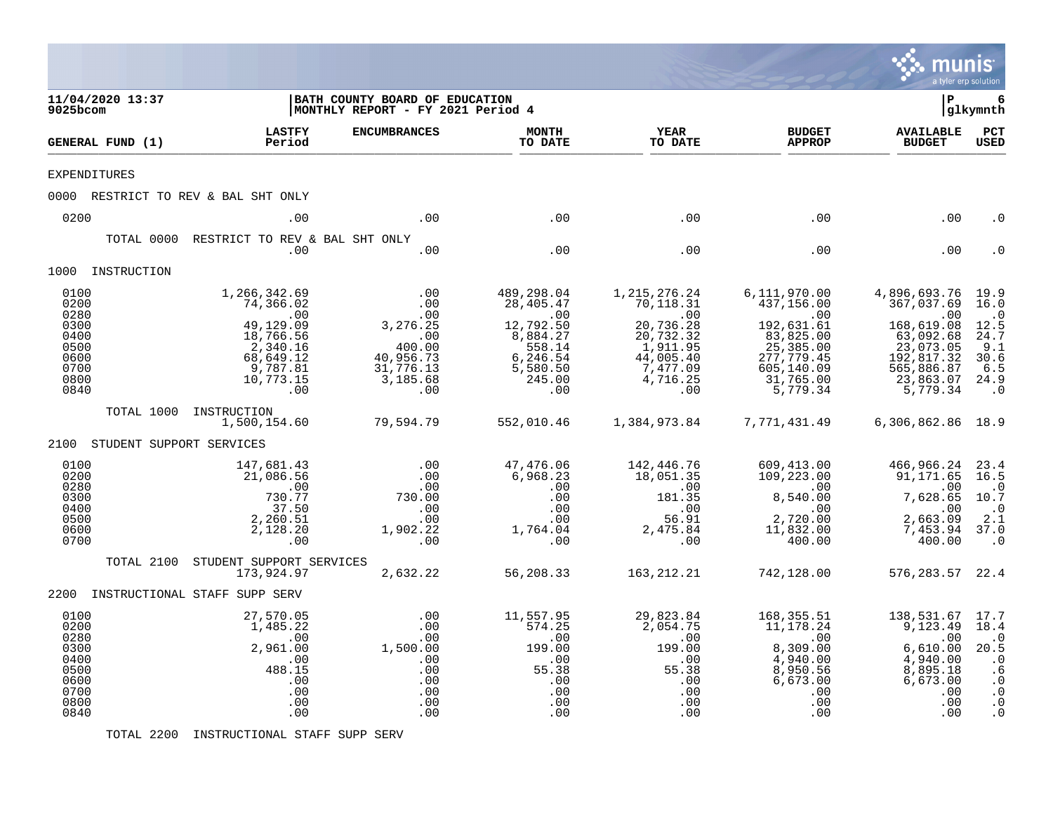| GENERAL FUND (1) | LASTFY Period | ENCUMBRANCES | MONTH TO DATE | YEAR TO DATE | BUDGET APPROP | AVAILABLE BUDGET | PCT USED |
|---|---|---|---|---|---|---|---|
| EXPENDITURES | | | | | | | |
| 0000 RESTRICT TO REV & BAL SHT ONLY | | | | | | | |
| 0200 | .00 | .00 | .00 | .00 | .00 | .00 | .0 |
| TOTAL 0000 RESTRICT TO REV & BAL SHT ONLY | .00 | .00 | .00 | .00 | .00 | .00 | .0 |
| 1000 INSTRUCTION | | | | | | | |
| 0100 | 1,266,342.69 | .00 | 489,298.04 | 1,215,276.24 | 6,111,970.00 | 4,896,693.76 | 19.9 |
| 0200 | 74,366.02 | .00 | 28,405.47 | 70,118.31 | 437,156.00 | 367,037.69 | 16.0 |
| 0280 | .00 | .00 | .00 | .00 | .00 | .00 | .0 |
| 0300 | 49,129.09 | 3,276.25 | 12,792.50 | 20,736.28 | 192,631.61 | 168,619.08 | 12.5 |
| 0400 | 18,766.56 | .00 | 8,884.27 | 20,732.32 | 83,825.00 | 63,092.68 | 24.7 |
| 0500 | 2,340.16 | 400.00 | 558.14 | 1,911.95 | 25,385.00 | 23,073.05 | 9.1 |
| 0600 | 68,649.12 | 40,956.73 | 6,246.54 | 44,005.40 | 277,779.45 | 192,817.32 | 30.6 |
| 0700 | 9,787.81 | 31,776.13 | 5,580.50 | 7,477.09 | 605,140.09 | 565,886.87 | 6.5 |
| 0800 | 10,773.15 | 3,185.68 | 245.00 | 4,716.25 | 31,765.00 | 23,863.07 | 24.9 |
| 0840 | .00 | .00 | .00 | .00 | 5,779.34 | 5,779.34 | .0 |
| TOTAL 1000 INSTRUCTION | 1,500,154.60 | 79,594.79 | 552,010.46 | 1,384,973.84 | 7,771,431.49 | 6,306,862.86 | 18.9 |
| 2100 STUDENT SUPPORT SERVICES | | | | | | | |
| 0100 | 147,681.43 | .00 | 47,476.06 | 142,446.76 | 609,413.00 | 466,966.24 | 23.4 |
| 0200 | 21,086.56 | .00 | 6,968.23 | 18,051.35 | 109,223.00 | 91,171.65 | 16.5 |
| 0280 | .00 | .00 | .00 | .00 | .00 | .00 | .0 |
| 0300 | 730.77 | 730.00 | .00 | 181.35 | 8,540.00 | 7,628.65 | 10.7 |
| 0400 | 37.50 | .00 | .00 | .00 | .00 | .00 | .0 |
| 0500 | 2,260.51 | .00 | .00 | 56.91 | 2,720.00 | 2,663.09 | 2.1 |
| 0600 | 2,128.20 | 1,902.22 | 1,764.04 | 2,475.84 | 11,832.00 | 7,453.94 | 37.0 |
| 0700 | .00 | .00 | .00 | .00 | 400.00 | 400.00 | .0 |
| TOTAL 2100 STUDENT SUPPORT SERVICES | 173,924.97 | 2,632.22 | 56,208.33 | 163,212.21 | 742,128.00 | 576,283.57 | 22.4 |
| 2200 INSTRUCTIONAL STAFF SUPP SERV | | | | | | | |
| 0100 | 27,570.05 | .00 | 11,557.95 | 29,823.84 | 168,355.51 | 138,531.67 | 17.7 |
| 0200 | 1,485.22 | .00 | 574.25 | 2,054.75 | 11,178.24 | 9,123.49 | 18.4 |
| 0280 | .00 | .00 | .00 | .00 | .00 | .00 | .0 |
| 0300 | 2,961.00 | 1,500.00 | 199.00 | 199.00 | 8,309.00 | 6,610.00 | 20.5 |
| 0400 | .00 | .00 | .00 | .00 | 4,940.00 | 4,940.00 | .0 |
| 0500 | 488.15 | .00 | 55.38 | 55.38 | 8,950.56 | 8,895.18 | .6 |
| 0600 | .00 | .00 | .00 | .00 | 6,673.00 | 6,673.00 | .0 |
| 0700 | .00 | .00 | .00 | .00 | .00 | .00 | .0 |
| 0800 | .00 | .00 | .00 | .00 | .00 | .00 | .0 |
| 0840 | .00 | .00 | .00 | .00 | .00 | .00 | .0 |
| TOTAL 2200 INSTRUCTIONAL STAFF SUPP SERV | | | | | | | |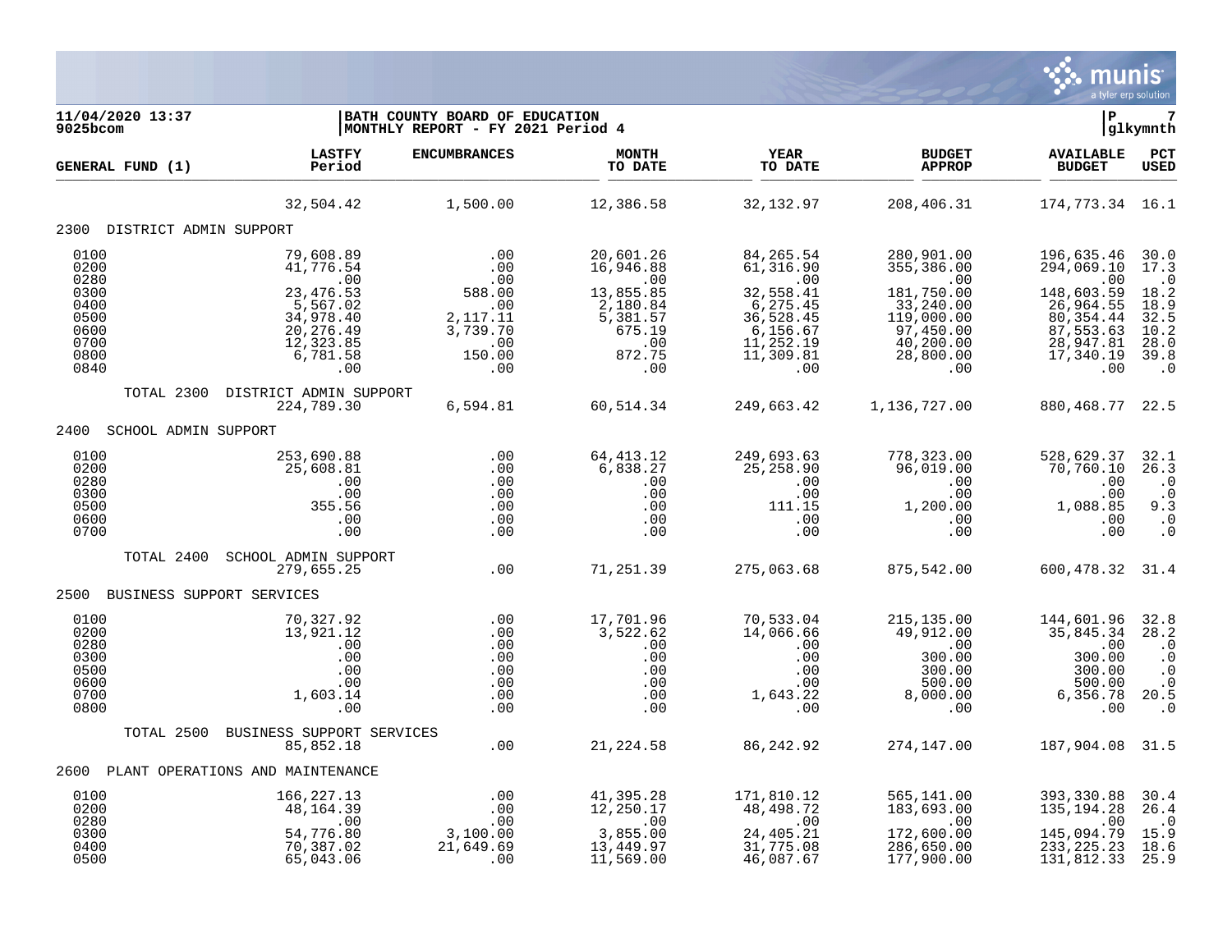**11/04/2020 13:37** | **BATH COUNTY BOARD OF EDUCATION** | **P 7**
**9025bcom** | **MONTHLY REPORT - FY 2021 Period 4** | **glkymnth**

| GENERAL FUND (1) | LASTFY Period | ENCUMBRANCES | MONTH TO DATE | YEAR TO DATE | BUDGET APPROP | AVAILABLE BUDGET | PCT USED |
|---|---|---|---|---|---|---|---|
| | 32,504.42 | 1,500.00 | 12,386.58 | 32,132.97 | 208,406.31 | 174,773.34 | 16.1 |
| **2300 DISTRICT ADMIN SUPPORT** | | | | | | | |
| 0100 | 79,608.89 | .00 | 20,601.26 | 84,265.54 | 280,901.00 | 196,635.46 | 30.0 |
| 0200 | 41,776.54 | .00 | 16,946.88 | 61,316.90 | 355,386.00 | 294,069.10 | 17.3 |
| 0280 | .00 | .00 | .00 | .00 | .00 | .00 | .0 |
| 0300 | 23,476.53 | 588.00 | 13,855.85 | 32,558.41 | 181,750.00 | 148,603.59 | 18.2 |
| 0400 | 5,567.02 | .00 | 2,180.84 | 6,275.45 | 33,240.00 | 26,964.55 | 18.9 |
| 0500 | 34,978.40 | 2,117.11 | 5,381.57 | 36,528.45 | 119,000.00 | 80,354.44 | 32.5 |
| 0600 | 20,276.49 | 3,739.70 | 675.19 | 6,156.67 | 97,450.00 | 87,553.63 | 10.2 |
| 0700 | 12,323.85 | .00 | .00 | 11,252.19 | 40,200.00 | 28,947.81 | 28.0 |
| 0800 | 6,781.58 | 150.00 | 872.75 | 11,309.81 | 28,800.00 | 17,340.19 | 39.8 |
| 0840 | .00 | .00 | .00 | .00 | .00 | .00 | .0 |
| TOTAL 2300 DISTRICT ADMIN SUPPORT | 224,789.30 | 6,594.81 | 60,514.34 | 249,663.42 | 1,136,727.00 | 880,468.77 | 22.5 |
| **2400 SCHOOL ADMIN SUPPORT** | | | | | | | |
| 0100 | 253,690.88 | .00 | 64,413.12 | 249,693.63 | 778,323.00 | 528,629.37 | 32.1 |
| 0200 | 25,608.81 | .00 | 6,838.27 | 25,258.90 | 96,019.00 | 70,760.10 | 26.3 |
| 0280 | .00 | .00 | .00 | .00 | .00 | .00 | .0 |
| 0300 | .00 | .00 | .00 | .00 | .00 | .00 | .0 |
| 0500 | 355.56 | .00 | .00 | 111.15 | 1,200.00 | 1,088.85 | 9.3 |
| 0600 | .00 | .00 | .00 | .00 | .00 | .00 | .0 |
| 0700 | .00 | .00 | .00 | .00 | .00 | .00 | .0 |
| TOTAL 2400 SCHOOL ADMIN SUPPORT | 279,655.25 | .00 | 71,251.39 | 275,063.68 | 875,542.00 | 600,478.32 | 31.4 |
| **2500 BUSINESS SUPPORT SERVICES** | | | | | | | |
| 0100 | 70,327.92 | .00 | 17,701.96 | 70,533.04 | 215,135.00 | 144,601.96 | 32.8 |
| 0200 | 13,921.12 | .00 | 3,522.62 | 14,066.66 | 49,912.00 | 35,845.34 | 28.2 |
| 0280 | .00 | .00 | .00 | .00 | .00 | .00 | .0 |
| 0300 | .00 | .00 | .00 | .00 | 300.00 | 300.00 | .0 |
| 0500 | .00 | .00 | .00 | .00 | 300.00 | 300.00 | .0 |
| 0600 | .00 | .00 | .00 | .00 | 500.00 | 500.00 | .0 |
| 0700 | 1,603.14 | .00 | .00 | 1,643.22 | 8,000.00 | 6,356.78 | 20.5 |
| 0800 | .00 | .00 | .00 | .00 | .00 | .00 | .0 |
| TOTAL 2500 BUSINESS SUPPORT SERVICES | 85,852.18 | .00 | 21,224.58 | 86,242.92 | 274,147.00 | 187,904.08 | 31.5 |
| **2600 PLANT OPERATIONS AND MAINTENANCE** | | | | | | | |
| 0100 | 166,227.13 | .00 | 41,395.28 | 171,810.12 | 565,141.00 | 393,330.88 | 30.4 |
| 0200 | 48,164.39 | .00 | 12,250.17 | 48,498.72 | 183,693.00 | 135,194.28 | 26.4 |
| 0280 | .00 | .00 | .00 | .00 | .00 | .00 | .0 |
| 0300 | 54,776.80 | 3,100.00 | 3,855.00 | 24,405.21 | 172,600.00 | 145,094.79 | 15.9 |
| 0400 | 70,387.02 | 21,649.69 | 13,449.97 | 31,775.08 | 286,650.00 | 233,225.23 | 18.6 |
| 0500 | 65,043.06 | .00 | 11,569.00 | 46,087.67 | 177,900.00 | 131,812.33 | 25.9 |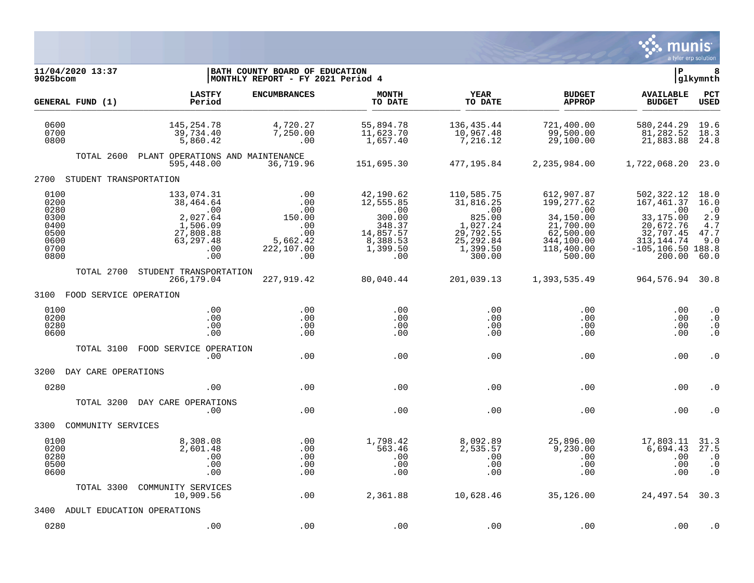**11/04/2020 13:37** | **BATH COUNTY BOARD OF EDUCATION** | **P 8**
**9025bcom** | **MONTHLY REPORT - FY 2021 Period 4** | **glkymnth**

| GENERAL FUND (1) | LASTFY Period | ENCUMBRANCES | MONTH TO DATE | YEAR TO DATE | BUDGET APPROP | AVAILABLE BUDGET | PCT USED |
|---|---|---|---|---|---|---|---|
| 0600 | 145,254.78 | 4,720.27 | 55,894.78 | 136,435.44 | 721,400.00 | 580,244.29 | 19.6 |
| 0700 | 39,734.40 | 7,250.00 | 11,623.70 | 10,967.48 | 99,500.00 | 81,282.52 | 18.3 |
| 0800 | 5,860.42 | .00 | 1,657.40 | 7,216.12 | 29,100.00 | 21,883.88 | 24.8 |
| TOTAL 2600 PLANT OPERATIONS AND MAINTENANCE | 595,448.00 | 36,719.96 | 151,695.30 | 477,195.84 | 2,235,984.00 | 1,722,068.20 | 23.0 |
| **2700 STUDENT TRANSPORTATION** | | | | | | | |
| 0100 | 133,074.31 | .00 | 42,190.62 | 110,585.75 | 612,907.87 | 502,322.12 | 18.0 |
| 0200 | 38,464.64 | .00 | 12,555.85 | 31,816.25 | 199,277.62 | 167,461.37 | 16.0 |
| 0280 | .00 | .00 | .00 | .00 | .00 | .00 | .0 |
| 0300 | 2,027.64 | 150.00 | 300.00 | 825.00 | 34,150.00 | 33,175.00 | 2.9 |
| 0400 | 1,506.09 | .00 | 348.37 | 1,027.24 | 21,700.00 | 20,672.76 | 4.7 |
| 0500 | 27,808.88 | .00 | 14,857.57 | 29,792.55 | 62,500.00 | 32,707.45 | 47.7 |
| 0600 | 63,297.48 | 5,662.42 | 8,388.53 | 25,292.84 | 344,100.00 | 313,144.74 | 9.0 |
| 0700 | .00 | 222,107.00 | 1,399.50 | 1,399.50 | 118,400.00 | -105,106.50 | 188.8 |
| 0800 | .00 | .00 | .00 | 300.00 | 500.00 | 200.00 | 60.0 |
| TOTAL 2700 STUDENT TRANSPORTATION | 266,179.04 | 227,919.42 | 80,040.44 | 201,039.13 | 1,393,535.49 | 964,576.94 | 30.8 |
| **3100 FOOD SERVICE OPERATION** | | | | | | | |
| 0100 | .00 | .00 | .00 | .00 | .00 | .00 | .0 |
| 0200 | .00 | .00 | .00 | .00 | .00 | .00 | .0 |
| 0280 | .00 | .00 | .00 | .00 | .00 | .00 | .0 |
| 0600 | .00 | .00 | .00 | .00 | .00 | .00 | .0 |
| TOTAL 3100 FOOD SERVICE OPERATION | .00 | .00 | .00 | .00 | .00 | .00 | .0 |
| **3200 DAY CARE OPERATIONS** | | | | | | | |
| 0280 | .00 | .00 | .00 | .00 | .00 | .00 | .0 |
| TOTAL 3200 DAY CARE OPERATIONS | .00 | .00 | .00 | .00 | .00 | .00 | .0 |
| **3300 COMMUNITY SERVICES** | | | | | | | |
| 0100 | 8,308.08 | .00 | 1,798.42 | 8,092.89 | 25,896.00 | 17,803.11 | 31.3 |
| 0200 | 2,601.48 | .00 | 563.46 | 2,535.57 | 9,230.00 | 6,694.43 | 27.5 |
| 0280 | .00 | .00 | .00 | .00 | .00 | .00 | .0 |
| 0500 | .00 | .00 | .00 | .00 | .00 | .00 | .0 |
| 0600 | .00 | .00 | .00 | .00 | .00 | .00 | .0 |
| TOTAL 3300 COMMUNITY SERVICES | 10,909.56 | .00 | 2,361.88 | 10,628.46 | 35,126.00 | 24,497.54 | 30.3 |
| **3400 ADULT EDUCATION OPERATIONS** | | | | | | | |
| 0280 | .00 | .00 | .00 | .00 | .00 | .00 | .0 |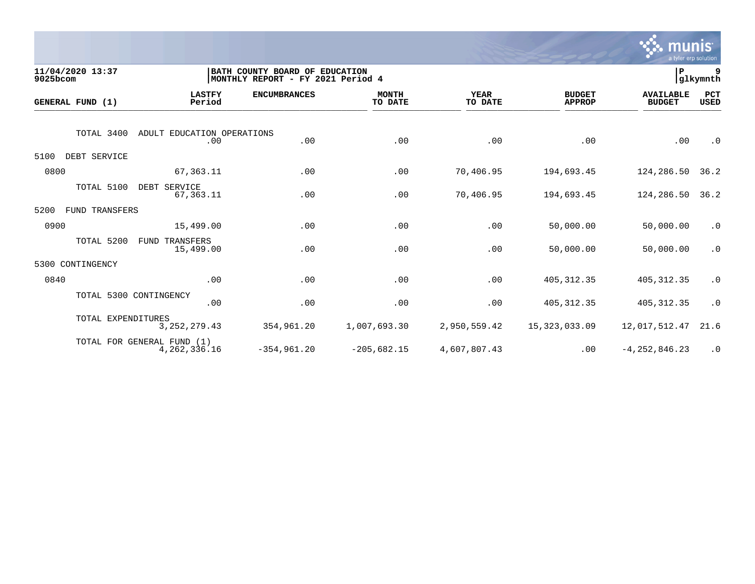11/04/2020 13:37
9025bcom

BATH COUNTY BOARD OF EDUCATION
MONTHLY REPORT - FY 2021 Period 4

P 9
glkymnth

| GENERAL FUND (1) | LASTFY Period | ENCUMBRANCES | MONTH TO DATE | YEAR TO DATE | BUDGET APPROP | AVAILABLE BUDGET | PCT USED |
|---|---|---|---|---|---|---|---|
| TOTAL 3400 ADULT EDUCATION OPERATIONS | .00 | .00 | .00 | .00 | .00 | .00 | .0 |
| 5100 DEBT SERVICE | | | | | | | |
| 0800 | 67,363.11 | .00 | .00 | 70,406.95 | 194,693.45 | 124,286.50 | 36.2 |
| TOTAL 5100 DEBT SERVICE | 67,363.11 | .00 | .00 | 70,406.95 | 194,693.45 | 124,286.50 | 36.2 |
| 5200 FUND TRANSFERS | | | | | | | |
| 0900 | 15,499.00 | .00 | .00 | .00 | 50,000.00 | 50,000.00 | .0 |
| TOTAL 5200 FUND TRANSFERS | 15,499.00 | .00 | .00 | .00 | 50,000.00 | 50,000.00 | .0 |
| 5300 CONTINGENCY | | | | | | | |
| 0840 | .00 | .00 | .00 | .00 | 405,312.35 | 405,312.35 | .0 |
| TOTAL 5300 CONTINGENCY | .00 | .00 | .00 | .00 | 405,312.35 | 405,312.35 | .0 |
| TOTAL EXPENDITURES | 3,252,279.43 | 354,961.20 | 1,007,693.30 | 2,950,559.42 | 15,323,033.09 | 12,017,512.47 | 21.6 |
| TOTAL FOR GENERAL FUND (1) | 4,262,336.16 | -354,961.20 | -205,682.15 | 4,607,807.43 | .00 | -4,252,846.23 | .0 |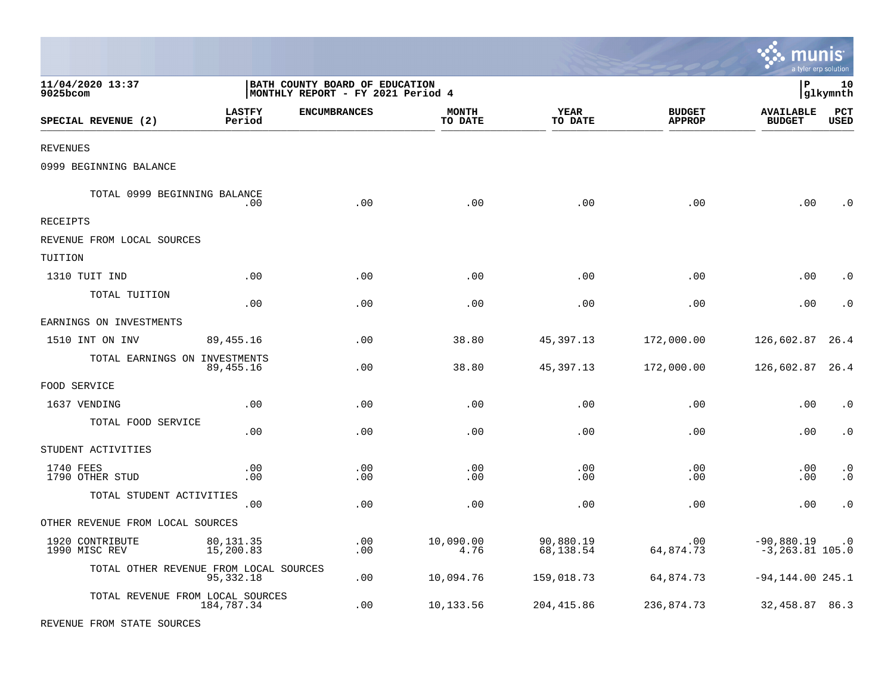**11/04/2020 13:37**
**9025bcom**

**BATH COUNTY BOARD OF EDUCATION**
**MONTHLY REPORT - FY 2021 Period 4**

**P 10**
**glkymnth**

| SPECIAL REVENUE (2) | LASTFY Period | ENCUMBRANCES | MONTH TO DATE | YEAR TO DATE | BUDGET APPROP | AVAILABLE BUDGET | PCT USED |
|---|---|---|---|---|---|---|---|
| REVENUES | | | | | | | |
| 0999 BEGINNING BALANCE | | | | | | | |
| TOTAL 0999 BEGINNING BALANCE | .00 | .00 | .00 | .00 | .00 | .00 | .0 |
| RECEIPTS | | | | | | | |
| REVENUE FROM LOCAL SOURCES | | | | | | | |
| TUITION | | | | | | | |
| 1310 TUIT IND | .00 | .00 | .00 | .00 | .00 | .00 | .0 |
| TOTAL TUITION | .00 | .00 | .00 | .00 | .00 | .00 | .0 |
| EARNINGS ON INVESTMENTS | | | | | | | |
| 1510 INT ON INV | 89,455.16 | .00 | 38.80 | 45,397.13 | 172,000.00 | 126,602.87 | 26.4 |
| TOTAL EARNINGS ON INVESTMENTS | 89,455.16 | .00 | 38.80 | 45,397.13 | 172,000.00 | 126,602.87 | 26.4 |
| FOOD SERVICE | | | | | | | |
| 1637 VENDING | .00 | .00 | .00 | .00 | .00 | .00 | .0 |
| TOTAL FOOD SERVICE | .00 | .00 | .00 | .00 | .00 | .00 | .0 |
| STUDENT ACTIVITIES | | | | | | | |
| 1740 FEES | .00 | .00 | .00 | .00 | .00 | .00 | .0 |
| 1790 OTHER STUD | .00 | .00 | .00 | .00 | .00 | .00 | .0 |
| TOTAL STUDENT ACTIVITIES | .00 | .00 | .00 | .00 | .00 | .00 | .0 |
| OTHER REVENUE FROM LOCAL SOURCES | | | | | | | |
| 1920 CONTRIBUTE | 80,131.35 | .00 | 10,090.00 | 90,880.19 | .00 | -90,880.19 | .0 |
| 1990 MISC REV | 15,200.83 | .00 | 4.76 | 68,138.54 | 64,874.73 | -3,263.81 | 105.0 |
| TOTAL OTHER REVENUE FROM LOCAL SOURCES | 95,332.18 | .00 | 10,094.76 | 159,018.73 | 64,874.73 | -94,144.00 | 245.1 |
| TOTAL REVENUE FROM LOCAL SOURCES | 184,787.34 | .00 | 10,133.56 | 204,415.86 | 236,874.73 | 32,458.87 | 86.3 |
| REVENUE FROM STATE SOURCES | | | | | | | |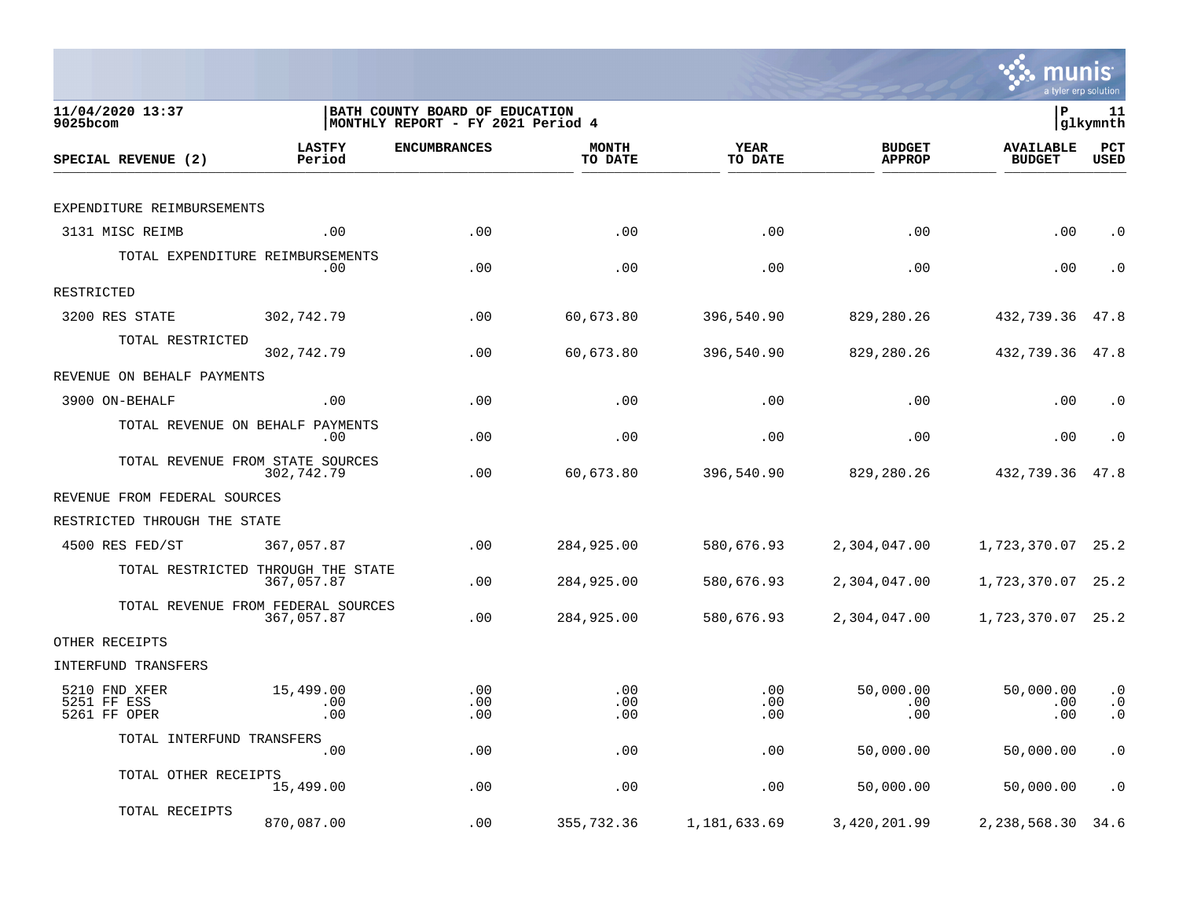**11/04/2020 13:37**
**9025bcom**

**BATH COUNTY BOARD OF EDUCATION**
**MONTHLY REPORT - FY 2021 Period 4**

**P 11**
**glkymnth**

| SPECIAL REVENUE (2) | LASTFY Period | ENCUMBRANCES | MONTH TO DATE | YEAR TO DATE | BUDGET APPROP | AVAILABLE BUDGET | PCT USED |
|---|---|---|---|---|---|---|---|
| EXPENDITURE REIMBURSEMENTS | | | | | | | |
| 3131 MISC REIMB | .00 | .00 | .00 | .00 | .00 | .00 | .0 |
| TOTAL EXPENDITURE REIMBURSEMENTS | .00 | .00 | .00 | .00 | .00 | .00 | .0 |
| RESTRICTED | | | | | | | |
| 3200 RES STATE | 302,742.79 | .00 | 60,673.80 | 396,540.90 | 829,280.26 | 432,739.36 | 47.8 |
| TOTAL RESTRICTED | 302,742.79 | .00 | 60,673.80 | 396,540.90 | 829,280.26 | 432,739.36 | 47.8 |
| REVENUE ON BEHALF PAYMENTS | | | | | | | |
| 3900 ON-BEHALF | .00 | .00 | .00 | .00 | .00 | .00 | .0 |
| TOTAL REVENUE ON BEHALF PAYMENTS | .00 | .00 | .00 | .00 | .00 | .00 | .0 |
| TOTAL REVENUE FROM STATE SOURCES | 302,742.79 | .00 | 60,673.80 | 396,540.90 | 829,280.26 | 432,739.36 | 47.8 |
| REVENUE FROM FEDERAL SOURCES | | | | | | | |
| RESTRICTED THROUGH THE STATE | | | | | | | |
| 4500 RES FED/ST | 367,057.87 | .00 | 284,925.00 | 580,676.93 | 2,304,047.00 | 1,723,370.07 | 25.2 |
| TOTAL RESTRICTED THROUGH THE STATE | 367,057.87 | .00 | 284,925.00 | 580,676.93 | 2,304,047.00 | 1,723,370.07 | 25.2 |
| TOTAL REVENUE FROM FEDERAL SOURCES | 367,057.87 | .00 | 284,925.00 | 580,676.93 | 2,304,047.00 | 1,723,370.07 | 25.2 |
| OTHER RECEIPTS | | | | | | | |
| INTERFUND TRANSFERS | | | | | | | |
| 5210 FND XFER | 15,499.00 | .00 | .00 | .00 | 50,000.00 | 50,000.00 | .0 |
| 5251 FF ESS | .00 | .00 | .00 | .00 | .00 | .00 | .0 |
| 5261 FF OPER | .00 | .00 | .00 | .00 | .00 | .00 | .0 |
| TOTAL INTERFUND TRANSFERS | .00 | .00 | .00 | .00 | 50,000.00 | 50,000.00 | .0 |
| TOTAL OTHER RECEIPTS | 15,499.00 | .00 | .00 | .00 | 50,000.00 | 50,000.00 | .0 |
| TOTAL RECEIPTS | 870,087.00 | .00 | 355,732.36 | 1,181,633.69 | 3,420,201.99 | 2,238,568.30 | 34.6 |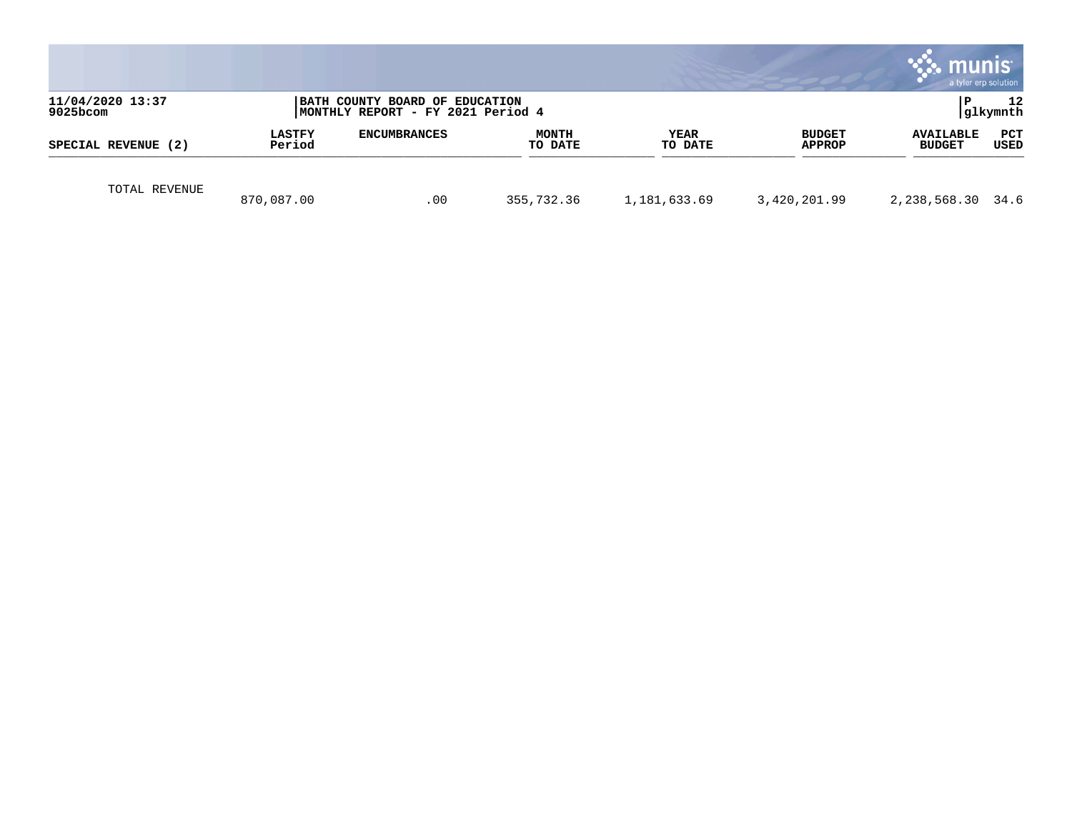11/04/2020 13:37 | BATH COUNTY BOARD OF EDUCATION | P 12
9025bcom | MONTHLY REPORT - FY 2021 Period 4 | glkymnth

| SPECIAL REVENUE (2) | LASTFY Period | ENCUMBRANCES | MONTH TO DATE | YEAR TO DATE | BUDGET APPROP | AVAILABLE BUDGET | PCT USED |
|---|---|---|---|---|---|---|---|
| TOTAL REVENUE | 870,087.00 | .00 | 355,732.36 | 1,181,633.69 | 3,420,201.99 | 2,238,568.30 | 34.6 |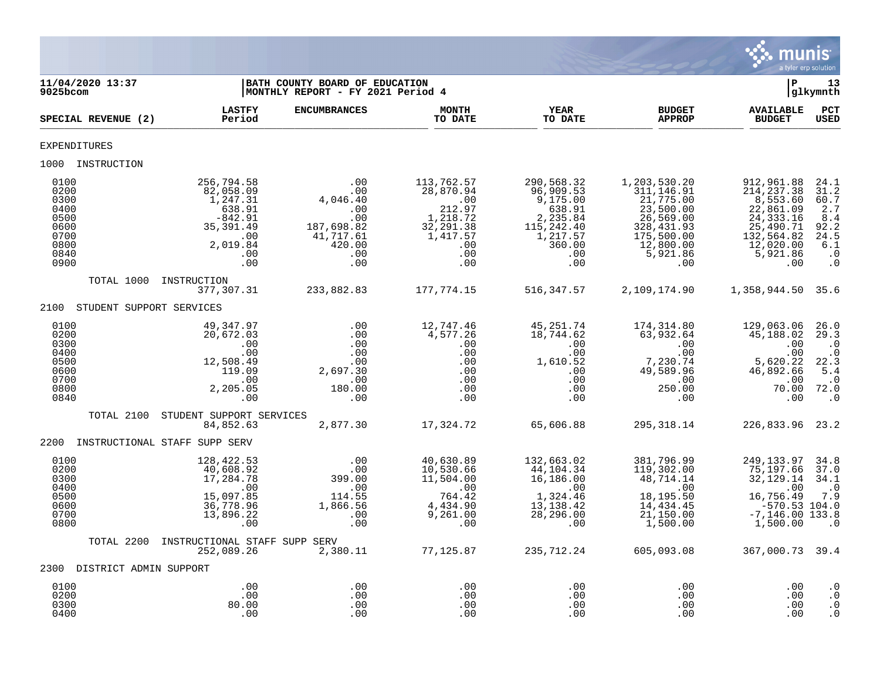**11/04/2020 13:37** | **BATH COUNTY BOARD OF EDUCATION** | **P 13**
**9025bcom** | **MONTHLY REPORT - FY 2021 Period 4** | **glkymnth**

| SPECIAL REVENUE (2) | LASTFY Period | ENCUMBRANCES | MONTH TO DATE | YEAR TO DATE | BUDGET APPROP | AVAILABLE BUDGET | PCT USED |
|---|---|---|---|---|---|---|---|
| **EXPENDITURES** | | | | | | | |
| **1000 INSTRUCTION** | | | | | | | |
| 0100 | 256,794.58 | .00 | 113,762.57 | 290,568.32 | 1,203,530.20 | 912,961.88 | 24.1 |
| 0200 | 82,058.09 | .00 | 28,870.94 | 96,909.53 | 311,146.91 | 214,237.38 | 31.2 |
| 0300 | 1,247.31 | 4,046.40 | .00 | 9,175.00 | 21,775.00 | 8,553.60 | 60.7 |
| 0400 | 638.91 | .00 | 212.97 | 638.91 | 23,500.00 | 22,861.09 | 2.7 |
| 0500 | -842.91 | .00 | 1,218.72 | 2,235.84 | 26,569.00 | 24,333.16 | 8.4 |
| 0600 | 35,391.49 | 187,698.82 | 32,291.38 | 115,242.40 | 328,431.93 | 25,490.71 | 92.2 |
| 0700 | .00 | 41,717.61 | 1,417.57 | 1,217.57 | 175,500.00 | 132,564.82 | 24.5 |
| 0800 | 2,019.84 | 420.00 | .00 | 360.00 | 12,800.00 | 12,020.00 | 6.1 |
| 0840 | .00 | .00 | .00 | .00 | 5,921.86 | 5,921.86 | .0 |
| 0900 | .00 | .00 | .00 | .00 | .00 | .00 | .0 |
| TOTAL 1000 INSTRUCTION | 377,307.31 | 233,882.83 | 177,774.15 | 516,347.57 | 2,109,174.90 | 1,358,944.50 | 35.6 |
| **2100 STUDENT SUPPORT SERVICES** | | | | | | | |
| 0100 | 49,347.97 | .00 | 12,747.46 | 45,251.74 | 174,314.80 | 129,063.06 | 26.0 |
| 0200 | 20,672.03 | .00 | 4,577.26 | 18,744.62 | 63,932.64 | 45,188.02 | 29.3 |
| 0300 | .00 | .00 | .00 | .00 | .00 | .00 | .0 |
| 0400 | .00 | .00 | .00 | .00 | .00 | .00 | .0 |
| 0500 | 12,508.49 | .00 | .00 | 1,610.52 | 7,230.74 | 5,620.22 | 22.3 |
| 0600 | 119.09 | 2,697.30 | .00 | .00 | 49,589.96 | 46,892.66 | 5.4 |
| 0700 | .00 | .00 | .00 | .00 | .00 | .00 | .0 |
| 0800 | 2,205.05 | 180.00 | .00 | .00 | 250.00 | 70.00 | 72.0 |
| 0840 | .00 | .00 | .00 | .00 | .00 | .00 | .0 |
| TOTAL 2100 STUDENT SUPPORT SERVICES | 84,852.63 | 2,877.30 | 17,324.72 | 65,606.88 | 295,318.14 | 226,833.96 | 23.2 |
| **2200 INSTRUCTIONAL STAFF SUPP SERV** | | | | | | | |
| 0100 | 128,422.53 | .00 | 40,630.89 | 132,663.02 | 381,796.99 | 249,133.97 | 34.8 |
| 0200 | 40,608.92 | .00 | 10,530.66 | 44,104.34 | 119,302.00 | 75,197.66 | 37.0 |
| 0300 | 17,284.78 | 399.00 | 11,504.00 | 16,186.00 | 48,714.14 | 32,129.14 | 34.1 |
| 0400 | .00 | .00 | .00 | .00 | .00 | .00 | .0 |
| 0500 | 15,097.85 | 114.55 | 764.42 | 1,324.46 | 18,195.50 | 16,756.49 | 7.9 |
| 0600 | 36,778.96 | 1,866.56 | 4,434.90 | 13,138.42 | 14,434.45 | -570.53 | 104.0 |
| 0700 | 13,896.22 | .00 | 9,261.00 | 28,296.00 | 21,150.00 | -7,146.00 | 133.8 |
| 0800 | .00 | .00 | .00 | .00 | 1,500.00 | 1,500.00 | .0 |
| TOTAL 2200 INSTRUCTIONAL STAFF SUPP SERV | 252,089.26 | 2,380.11 | 77,125.87 | 235,712.24 | 605,093.08 | 367,000.73 | 39.4 |
| **2300 DISTRICT ADMIN SUPPORT** | | | | | | | |
| 0100 | .00 | .00 | .00 | .00 | .00 | .00 | .0 |
| 0200 | .00 | .00 | .00 | .00 | .00 | .00 | .0 |
| 0300 | 80.00 | .00 | .00 | .00 | .00 | .00 | .0 |
| 0400 | .00 | .00 | .00 | .00 | .00 | .00 | .0 |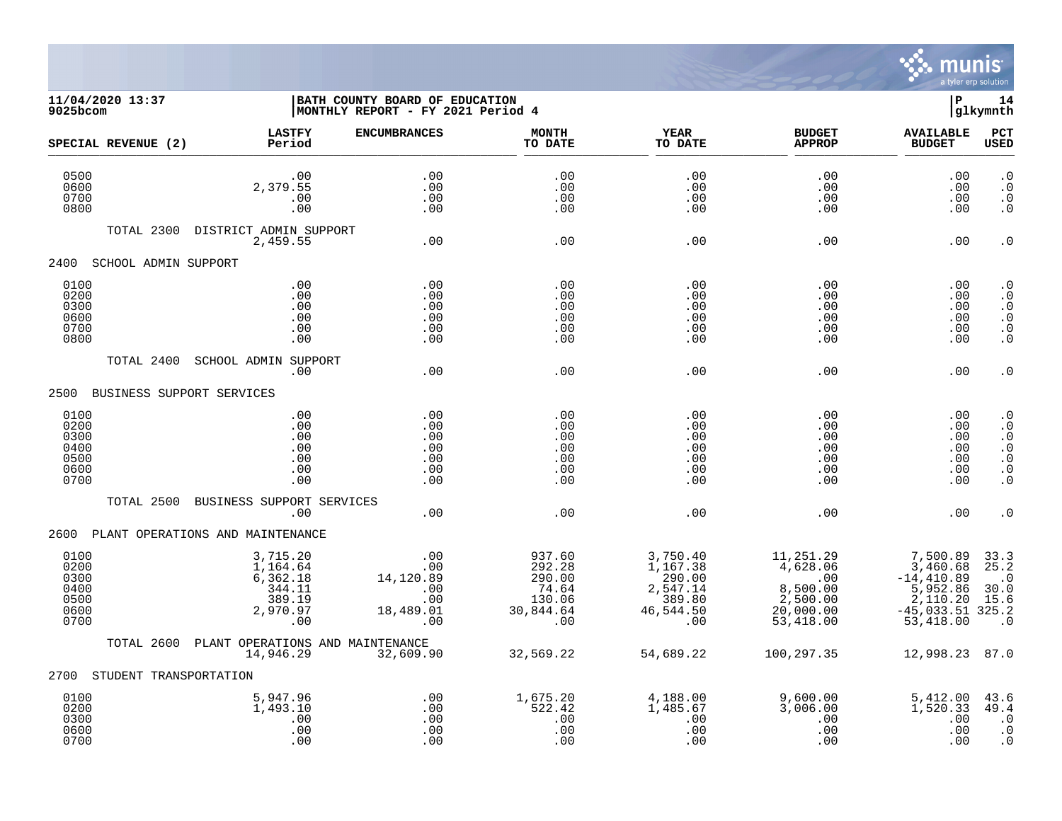11/04/2020 13:37 | BATH COUNTY BOARD OF EDUCATION | P 14
9025bcom | MONTHLY REPORT - FY 2021 Period 4 | glkymnth

| SPECIAL REVENUE (2) | LASTFY Period | ENCUMBRANCES | MONTH TO DATE | YEAR TO DATE | BUDGET APPROP | AVAILABLE BUDGET | PCT USED |
|---|---|---|---|---|---|---|---|
| 0500 | .00 | .00 | .00 | .00 | .00 | .00 | .0 |
| 0600 | 2,379.55 | .00 | .00 | .00 | .00 | .00 | .0 |
| 0700 | .00 | .00 | .00 | .00 | .00 | .00 | .0 |
| 0800 | .00 | .00 | .00 | .00 | .00 | .00 | .0 |
| TOTAL 2300 DISTRICT ADMIN SUPPORT | 2,459.55 | .00 | .00 | .00 | .00 | .00 | .0 |
| **2400 SCHOOL ADMIN SUPPORT** | | | | | | | |
| 0100 | .00 | .00 | .00 | .00 | .00 | .00 | .0 |
| 0200 | .00 | .00 | .00 | .00 | .00 | .00 | .0 |
| 0300 | .00 | .00 | .00 | .00 | .00 | .00 | .0 |
| 0600 | .00 | .00 | .00 | .00 | .00 | .00 | .0 |
| 0700 | .00 | .00 | .00 | .00 | .00 | .00 | .0 |
| 0800 | .00 | .00 | .00 | .00 | .00 | .00 | .0 |
| TOTAL 2400 SCHOOL ADMIN SUPPORT | .00 | .00 | .00 | .00 | .00 | .00 | .0 |
| **2500 BUSINESS SUPPORT SERVICES** | | | | | | | |
| 0100 | .00 | .00 | .00 | .00 | .00 | .00 | .0 |
| 0200 | .00 | .00 | .00 | .00 | .00 | .00 | .0 |
| 0300 | .00 | .00 | .00 | .00 | .00 | .00 | .0 |
| 0400 | .00 | .00 | .00 | .00 | .00 | .00 | .0 |
| 0500 | .00 | .00 | .00 | .00 | .00 | .00 | .0 |
| 0600 | .00 | .00 | .00 | .00 | .00 | .00 | .0 |
| 0700 | .00 | .00 | .00 | .00 | .00 | .00 | .0 |
| TOTAL 2500 BUSINESS SUPPORT SERVICES | .00 | .00 | .00 | .00 | .00 | .00 | .0 |
| **2600 PLANT OPERATIONS AND MAINTENANCE** | | | | | | | |
| 0100 | 3,715.20 | .00 | 937.60 | 3,750.40 | 11,251.29 | 7,500.89 | 33.3 |
| 0200 | 1,164.64 | .00 | 292.28 | 1,167.38 | 4,628.06 | 3,460.68 | 25.2 |
| 0300 | 6,362.18 | 14,120.89 | 290.00 | 290.00 | .00 | -14,410.89 | .0 |
| 0400 | 344.11 | .00 | 74.64 | 2,547.14 | 8,500.00 | 5,952.86 | 30.0 |
| 0500 | 389.19 | .00 | 130.06 | 389.80 | 2,500.00 | 2,110.20 | 15.6 |
| 0600 | 2,970.97 | 18,489.01 | 30,844.64 | 46,544.50 | 20,000.00 | -45,033.51 | 325.2 |
| 0700 | .00 | .00 | .00 | .00 | 53,418.00 | 53,418.00 | .0 |
| TOTAL 2600 PLANT OPERATIONS AND MAINTENANCE | 14,946.29 | 32,609.90 | 32,569.22 | 54,689.22 | 100,297.35 | 12,998.23 | 87.0 |
| **2700 STUDENT TRANSPORTATION** | | | | | | | |
| 0100 | 5,947.96 | .00 | 1,675.20 | 4,188.00 | 9,600.00 | 5,412.00 | 43.6 |
| 0200 | 1,493.10 | .00 | 522.42 | 1,485.67 | 3,006.00 | 1,520.33 | 49.4 |
| 0300 | .00 | .00 | .00 | .00 | .00 | .00 | .0 |
| 0600 | .00 | .00 | .00 | .00 | .00 | .00 | .0 |
| 0700 | .00 | .00 | .00 | .00 | .00 | .00 | .0 |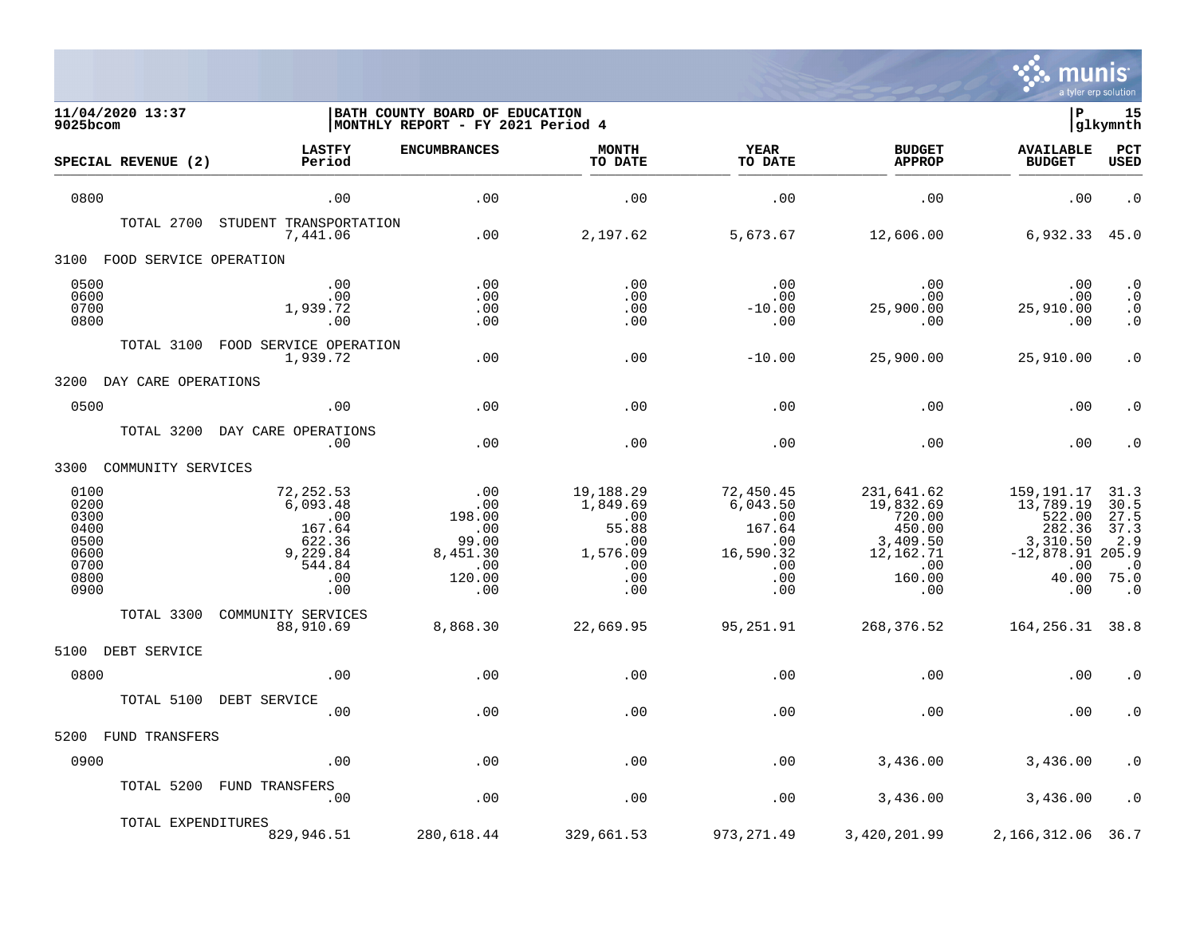| SPECIAL REVENUE (2) | LASTFY Period | ENCUMBRANCES | MONTH TO DATE | YEAR TO DATE | BUDGET APPROP | AVAILABLE BUDGET | PCT USED |
|---|---|---|---|---|---|---|---|
| 0800 | .00 | .00 | .00 | .00 | .00 | .00 | .0 |
| TOTAL 2700 STUDENT TRANSPORTATION | 7,441.06 | .00 | 2,197.62 | 5,673.67 | 12,606.00 | 6,932.33 | 45.0 |
| **3100 FOOD SERVICE OPERATION** | | | | | | | |
| 0500 | .00 | .00 | .00 | .00 | .00 | .00 | .0 |
| 0600 | .00 | .00 | .00 | .00 | .00 | .00 | .0 |
| 0700 | 1,939.72 | .00 | .00 | -10.00 | 25,900.00 | 25,910.00 | .0 |
| 0800 | .00 | .00 | .00 | .00 | .00 | .00 | .0 |
| TOTAL 3100 FOOD SERVICE OPERATION | 1,939.72 | .00 | .00 | -10.00 | 25,900.00 | 25,910.00 | .0 |
| **3200 DAY CARE OPERATIONS** | | | | | | | |
| 0500 | .00 | .00 | .00 | .00 | .00 | .00 | .0 |
| TOTAL 3200 DAY CARE OPERATIONS | .00 | .00 | .00 | .00 | .00 | .00 | .0 |
| **3300 COMMUNITY SERVICES** | | | | | | | |
| 0100 | 72,252.53 | .00 | 19,188.29 | 72,450.45 | 231,641.62 | 159,191.17 | 31.3 |
| 0200 | 6,093.48 | .00 | 1,849.69 | 6,043.50 | 19,832.69 | 13,789.19 | 30.5 |
| 0300 | .00 | 198.00 | .00 | .00 | 720.00 | 522.00 | 27.5 |
| 0400 | 167.64 | .00 | 55.88 | 167.64 | 450.00 | 282.36 | 37.3 |
| 0500 | 622.36 | 99.00 | .00 | .00 | 3,409.50 | 3,310.50 | 2.9 |
| 0600 | 9,229.84 | 8,451.30 | 1,576.09 | 16,590.32 | 12,162.71 | -12,878.91 | 205.9 |
| 0700 | 544.84 | .00 | .00 | .00 | .00 | .00 | .0 |
| 0800 | .00 | 120.00 | .00 | .00 | 160.00 | 40.00 | 75.0 |
| 0900 | .00 | .00 | .00 | .00 | .00 | .00 | .0 |
| TOTAL 3300 COMMUNITY SERVICES | 88,910.69 | 8,868.30 | 22,669.95 | 95,251.91 | 268,376.52 | 164,256.31 | 38.8 |
| **5100 DEBT SERVICE** | | | | | | | |
| 0800 | .00 | .00 | .00 | .00 | .00 | .00 | .0 |
| TOTAL 5100 DEBT SERVICE | .00 | .00 | .00 | .00 | .00 | .00 | .0 |
| **5200 FUND TRANSFERS** | | | | | | | |
| 0900 | .00 | .00 | .00 | .00 | 3,436.00 | 3,436.00 | .0 |
| TOTAL 5200 FUND TRANSFERS | .00 | .00 | .00 | .00 | 3,436.00 | 3,436.00 | .0 |
| TOTAL EXPENDITURES | 829,946.51 | 280,618.44 | 329,661.53 | 973,271.49 | 3,420,201.99 | 2,166,312.06 | 36.7 |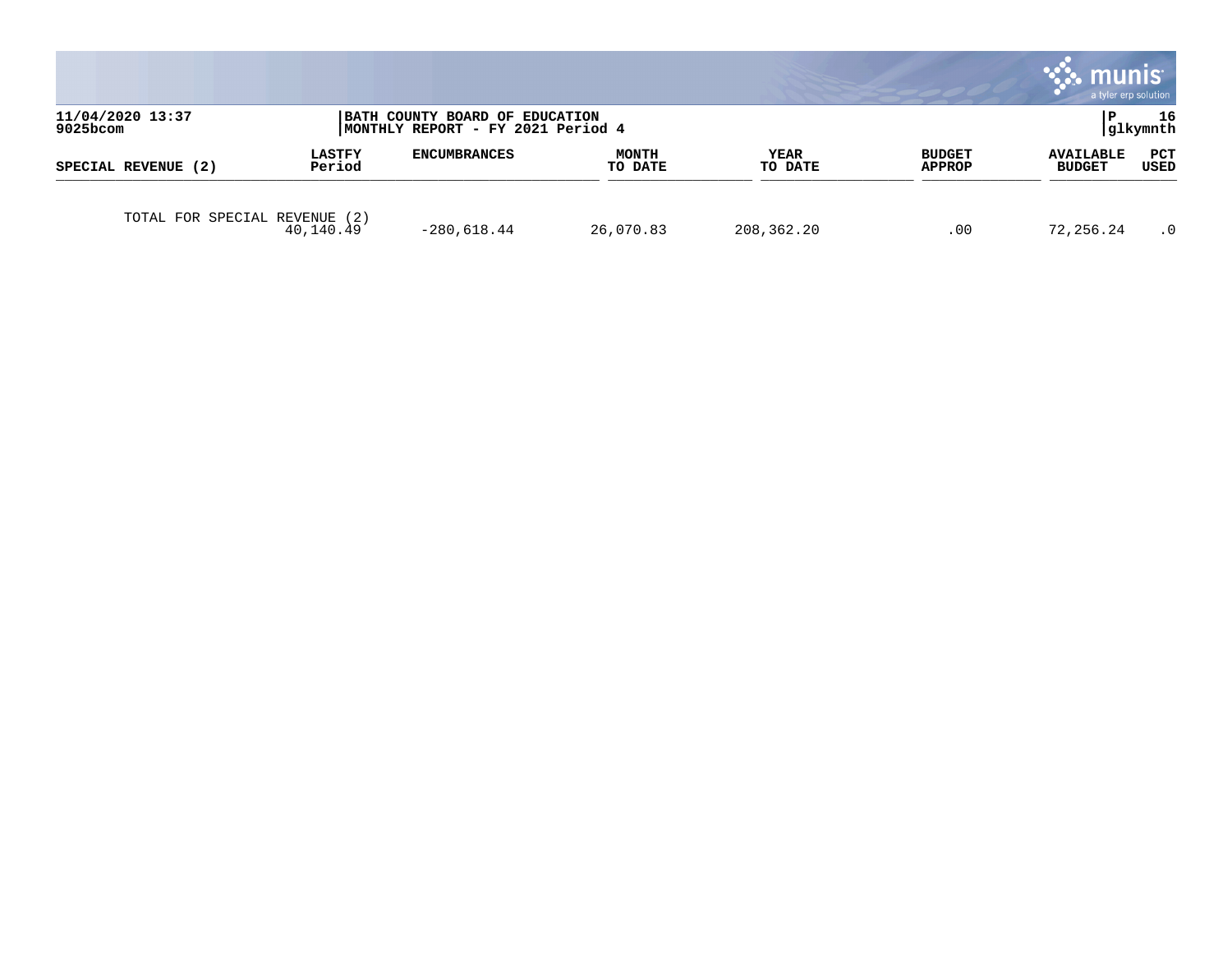11/04/2020 13:37
9025bcom

BATH COUNTY BOARD OF EDUCATION
MONTHLY REPORT - FY 2021 Period 4

P 16
glkymnth

| SPECIAL REVENUE (2) | LASTFY Period | ENCUMBRANCES | MONTH TO DATE | YEAR TO DATE | BUDGET APPROP | AVAILABLE BUDGET | PCT USED |
|---|---|---|---|---|---|---|---|
| TOTAL FOR SPECIAL REVENUE (2) | 40,140.49 | -280,618.44 | 26,070.83 | 208,362.20 | .00 | 72,256.24 | .0 |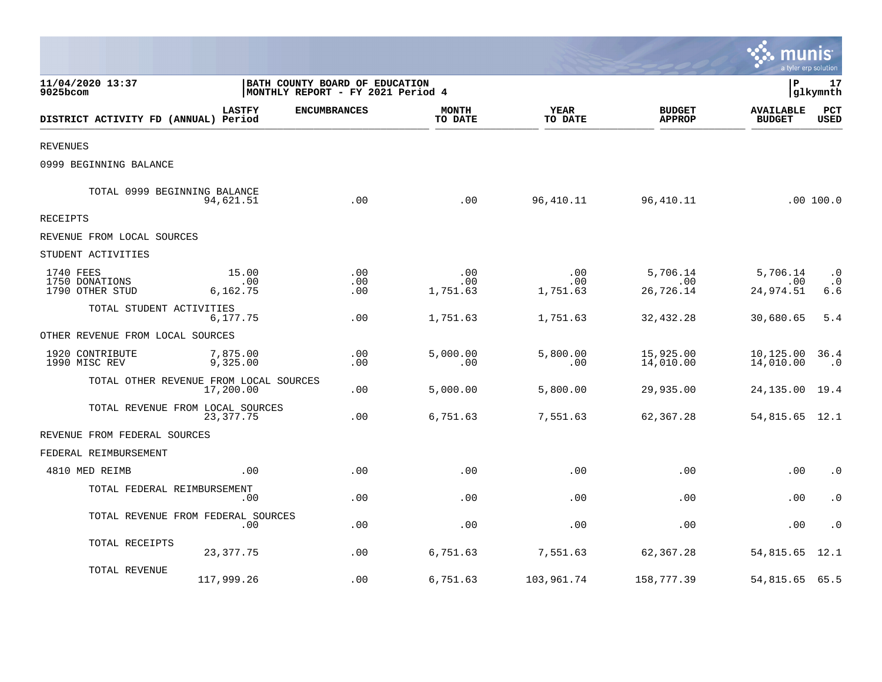**11/04/2020 13:37**
**9025bcom**

**BATH COUNTY BOARD OF EDUCATION**
**MONTHLY REPORT - FY 2021 Period 4**

**P 17**
**glkymnth**

| DISTRICT ACTIVITY FD (ANNUAL) | LASTFY Period | ENCUMBRANCES | MONTH TO DATE | YEAR TO DATE | BUDGET APPROP | AVAILABLE BUDGET | PCT USED |
|---|---|---|---|---|---|---|---|
| REVENUES | | | | | | | |
| 0999 BEGINNING BALANCE | | | | | | | |
| TOTAL 0999 BEGINNING BALANCE | 94,621.51 | .00 | .00 | 96,410.11 | 96,410.11 | .00 | 100.0 |
| RECEIPTS | | | | | | | |
| REVENUE FROM LOCAL SOURCES | | | | | | | |
| STUDENT ACTIVITIES | | | | | | | |
| 1740 FEES | 15.00 | .00 | .00 | .00 | 5,706.14 | 5,706.14 | .0 |
| 1750 DONATIONS | .00 | .00 | .00 | .00 | .00 | .00 | .0 |
| 1790 OTHER STUD | 6,162.75 | .00 | 1,751.63 | 1,751.63 | 26,726.14 | 24,974.51 | 6.6 |
| TOTAL STUDENT ACTIVITIES | 6,177.75 | .00 | 1,751.63 | 1,751.63 | 32,432.28 | 30,680.65 | 5.4 |
| OTHER REVENUE FROM LOCAL SOURCES | | | | | | | |
| 1920 CONTRIBUTE | 7,875.00 | .00 | 5,000.00 | 5,800.00 | 15,925.00 | 10,125.00 | 36.4 |
| 1990 MISC REV | 9,325.00 | .00 | .00 | .00 | 14,010.00 | 14,010.00 | .0 |
| TOTAL OTHER REVENUE FROM LOCAL SOURCES | 17,200.00 | .00 | 5,000.00 | 5,800.00 | 29,935.00 | 24,135.00 | 19.4 |
| TOTAL REVENUE FROM LOCAL SOURCES | 23,377.75 | .00 | 6,751.63 | 7,551.63 | 62,367.28 | 54,815.65 | 12.1 |
| REVENUE FROM FEDERAL SOURCES | | | | | | | |
| FEDERAL REIMBURSEMENT | | | | | | | |
| 4810 MED REIMB | .00 | .00 | .00 | .00 | .00 | .00 | .0 |
| TOTAL FEDERAL REIMBURSEMENT | .00 | .00 | .00 | .00 | .00 | .00 | .0 |
| TOTAL REVENUE FROM FEDERAL SOURCES | .00 | .00 | .00 | .00 | .00 | .00 | .0 |
| TOTAL RECEIPTS | 23,377.75 | .00 | 6,751.63 | 7,551.63 | 62,367.28 | 54,815.65 | 12.1 |
| TOTAL REVENUE | 117,999.26 | .00 | 6,751.63 | 103,961.74 | 158,777.39 | 54,815.65 | 65.5 |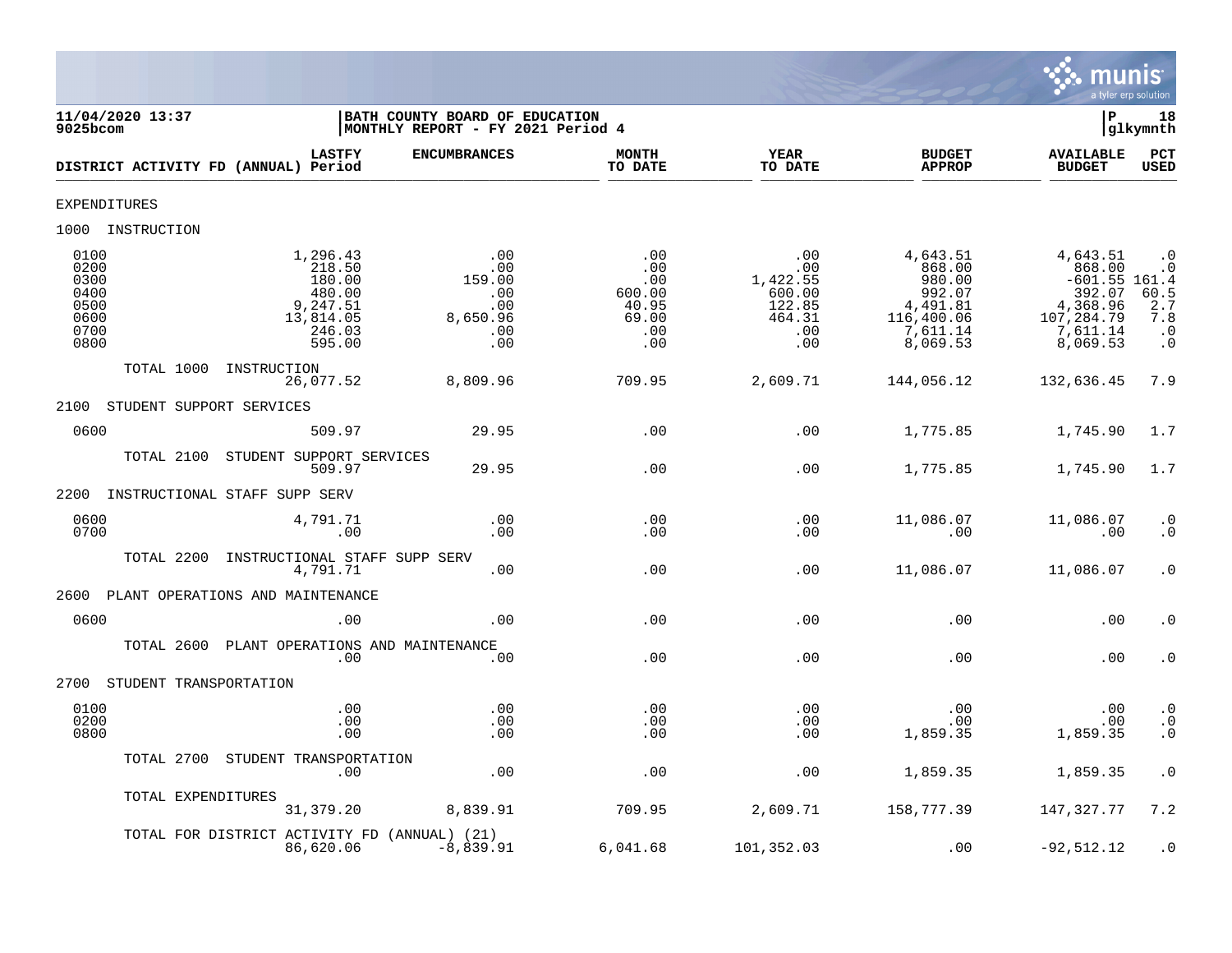11/04/2020 13:37 | BATH COUNTY BOARD OF EDUCATION | P 18
9025bcom | MONTHLY REPORT - FY 2021 Period 4 | glkymnth

| DISTRICT ACTIVITY FD (ANNUAL) | LASTFY Period | ENCUMBRANCES | MONTH TO DATE | YEAR TO DATE | BUDGET APPROP | AVAILABLE BUDGET | PCT USED |
|---|---|---|---|---|---|---|---|
| EXPENDITURES | | | | | | | |
| 1000 INSTRUCTION | | | | | | | |
| 0100 | 1,296.43 | .00 | .00 | .00 | 4,643.51 | 4,643.51 | .0 |
| 0200 | 218.50 | .00 | .00 | .00 | 868.00 | 868.00 | .0 |
| 0300 | 180.00 | 159.00 | .00 | 1,422.55 | 980.00 | -601.55 | 161.4 |
| 0400 | 480.00 | .00 | 600.00 | 600.00 | 992.07 | 392.07 | 60.5 |
| 0500 | 9,247.51 | .00 | 40.95 | 122.85 | 4,491.81 | 4,368.96 | 2.7 |
| 0600 | 13,814.05 | 8,650.96 | 69.00 | 464.31 | 116,400.06 | 107,284.79 | 7.8 |
| 0700 | 246.03 | .00 | .00 | .00 | 7,611.14 | 7,611.14 | .0 |
| 0800 | 595.00 | .00 | .00 | .00 | 8,069.53 | 8,069.53 | .0 |
| TOTAL 1000 INSTRUCTION | 26,077.52 | 8,809.96 | 709.95 | 2,609.71 | 144,056.12 | 132,636.45 | 7.9 |
| 2100 STUDENT SUPPORT SERVICES | | | | | | | |
| 0600 | 509.97 | 29.95 | .00 | .00 | 1,775.85 | 1,745.90 | 1.7 |
| TOTAL 2100 STUDENT SUPPORT SERVICES | 509.97 | 29.95 | .00 | .00 | 1,775.85 | 1,745.90 | 1.7 |
| 2200 INSTRUCTIONAL STAFF SUPP SERV | | | | | | | |
| 0600 | 4,791.71 | .00 | .00 | .00 | 11,086.07 | 11,086.07 | .0 |
| 0700 | .00 | .00 | .00 | .00 | .00 | .00 | .0 |
| TOTAL 2200 INSTRUCTIONAL STAFF SUPP SERV | 4,791.71 | .00 | .00 | .00 | 11,086.07 | 11,086.07 | .0 |
| 2600 PLANT OPERATIONS AND MAINTENANCE | | | | | | | |
| 0600 | .00 | .00 | .00 | .00 | .00 | .00 | .0 |
| TOTAL 2600 PLANT OPERATIONS AND MAINTENANCE | .00 | .00 | .00 | .00 | .00 | .00 | .0 |
| 2700 STUDENT TRANSPORTATION | | | | | | | |
| 0100 | .00 | .00 | .00 | .00 | .00 | .00 | .0 |
| 0200 | .00 | .00 | .00 | .00 | .00 | .00 | .0 |
| 0800 | .00 | .00 | .00 | .00 | 1,859.35 | 1,859.35 | .0 |
| TOTAL 2700 STUDENT TRANSPORTATION | .00 | .00 | .00 | .00 | 1,859.35 | 1,859.35 | .0 |
| TOTAL EXPENDITURES | 31,379.20 | 8,839.91 | 709.95 | 2,609.71 | 158,777.39 | 147,327.77 | 7.2 |
| TOTAL FOR DISTRICT ACTIVITY FD (ANNUAL) (21) | 86,620.06 | -8,839.91 | 6,041.68 | 101,352.03 | .00 | -92,512.12 | .0 |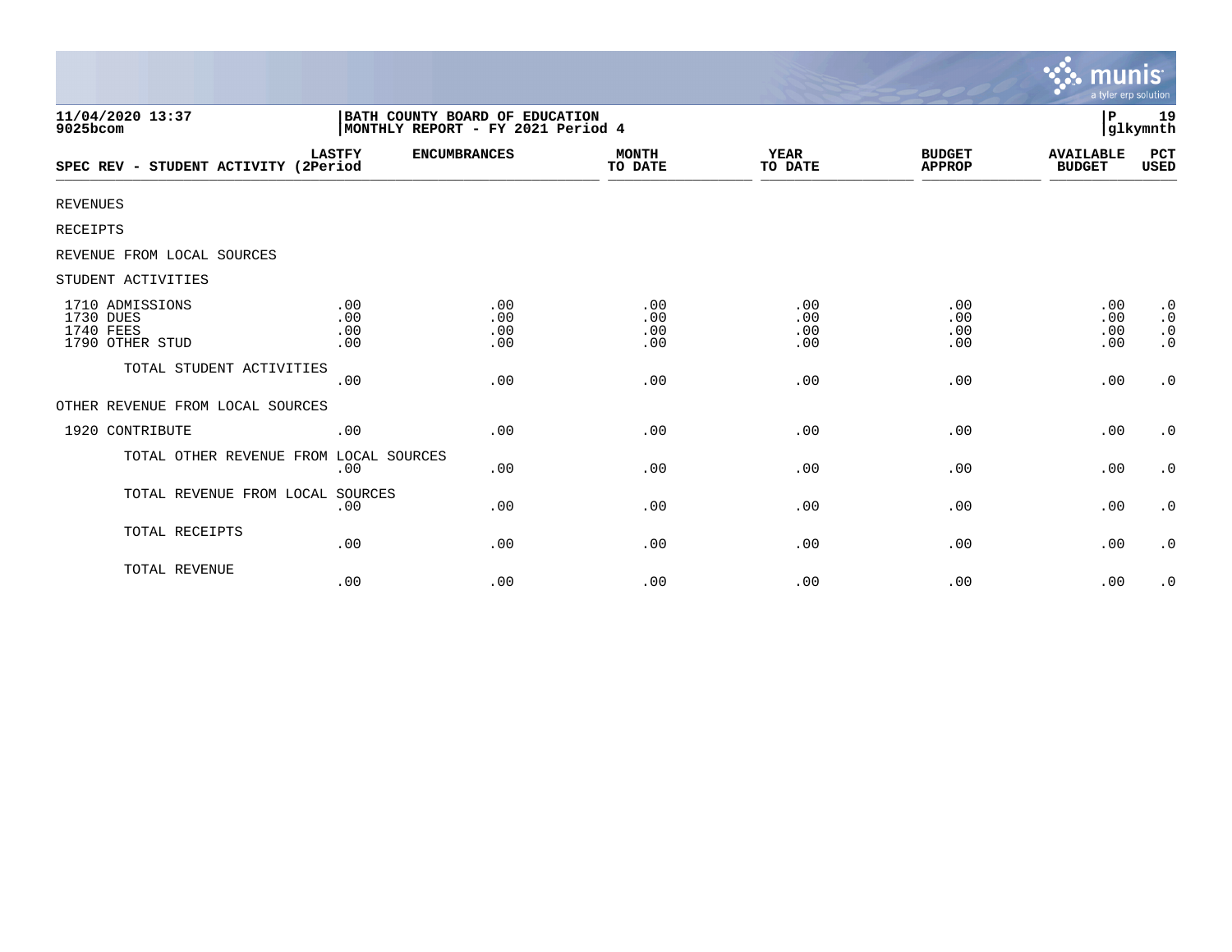11/04/2020 13:37 | BATH COUNTY BOARD OF EDUCATION | P 19
9025bcom | MONTHLY REPORT - FY 2021 Period 4 | glkymnth

| SPEC REV - STUDENT ACTIVITY | LASTFY (2Period | ENCUMBRANCES | MONTH TO DATE | YEAR TO DATE | BUDGET APPROP | AVAILABLE BUDGET | PCT USED |
|---|---|---|---|---|---|---|---|
| REVENUES | | | | | | | |
| RECEIPTS | | | | | | | |
| REVENUE FROM LOCAL SOURCES | | | | | | | |
| STUDENT ACTIVITIES | | | | | | | |
| 1710 ADMISSIONS | .00 | .00 | .00 | .00 | .00 | .00 | .0 |
| 1730 DUES | .00 | .00 | .00 | .00 | .00 | .00 | .0 |
| 1740 FEES | .00 | .00 | .00 | .00 | .00 | .00 | .0 |
| 1790 OTHER STUD | .00 | .00 | .00 | .00 | .00 | .00 | .0 |
| TOTAL STUDENT ACTIVITIES | .00 | .00 | .00 | .00 | .00 | .00 | .0 |
| OTHER REVENUE FROM LOCAL SOURCES | | | | | | | |
| 1920 CONTRIBUTE | .00 | .00 | .00 | .00 | .00 | .00 | .0 |
| TOTAL OTHER REVENUE FROM LOCAL SOURCES | .00 | .00 | .00 | .00 | .00 | .00 | .0 |
| TOTAL REVENUE FROM LOCAL SOURCES | .00 | .00 | .00 | .00 | .00 | .00 | .0 |
| TOTAL RECEIPTS | .00 | .00 | .00 | .00 | .00 | .00 | .0 |
| TOTAL REVENUE | .00 | .00 | .00 | .00 | .00 | .00 | .0 |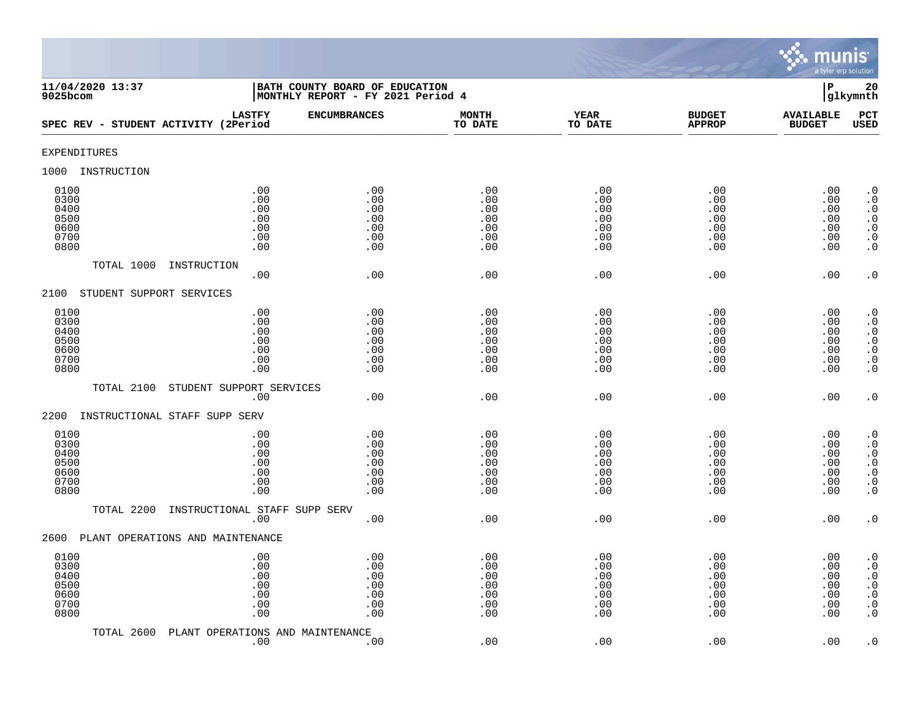11/04/2020 13:37 | BATH COUNTY BOARD OF EDUCATION | P 20
9025bcom | MONTHLY REPORT - FY 2021 Period 4 | glkymnth

| SPEC REV - STUDENT ACTIVITY | LASTFY (2Period | ENCUMBRANCES | MONTH TO DATE | YEAR TO DATE | BUDGET APPROP | AVAILABLE BUDGET | PCT USED |
|---|---|---|---|---|---|---|---|
| **EXPENDITURES** | | | | | | | |
| **1000 INSTRUCTION** | | | | | | | |
| 0100 | .00 | .00 | .00 | .00 | .00 | .00 | .0 |
| 0300 | .00 | .00 | .00 | .00 | .00 | .00 | .0 |
| 0400 | .00 | .00 | .00 | .00 | .00 | .00 | .0 |
| 0500 | .00 | .00 | .00 | .00 | .00 | .00 | .0 |
| 0600 | .00 | .00 | .00 | .00 | .00 | .00 | .0 |
| 0700 | .00 | .00 | .00 | .00 | .00 | .00 | .0 |
| 0800 | .00 | .00 | .00 | .00 | .00 | .00 | .0 |
| TOTAL 1000 INSTRUCTION | .00 | .00 | .00 | .00 | .00 | .00 | .0 |
| **2100 STUDENT SUPPORT SERVICES** | | | | | | | |
| 0100 | .00 | .00 | .00 | .00 | .00 | .00 | .0 |
| 0300 | .00 | .00 | .00 | .00 | .00 | .00 | .0 |
| 0400 | .00 | .00 | .00 | .00 | .00 | .00 | .0 |
| 0500 | .00 | .00 | .00 | .00 | .00 | .00 | .0 |
| 0600 | .00 | .00 | .00 | .00 | .00 | .00 | .0 |
| 0700 | .00 | .00 | .00 | .00 | .00 | .00 | .0 |
| 0800 | .00 | .00 | .00 | .00 | .00 | .00 | .0 |
| TOTAL 2100 STUDENT SUPPORT SERVICES | .00 | .00 | .00 | .00 | .00 | .00 | .0 |
| **2200 INSTRUCTIONAL STAFF SUPP SERV** | | | | | | | |
| 0100 | .00 | .00 | .00 | .00 | .00 | .00 | .0 |
| 0300 | .00 | .00 | .00 | .00 | .00 | .00 | .0 |
| 0400 | .00 | .00 | .00 | .00 | .00 | .00 | .0 |
| 0500 | .00 | .00 | .00 | .00 | .00 | .00 | .0 |
| 0600 | .00 | .00 | .00 | .00 | .00 | .00 | .0 |
| 0700 | .00 | .00 | .00 | .00 | .00 | .00 | .0 |
| 0800 | .00 | .00 | .00 | .00 | .00 | .00 | .0 |
| TOTAL 2200 INSTRUCTIONAL STAFF SUPP SERV | .00 | .00 | .00 | .00 | .00 | .00 | .0 |
| **2600 PLANT OPERATIONS AND MAINTENANCE** | | | | | | | |
| 0100 | .00 | .00 | .00 | .00 | .00 | .00 | .0 |
| 0300 | .00 | .00 | .00 | .00 | .00 | .00 | .0 |
| 0400 | .00 | .00 | .00 | .00 | .00 | .00 | .0 |
| 0500 | .00 | .00 | .00 | .00 | .00 | .00 | .0 |
| 0600 | .00 | .00 | .00 | .00 | .00 | .00 | .0 |
| 0700 | .00 | .00 | .00 | .00 | .00 | .00 | .0 |
| 0800 | .00 | .00 | .00 | .00 | .00 | .00 | .0 |
| TOTAL 2600 PLANT OPERATIONS AND MAINTENANCE | .00 | .00 | .00 | .00 | .00 | .00 | .0 |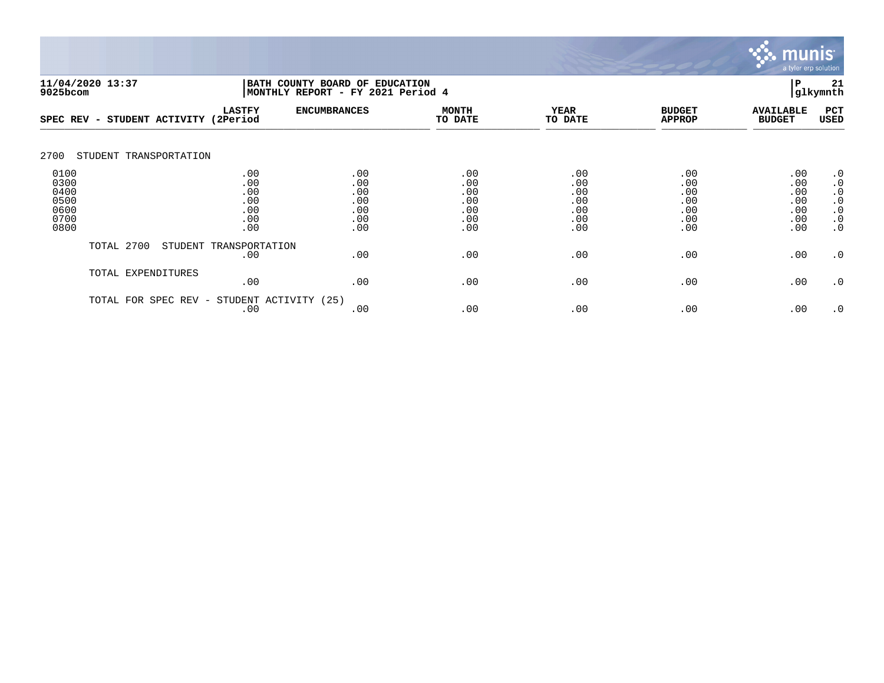**11/04/2020 13:37**
**9025bcom**

**BATH COUNTY BOARD OF EDUCATION**
**MONTHLY REPORT - FY 2021 Period 4**

**P 21**
**glkymnth**

| SPEC REV - STUDENT ACTIVITY | LASTFY (2Period | ENCUMBRANCES | MONTH TO DATE | YEAR TO DATE | BUDGET APPROP | AVAILABLE BUDGET | PCT USED |
|---|---|---|---|---|---|---|---|
| **2700 STUDENT TRANSPORTATION** | | | | | | | |
| 0100 | .00 | .00 | .00 | .00 | .00 | .00 | .0 |
| 0300 | .00 | .00 | .00 | .00 | .00 | .00 | .0 |
| 0400 | .00 | .00 | .00 | .00 | .00 | .00 | .0 |
| 0500 | .00 | .00 | .00 | .00 | .00 | .00 | .0 |
| 0600 | .00 | .00 | .00 | .00 | .00 | .00 | .0 |
| 0700 | .00 | .00 | .00 | .00 | .00 | .00 | .0 |
| 0800 | .00 | .00 | .00 | .00 | .00 | .00 | .0 |
| TOTAL 2700 STUDENT TRANSPORTATION | .00 | .00 | .00 | .00 | .00 | .00 | .0 |
| TOTAL EXPENDITURES | .00 | .00 | .00 | .00 | .00 | .00 | .0 |
| TOTAL FOR SPEC REV - STUDENT ACTIVITY (25) | .00 | .00 | .00 | .00 | .00 | .00 | .0 |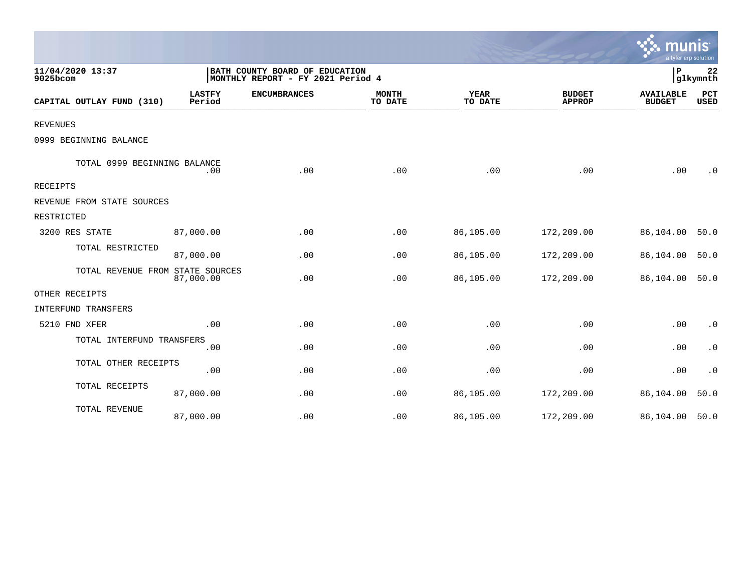11/04/2020 13:37
9025bcom

BATH COUNTY BOARD OF EDUCATION
MONTHLY REPORT - FY 2021 Period 4

P 22
glkymnth

| CAPITAL OUTLAY FUND (310) | LASTFY Period | ENCUMBRANCES | MONTH TO DATE | YEAR TO DATE | BUDGET APPROP | AVAILABLE BUDGET | PCT USED |
|---|---|---|---|---|---|---|---|
| REVENUES | | | | | | | |
| 0999 BEGINNING BALANCE | | | | | | | |
| TOTAL 0999 BEGINNING BALANCE | .00 | .00 | .00 | .00 | .00 | .00 | .0 |
| RECEIPTS | | | | | | | |
| REVENUE FROM STATE SOURCES | | | | | | | |
| RESTRICTED | | | | | | | |
| 3200 RES STATE | 87,000.00 | .00 | .00 | 86,105.00 | 172,209.00 | 86,104.00 | 50.0 |
| TOTAL RESTRICTED | 87,000.00 | .00 | .00 | 86,105.00 | 172,209.00 | 86,104.00 | 50.0 |
| TOTAL REVENUE FROM STATE SOURCES | 87,000.00 | .00 | .00 | 86,105.00 | 172,209.00 | 86,104.00 | 50.0 |
| OTHER RECEIPTS | | | | | | | |
| INTERFUND TRANSFERS | | | | | | | |
| 5210 FND XFER | .00 | .00 | .00 | .00 | .00 | .00 | .0 |
| TOTAL INTERFUND TRANSFERS | .00 | .00 | .00 | .00 | .00 | .00 | .0 |
| TOTAL OTHER RECEIPTS | .00 | .00 | .00 | .00 | .00 | .00 | .0 |
| TOTAL RECEIPTS | 87,000.00 | .00 | .00 | 86,105.00 | 172,209.00 | 86,104.00 | 50.0 |
| TOTAL REVENUE | 87,000.00 | .00 | .00 | 86,105.00 | 172,209.00 | 86,104.00 | 50.0 |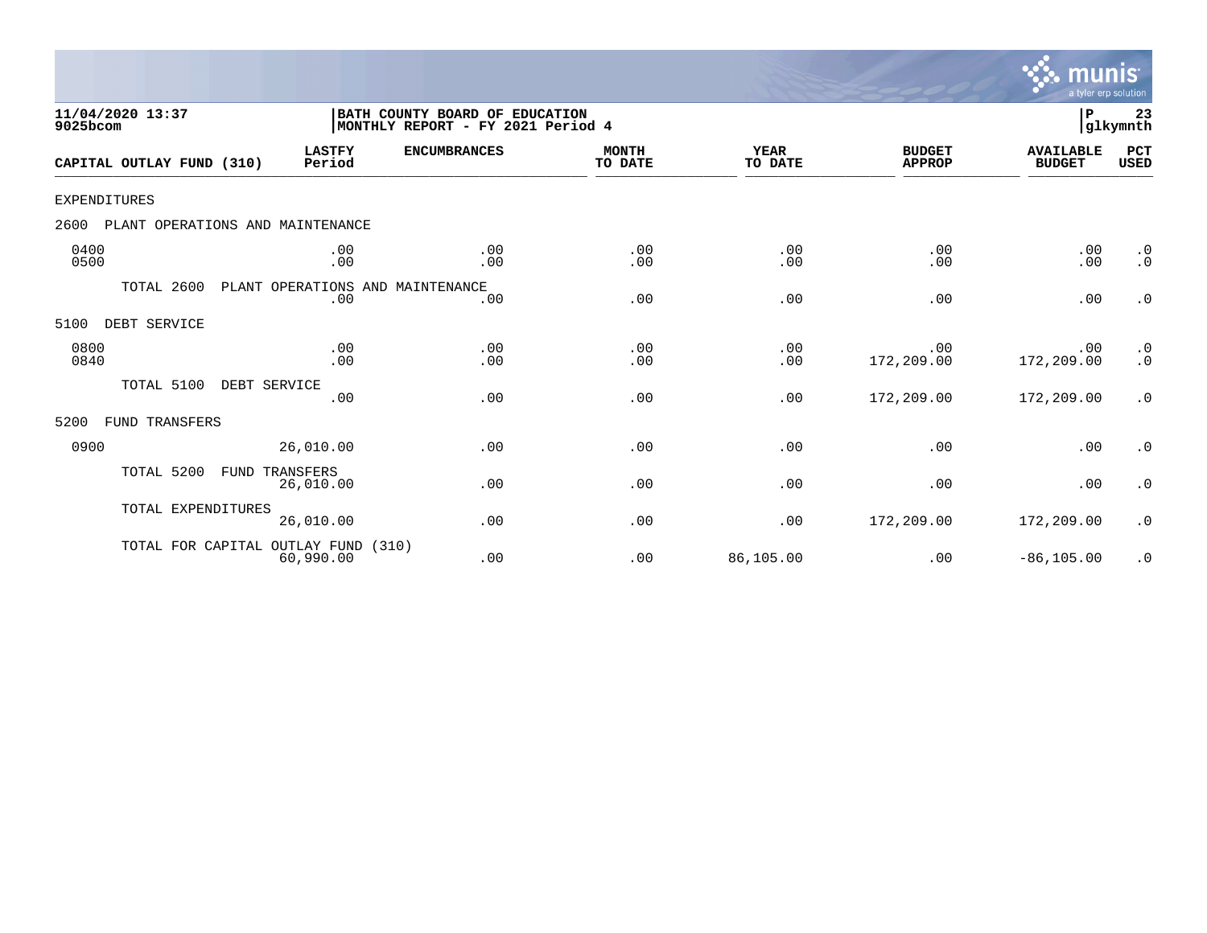11/04/2020 13:37
9025bcom

BATH COUNTY BOARD OF EDUCATION
MONTHLY REPORT - FY 2021 Period 4

P 23
glkymnth

| CAPITAL OUTLAY FUND (310) | LASTFY Period | ENCUMBRANCES | MONTH TO DATE | YEAR TO DATE | BUDGET APPROP | AVAILABLE BUDGET | PCT USED |
|---|---|---|---|---|---|---|---|
| EXPENDITURES | | | | | | | |
| 2600 PLANT OPERATIONS AND MAINTENANCE | | | | | | | |
| 0400 | .00 | .00 | .00 | .00 | .00 | .00 | .0 |
| 0500 | .00 | .00 | .00 | .00 | .00 | .00 | .0 |
| TOTAL 2600 PLANT OPERATIONS AND MAINTENANCE | .00 | .00 | .00 | .00 | .00 | .00 | .0 |
| 5100 DEBT SERVICE | | | | | | | |
| 0800 | .00 | .00 | .00 | .00 | .00 | .00 | .0 |
| 0840 | .00 | .00 | .00 | .00 | 172,209.00 | 172,209.00 | .0 |
| TOTAL 5100 DEBT SERVICE | .00 | .00 | .00 | .00 | 172,209.00 | 172,209.00 | .0 |
| 5200 FUND TRANSFERS | | | | | | | |
| 0900 | 26,010.00 | .00 | .00 | .00 | .00 | .00 | .0 |
| TOTAL 5200 FUND TRANSFERS | 26,010.00 | .00 | .00 | .00 | .00 | .00 | .0 |
| TOTAL EXPENDITURES | 26,010.00 | .00 | .00 | .00 | 172,209.00 | 172,209.00 | .0 |
| TOTAL FOR CAPITAL OUTLAY FUND (310) | 60,990.00 | .00 | .00 | 86,105.00 | .00 | -86,105.00 | .0 |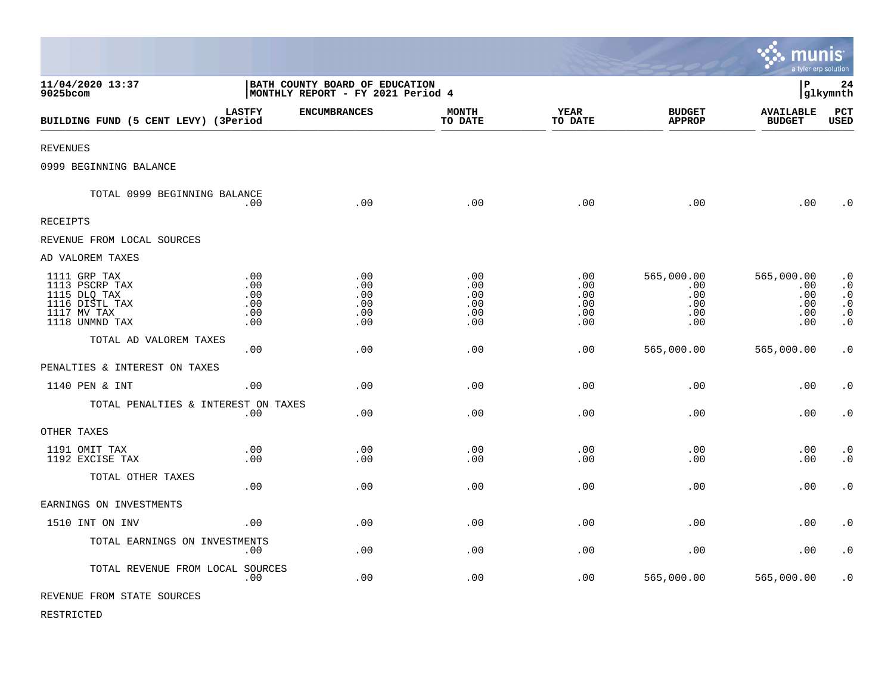11/04/2020 13:37
9025bcom

BATH COUNTY BOARD OF EDUCATION
MONTHLY REPORT - FY 2021 Period 4

glkymnth

| BUILDING FUND (5 CENT LEVY) | LASTFY (3Period | ENCUMBRANCES | MONTH TO DATE | YEAR TO DATE | BUDGET APPROP | AVAILABLE BUDGET | PCT USED |
|---|---|---|---|---|---|---|---|
| REVENUES | | | | | | | |
| 0999 BEGINNING BALANCE | | | | | | | |
| TOTAL 0999 BEGINNING BALANCE | .00 | .00 | .00 | .00 | .00 | .00 | .0 |
| RECEIPTS | | | | | | | |
| REVENUE FROM LOCAL SOURCES | | | | | | | |
| AD VALOREM TAXES | | | | | | | |
| 1111 GRP TAX | .00 | .00 | .00 | .00 | 565,000.00 | 565,000.00 | .0 |
| 1113 PSCRP TAX | .00 | .00 | .00 | .00 | .00 | .00 | .0 |
| 1115 DLQ TAX | .00 | .00 | .00 | .00 | .00 | .00 | .0 |
| 1116 DISTL TAX | .00 | .00 | .00 | .00 | .00 | .00 | .0 |
| 1117 MV TAX | .00 | .00 | .00 | .00 | .00 | .00 | .0 |
| 1118 UNMND TAX | .00 | .00 | .00 | .00 | .00 | .00 | .0 |
| TOTAL AD VALOREM TAXES | .00 | .00 | .00 | .00 | 565,000.00 | 565,000.00 | .0 |
| PENALTIES & INTEREST ON TAXES | | | | | | | |
| 1140 PEN & INT | .00 | .00 | .00 | .00 | .00 | .00 | .0 |
| TOTAL PENALTIES & INTEREST ON TAXES | .00 | .00 | .00 | .00 | .00 | .00 | .0 |
| OTHER TAXES | | | | | | | |
| 1191 OMIT TAX | .00 | .00 | .00 | .00 | .00 | .00 | .0 |
| 1192 EXCISE TAX | .00 | .00 | .00 | .00 | .00 | .00 | .0 |
| TOTAL OTHER TAXES | .00 | .00 | .00 | .00 | .00 | .00 | .0 |
| EARNINGS ON INVESTMENTS | | | | | | | |
| 1510 INT ON INV | .00 | .00 | .00 | .00 | .00 | .00 | .0 |
| TOTAL EARNINGS ON INVESTMENTS | .00 | .00 | .00 | .00 | .00 | .00 | .0 |
| TOTAL REVENUE FROM LOCAL SOURCES | .00 | .00 | .00 | .00 | 565,000.00 | 565,000.00 | .0 |
| REVENUE FROM STATE SOURCES | | | | | | | |
| RESTRICTED | | | | | | | |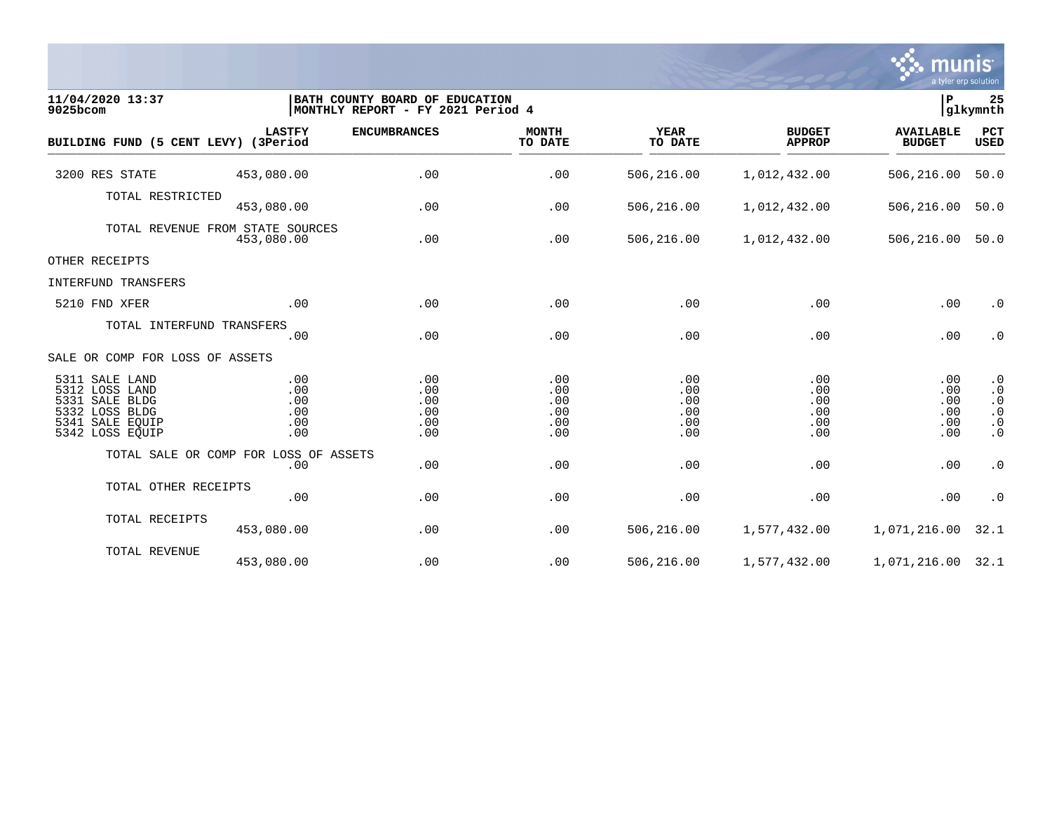11/04/2020 13:37 | BATH COUNTY BOARD OF EDUCATION
9025bcom | MONTHLY REPORT - FY 2021 Period 4

| BUILDING FUND (5 CENT LEVY) | LASTFY (3Period | ENCUMBRANCES | MONTH TO DATE | YEAR TO DATE | BUDGET APPROP | AVAILABLE BUDGET | PCT USED |
|---|---|---|---|---|---|---|---|
| 3200 RES STATE | 453,080.00 | .00 | .00 | 506,216.00 | 1,012,432.00 | 506,216.00 | 50.0 |
| TOTAL RESTRICTED | 453,080.00 | .00 | .00 | 506,216.00 | 1,012,432.00 | 506,216.00 | 50.0 |
| TOTAL REVENUE FROM STATE SOURCES | 453,080.00 | .00 | .00 | 506,216.00 | 1,012,432.00 | 506,216.00 | 50.0 |
| OTHER RECEIPTS | | | | | | | |
| INTERFUND TRANSFERS | | | | | | | |
| 5210 FND XFER | .00 | .00 | .00 | .00 | .00 | .00 | .0 |
| TOTAL INTERFUND TRANSFERS | .00 | .00 | .00 | .00 | .00 | .00 | .0 |
| SALE OR COMP FOR LOSS OF ASSETS | | | | | | | |
| 5311 SALE LAND | .00 | .00 | .00 | .00 | .00 | .00 | .0 |
| 5312 LOSS LAND | .00 | .00 | .00 | .00 | .00 | .00 | .0 |
| 5331 SALE BLDG | .00 | .00 | .00 | .00 | .00 | .00 | .0 |
| 5332 LOSS BLDG | .00 | .00 | .00 | .00 | .00 | .00 | .0 |
| 5341 SALE EQUIP | .00 | .00 | .00 | .00 | .00 | .00 | .0 |
| 5342 LOSS EQUIP | .00 | .00 | .00 | .00 | .00 | .00 | .0 |
| TOTAL SALE OR COMP FOR LOSS OF ASSETS | .00 | .00 | .00 | .00 | .00 | .00 | .0 |
| TOTAL OTHER RECEIPTS | .00 | .00 | .00 | .00 | .00 | .00 | .0 |
| TOTAL RECEIPTS | 453,080.00 | .00 | .00 | 506,216.00 | 1,577,432.00 | 1,071,216.00 | 32.1 |
| TOTAL REVENUE | 453,080.00 | .00 | .00 | 506,216.00 | 1,577,432.00 | 1,071,216.00 | 32.1 |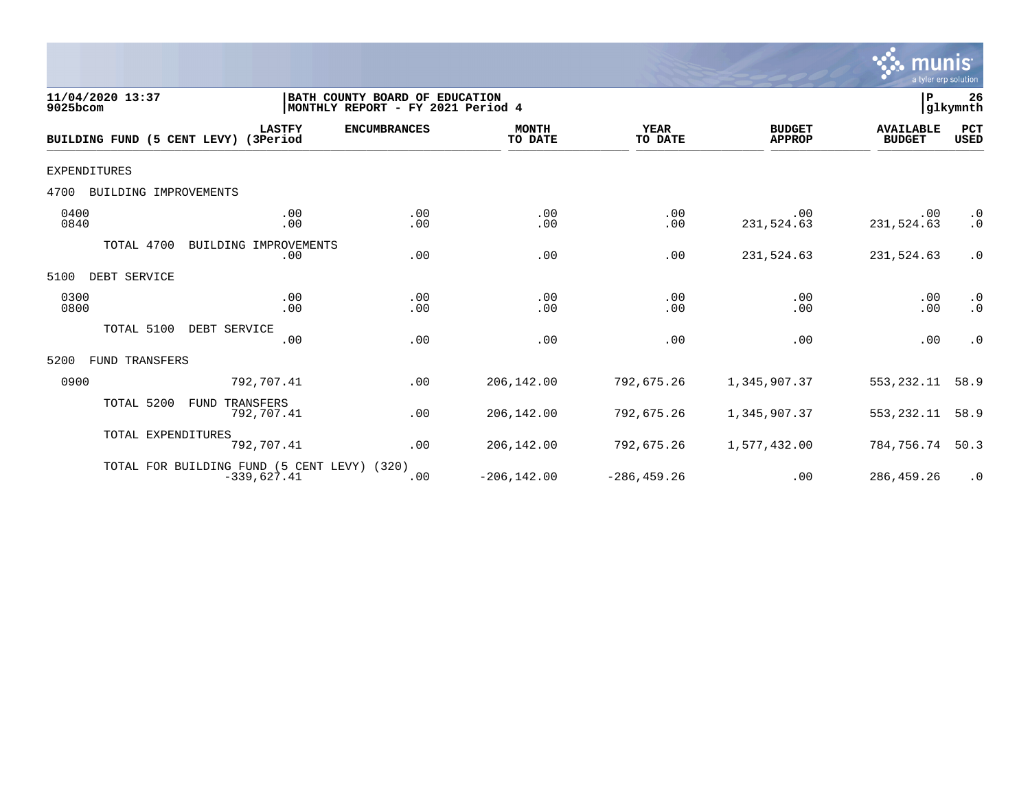11/04/2020 13:37
9025bcom

BATH COUNTY BOARD OF EDUCATION
MONTHLY REPORT - FY 2021 Period 4

P 26
glkymnth

| BUILDING FUND (5 CENT LEVY) | LASTFY (3Period | ENCUMBRANCES | MONTH TO DATE | YEAR TO DATE | BUDGET APPROP | AVAILABLE BUDGET | PCT USED |
|---|---|---|---|---|---|---|---|
| EXPENDITURES | | | | | | | |
| 4700 BUILDING IMPROVEMENTS | | | | | | | |
| 0400 | .00 | .00 | .00 | .00 | .00 | .00 | .0 |
| 0840 | .00 | .00 | .00 | .00 | 231,524.63 | 231,524.63 | .0 |
| TOTAL 4700 BUILDING IMPROVEMENTS | .00 | .00 | .00 | .00 | 231,524.63 | 231,524.63 | .0 |
| 5100 DEBT SERVICE | | | | | | | |
| 0300 | .00 | .00 | .00 | .00 | .00 | .00 | .0 |
| 0800 | .00 | .00 | .00 | .00 | .00 | .00 | .0 |
| TOTAL 5100 DEBT SERVICE | .00 | .00 | .00 | .00 | .00 | .00 | .0 |
| 5200 FUND TRANSFERS | | | | | | | |
| 0900 | 792,707.41 | .00 | 206,142.00 | 792,675.26 | 1,345,907.37 | 553,232.11 | 58.9 |
| TOTAL 5200 FUND TRANSFERS | 792,707.41 | .00 | 206,142.00 | 792,675.26 | 1,345,907.37 | 553,232.11 | 58.9 |
| TOTAL EXPENDITURES | 792,707.41 | .00 | 206,142.00 | 792,675.26 | 1,577,432.00 | 784,756.74 | 50.3 |
| TOTAL FOR BUILDING FUND (5 CENT LEVY) (320) | -339,627.41 | .00 | -206,142.00 | -286,459.26 | .00 | 286,459.26 | .0 |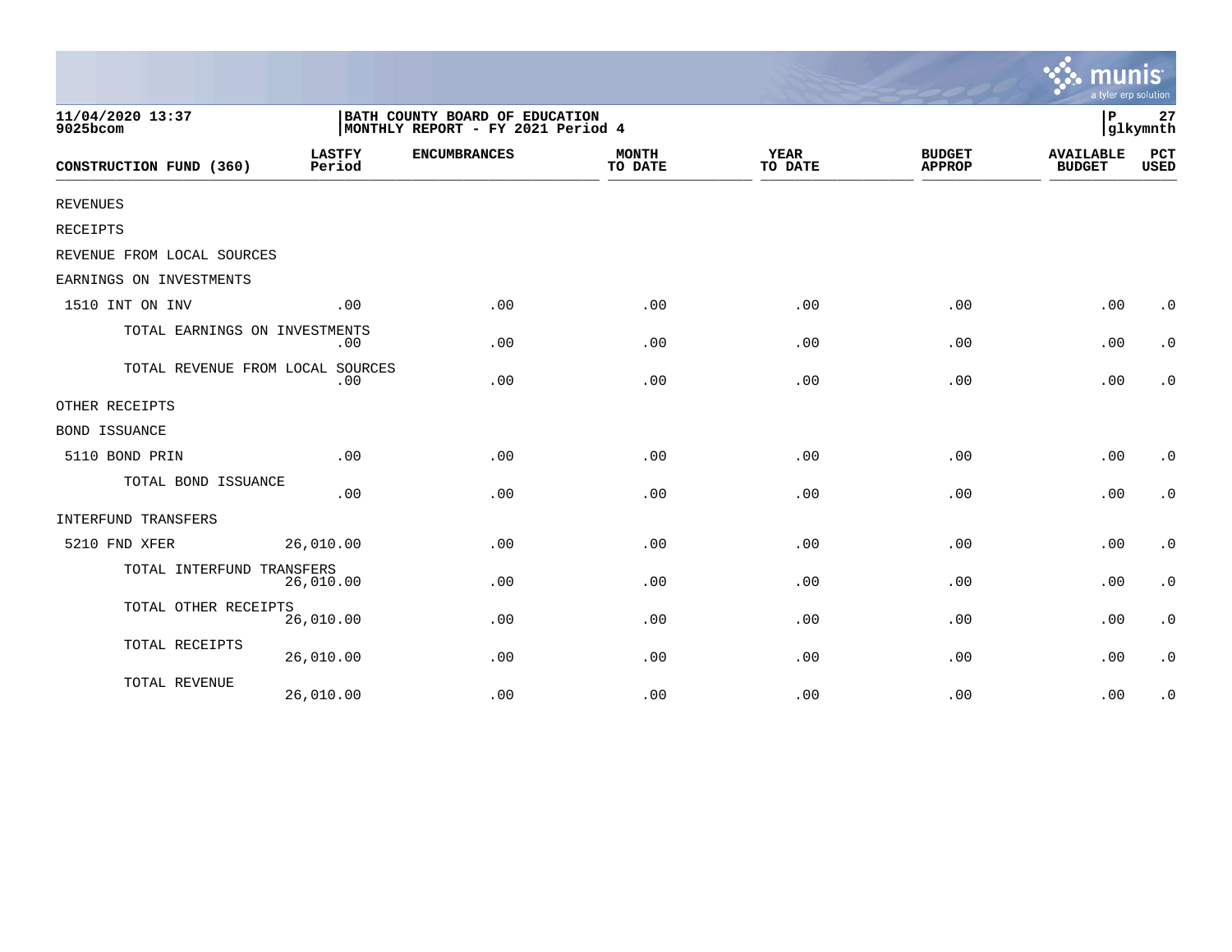11/04/2020 13:37
9025bcom

BATH COUNTY BOARD OF EDUCATION
MONTHLY REPORT - FY 2021 Period 4

P 27
glkymnth

| CONSTRUCTION FUND (360) | LASTFY Period | ENCUMBRANCES | MONTH TO DATE | YEAR TO DATE | BUDGET APPROP | AVAILABLE BUDGET | PCT USED |
|---|---|---|---|---|---|---|---|
| REVENUES | | | | | | | |
| RECEIPTS | | | | | | | |
| REVENUE FROM LOCAL SOURCES | | | | | | | |
| EARNINGS ON INVESTMENTS | | | | | | | |
| 1510 INT ON INV | .00 | .00 | .00 | .00 | .00 | .00 | .0 |
| TOTAL EARNINGS ON INVESTMENTS | .00 | .00 | .00 | .00 | .00 | .00 | .0 |
| TOTAL REVENUE FROM LOCAL SOURCES | .00 | .00 | .00 | .00 | .00 | .00 | .0 |
| OTHER RECEIPTS | | | | | | | |
| BOND ISSUANCE | | | | | | | |
| 5110 BOND PRIN | .00 | .00 | .00 | .00 | .00 | .00 | .0 |
| TOTAL BOND ISSUANCE | .00 | .00 | .00 | .00 | .00 | .00 | .0 |
| INTERFUND TRANSFERS | | | | | | | |
| 5210 FND XFER | 26,010.00 | .00 | .00 | .00 | .00 | .00 | .0 |
| TOTAL INTERFUND TRANSFERS | 26,010.00 | .00 | .00 | .00 | .00 | .00 | .0 |
| TOTAL OTHER RECEIPTS | 26,010.00 | .00 | .00 | .00 | .00 | .00 | .0 |
| TOTAL RECEIPTS | 26,010.00 | .00 | .00 | .00 | .00 | .00 | .0 |
| TOTAL REVENUE | 26,010.00 | .00 | .00 | .00 | .00 | .00 | .0 |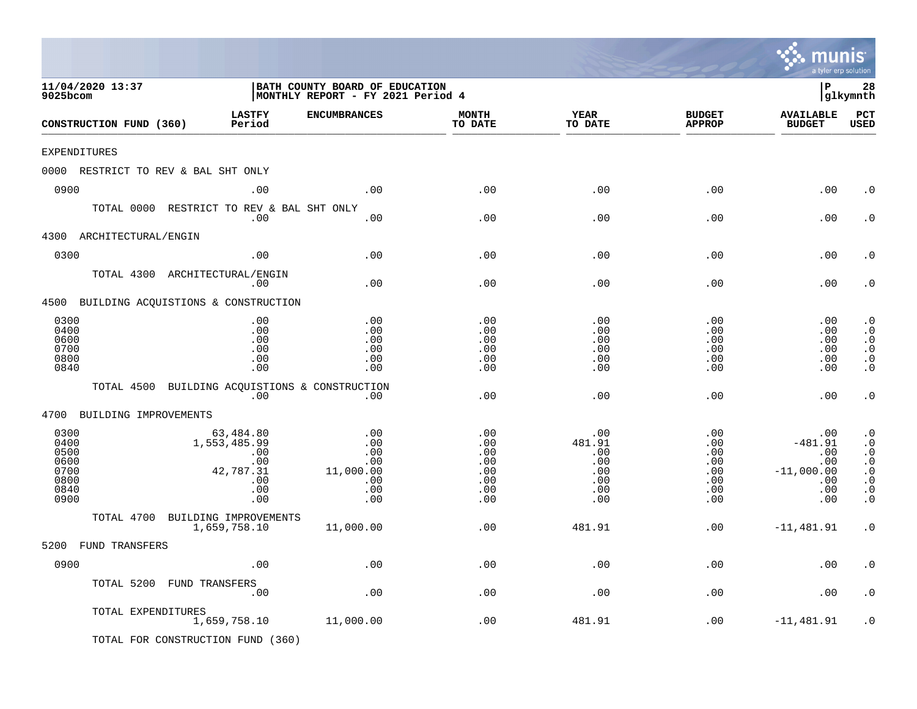11/04/2020 13:37 | BATH COUNTY BOARD OF EDUCATION | P 28
9025bcom | MONTHLY REPORT - FY 2021 Period 4 | glkymnth

| CONSTRUCTION FUND (360) | LASTFY Period | ENCUMBRANCES | MONTH TO DATE | YEAR TO DATE | BUDGET APPROP | AVAILABLE BUDGET | PCT USED |
|---|---|---|---|---|---|---|---|
| **EXPENDITURES** | | | | | | | |
| 0000 RESTRICT TO REV & BAL SHT ONLY | | | | | | | |
| 0900 | .00 | .00 | .00 | .00 | .00 | .00 | .0 |
| TOTAL 0000 RESTRICT TO REV & BAL SHT ONLY | .00 | .00 | .00 | .00 | .00 | .00 | .0 |
| 4300 ARCHITECTURAL/ENGIN | | | | | | | |
| 0300 | .00 | .00 | .00 | .00 | .00 | .00 | .0 |
| TOTAL 4300 ARCHITECTURAL/ENGIN | .00 | .00 | .00 | .00 | .00 | .00 | .0 |
| 4500 BUILDING ACQUISTIONS & CONSTRUCTION | | | | | | | |
| 0300 | .00 | .00 | .00 | .00 | .00 | .00 | .0 |
| 0400 | .00 | .00 | .00 | .00 | .00 | .00 | .0 |
| 0600 | .00 | .00 | .00 | .00 | .00 | .00 | .0 |
| 0700 | .00 | .00 | .00 | .00 | .00 | .00 | .0 |
| 0800 | .00 | .00 | .00 | .00 | .00 | .00 | .0 |
| 0840 | .00 | .00 | .00 | .00 | .00 | .00 | .0 |
| TOTAL 4500 BUILDING ACQUISTIONS & CONSTRUCTION | .00 | .00 | .00 | .00 | .00 | .00 | .0 |
| 4700 BUILDING IMPROVEMENTS | | | | | | | |
| 0300 | 63,484.80 | .00 | .00 | .00 | .00 | .00 | .0 |
| 0400 | 1,553,485.99 | .00 | .00 | 481.91 | .00 | -481.91 | .0 |
| 0500 | .00 | .00 | .00 | .00 | .00 | .00 | .0 |
| 0600 | .00 | .00 | .00 | .00 | .00 | .00 | .0 |
| 0700 | 42,787.31 | 11,000.00 | .00 | .00 | .00 | -11,000.00 | .0 |
| 0800 | .00 | .00 | .00 | .00 | .00 | .00 | .0 |
| 0840 | .00 | .00 | .00 | .00 | .00 | .00 | .0 |
| 0900 | .00 | .00 | .00 | .00 | .00 | .00 | .0 |
| TOTAL 4700 BUILDING IMPROVEMENTS | 1,659,758.10 | 11,000.00 | .00 | 481.91 | .00 | -11,481.91 | .0 |
| 5200 FUND TRANSFERS | | | | | | | |
| 0900 | .00 | .00 | .00 | .00 | .00 | .00 | .0 |
| TOTAL 5200 FUND TRANSFERS | .00 | .00 | .00 | .00 | .00 | .00 | .0 |
| TOTAL EXPENDITURES | 1,659,758.10 | 11,000.00 | .00 | 481.91 | .00 | -11,481.91 | .0 |
| TOTAL FOR CONSTRUCTION FUND (360) | | | | | | | |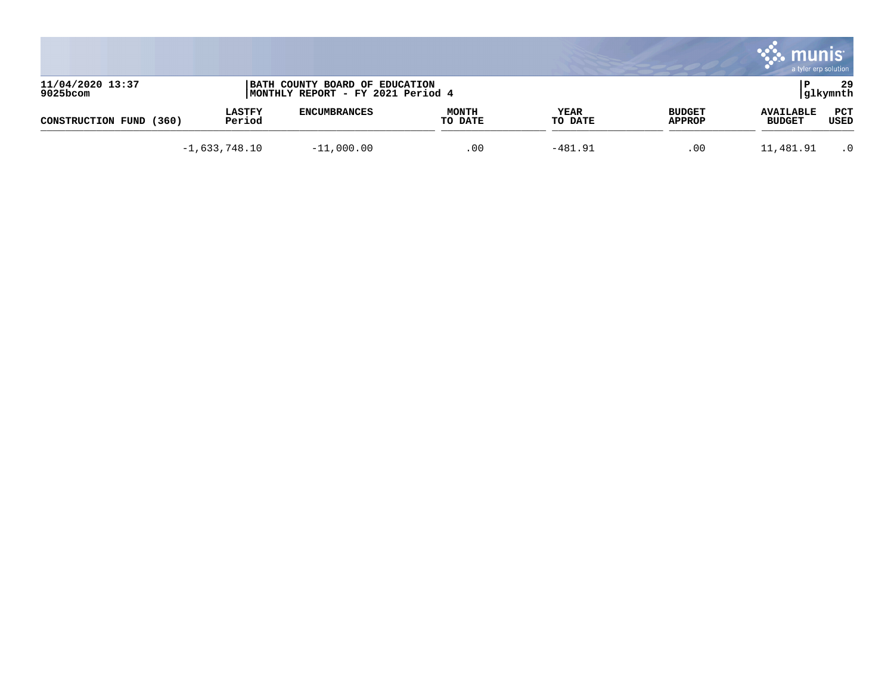11/04/2020 13:37
9025bcom

BATH COUNTY BOARD OF EDUCATION
MONTHLY REPORT - FY 2021 Period 4

P 29
glkymnth

| CONSTRUCTION FUND (360) | LASTFY Period | ENCUMBRANCES | MONTH TO DATE | YEAR TO DATE | BUDGET APPROP | AVAILABLE BUDGET | PCT USED |
|---|---|---|---|---|---|---|---|
| | -1,633,748.10 | -11,000.00 | .00 | -481.91 | .00 | 11,481.91 | .0 |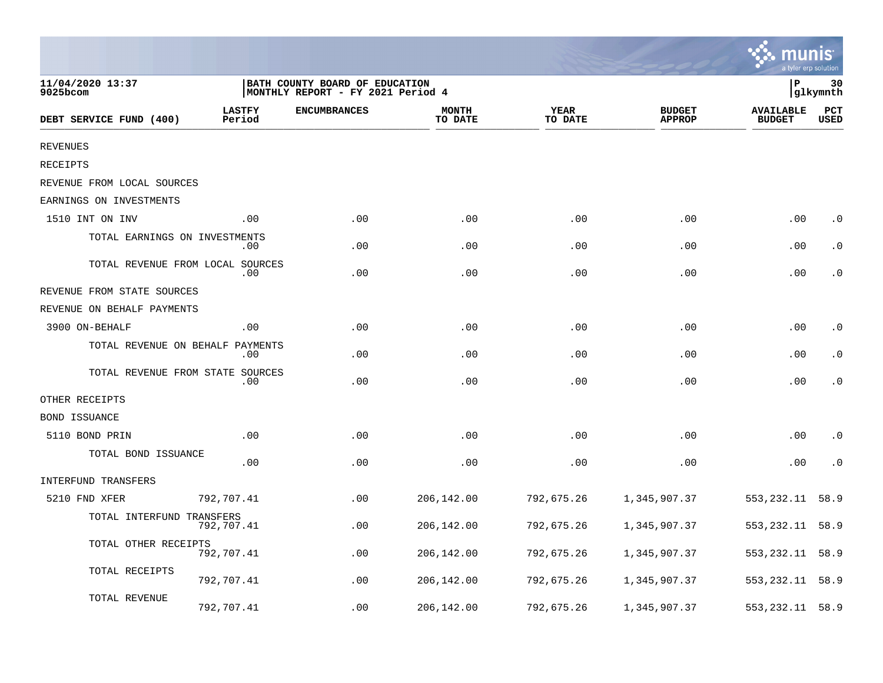11/04/2020 13:37
9025bcom

BATH COUNTY BOARD OF EDUCATION
MONTHLY REPORT - FY 2021 Period 4

P 30
glkymnth

| DEBT SERVICE FUND (400) | LASTFY Period | ENCUMBRANCES | MONTH TO DATE | YEAR TO DATE | BUDGET APPROP | AVAILABLE BUDGET | PCT USED |
|---|---|---|---|---|---|---|---|
| REVENUES | | | | | | | |
| RECEIPTS | | | | | | | |
| REVENUE FROM LOCAL SOURCES | | | | | | | |
| EARNINGS ON INVESTMENTS | | | | | | | |
| 1510 INT ON INV | .00 | .00 | .00 | .00 | .00 | .00 | .0 |
| TOTAL EARNINGS ON INVESTMENTS | .00 | .00 | .00 | .00 | .00 | .00 | .0 |
| TOTAL REVENUE FROM LOCAL SOURCES | .00 | .00 | .00 | .00 | .00 | .00 | .0 |
| REVENUE FROM STATE SOURCES | | | | | | | |
| REVENUE ON BEHALF PAYMENTS | | | | | | | |
| 3900 ON-BEHALF | .00 | .00 | .00 | .00 | .00 | .00 | .0 |
| TOTAL REVENUE ON BEHALF PAYMENTS | .00 | .00 | .00 | .00 | .00 | .00 | .0 |
| TOTAL REVENUE FROM STATE SOURCES | .00 | .00 | .00 | .00 | .00 | .00 | .0 |
| OTHER RECEIPTS | | | | | | | |
| BOND ISSUANCE | | | | | | | |
| 5110 BOND PRIN | .00 | .00 | .00 | .00 | .00 | .00 | .0 |
| TOTAL BOND ISSUANCE | .00 | .00 | .00 | .00 | .00 | .00 | .0 |
| INTERFUND TRANSFERS | | | | | | | |
| 5210 FND XFER | 792,707.41 | .00 | 206,142.00 | 792,675.26 | 1,345,907.37 | 553,232.11 | 58.9 |
| TOTAL INTERFUND TRANSFERS | 792,707.41 | .00 | 206,142.00 | 792,675.26 | 1,345,907.37 | 553,232.11 | 58.9 |
| TOTAL OTHER RECEIPTS | 792,707.41 | .00 | 206,142.00 | 792,675.26 | 1,345,907.37 | 553,232.11 | 58.9 |
| TOTAL RECEIPTS | 792,707.41 | .00 | 206,142.00 | 792,675.26 | 1,345,907.37 | 553,232.11 | 58.9 |
| TOTAL REVENUE | 792,707.41 | .00 | 206,142.00 | 792,675.26 | 1,345,907.37 | 553,232.11 | 58.9 |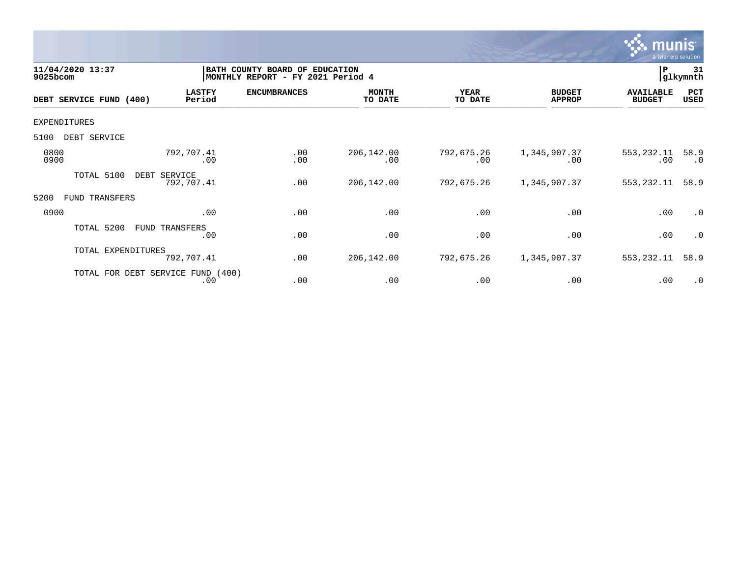11/04/2020 13:37
9025bcom

BATH COUNTY BOARD OF EDUCATION
MONTHLY REPORT - FY 2021 Period 4

P 31
glkymnth

| DEBT SERVICE FUND (400) | LASTFY Period | ENCUMBRANCES | MONTH TO DATE | YEAR TO DATE | BUDGET APPROP | AVAILABLE BUDGET | PCT USED |
|---|---|---|---|---|---|---|---|
| EXPENDITURES | | | | | | | |
| 5100 DEBT SERVICE | | | | | | | |
| 0800 | 792,707.41 | .00 | 206,142.00 | 792,675.26 | 1,345,907.37 | 553,232.11 | 58.9 |
| 0900 | .00 | .00 | .00 | .00 | .00 | .00 | .0 |
| TOTAL 5100 DEBT SERVICE | 792,707.41 | .00 | 206,142.00 | 792,675.26 | 1,345,907.37 | 553,232.11 | 58.9 |
| 5200 FUND TRANSFERS | | | | | | | |
| 0900 | .00 | .00 | .00 | .00 | .00 | .00 | .0 |
| TOTAL 5200 FUND TRANSFERS | .00 | .00 | .00 | .00 | .00 | .00 | .0 |
| TOTAL EXPENDITURES | 792,707.41 | .00 | 206,142.00 | 792,675.26 | 1,345,907.37 | 553,232.11 | 58.9 |
| TOTAL FOR DEBT SERVICE FUND (400) | .00 | .00 | .00 | .00 | .00 | .00 | .0 |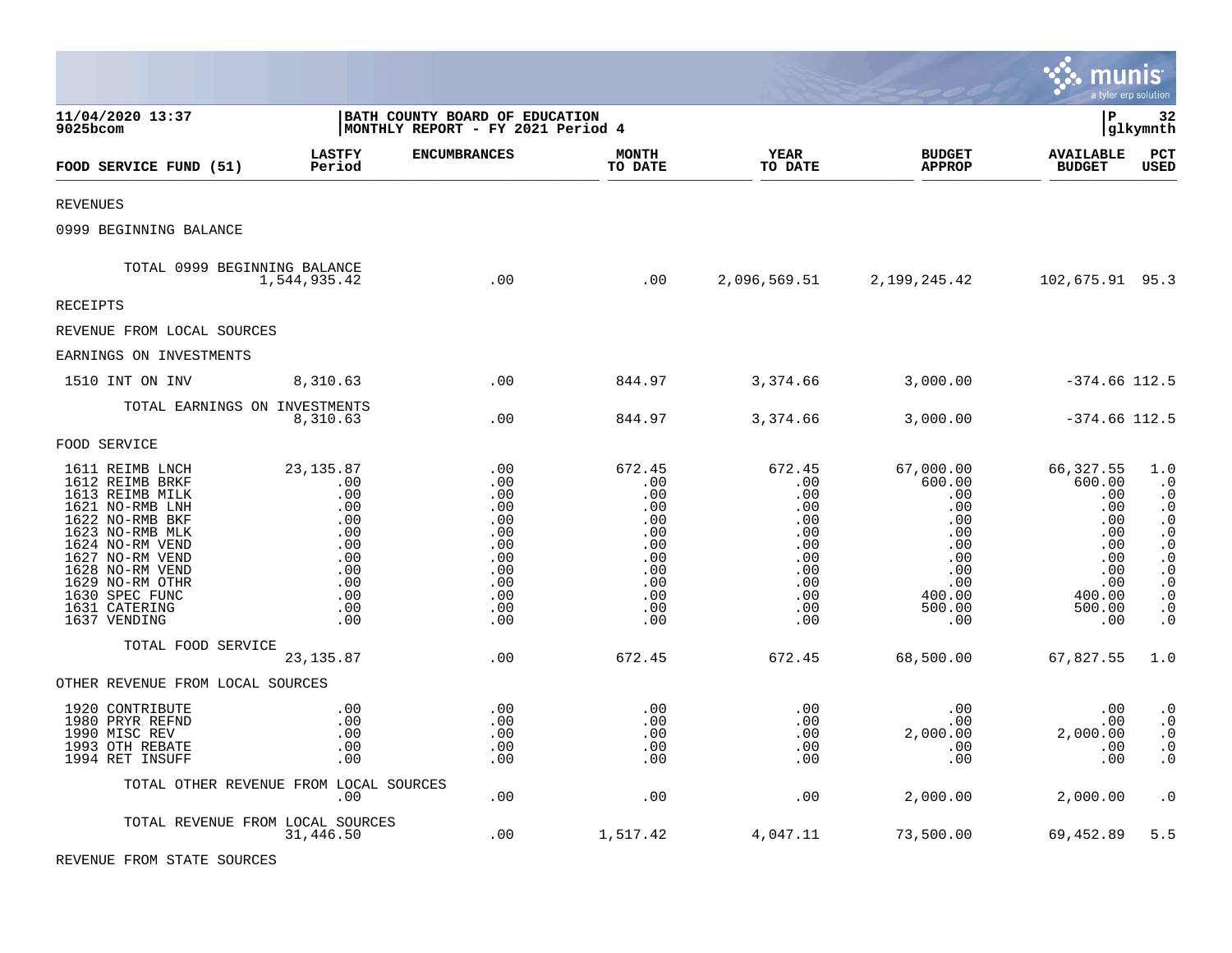11/04/2020 13:37 | BATH COUNTY BOARD OF EDUCATION | P 32
9025bcom | MONTHLY REPORT - FY 2021 Period 4 | glkymnth

| FOOD SERVICE FUND (51) | LASTFY Period | ENCUMBRANCES | MONTH TO DATE | YEAR TO DATE | BUDGET APPROP | AVAILABLE BUDGET | PCT USED |
|---|---|---|---|---|---|---|---|
| REVENUES | | | | | | | |
| 0999 BEGINNING BALANCE | | | | | | | |
| TOTAL 0999 BEGINNING BALANCE | 1,544,935.42 | .00 | .00 | 2,096,569.51 | 2,199,245.42 | 102,675.91 | 95.3 |
| RECEIPTS | | | | | | | |
| REVENUE FROM LOCAL SOURCES | | | | | | | |
| EARNINGS ON INVESTMENTS | | | | | | | |
| 1510 INT ON INV | 8,310.63 | .00 | 844.97 | 3,374.66 | 3,000.00 | -374.66 | 112.5 |
| TOTAL EARNINGS ON INVESTMENTS | 8,310.63 | .00 | 844.97 | 3,374.66 | 3,000.00 | -374.66 | 112.5 |
| FOOD SERVICE | | | | | | | |
| 1611 REIMB LNCH | 23,135.87 | .00 | 672.45 | 672.45 | 67,000.00 | 66,327.55 | 1.0 |
| 1612 REIMB BRKF | .00 | .00 | .00 | .00 | 600.00 | 600.00 | .0 |
| 1613 REIMB MILK | .00 | .00 | .00 | .00 | .00 | .00 | .0 |
| 1621 NO-RMB LNH | .00 | .00 | .00 | .00 | .00 | .00 | .0 |
| 1622 NO-RMB BKF | .00 | .00 | .00 | .00 | .00 | .00 | .0 |
| 1623 NO-RMB MLK | .00 | .00 | .00 | .00 | .00 | .00 | .0 |
| 1624 NO-RM VEND | .00 | .00 | .00 | .00 | .00 | .00 | .0 |
| 1627 NO-RM VEND | .00 | .00 | .00 | .00 | .00 | .00 | .0 |
| 1628 NO-RM VEND | .00 | .00 | .00 | .00 | .00 | .00 | .0 |
| 1629 NO-RM OTHR | .00 | .00 | .00 | .00 | .00 | .00 | .0 |
| 1630 SPEC FUNC | .00 | .00 | .00 | .00 | 400.00 | 400.00 | .0 |
| 1631 CATERING | .00 | .00 | .00 | .00 | 500.00 | 500.00 | .0 |
| 1637 VENDING | .00 | .00 | .00 | .00 | .00 | .00 | .0 |
| TOTAL FOOD SERVICE | 23,135.87 | .00 | 672.45 | 672.45 | 68,500.00 | 67,827.55 | 1.0 |
| OTHER REVENUE FROM LOCAL SOURCES | | | | | | | |
| 1920 CONTRIBUTE | .00 | .00 | .00 | .00 | .00 | .00 | .0 |
| 1980 PRYR REFND | .00 | .00 | .00 | .00 | .00 | .00 | .0 |
| 1990 MISC REV | .00 | .00 | .00 | .00 | 2,000.00 | 2,000.00 | .0 |
| 1993 OTH REBATE | .00 | .00 | .00 | .00 | .00 | .00 | .0 |
| 1994 RET INSUFF | .00 | .00 | .00 | .00 | .00 | .00 | .0 |
| TOTAL OTHER REVENUE FROM LOCAL SOURCES | .00 | .00 | .00 | .00 | 2,000.00 | 2,000.00 | .0 |
| TOTAL REVENUE FROM LOCAL SOURCES | 31,446.50 | .00 | 1,517.42 | 4,047.11 | 73,500.00 | 69,452.89 | 5.5 |
| REVENUE FROM STATE SOURCES | | | | | | | |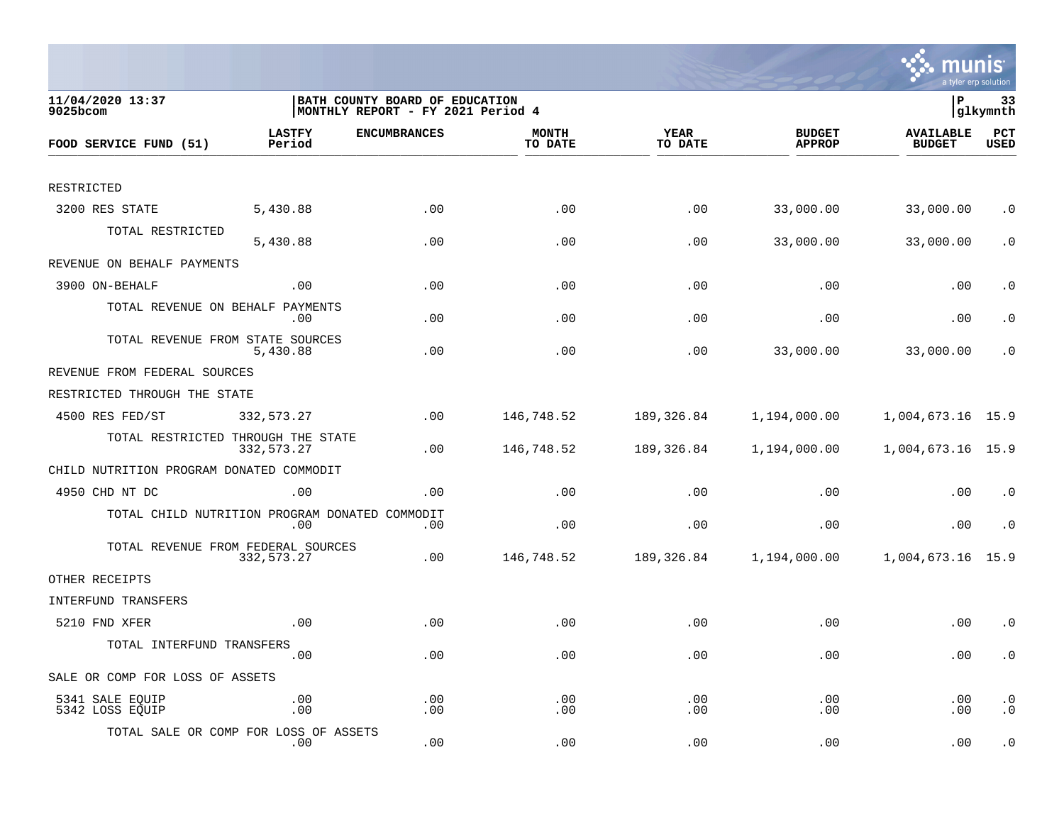11/04/2020 13:37
9025bcom

BATH COUNTY BOARD OF EDUCATION
MONTHLY REPORT - FY 2021 Period 4

P 33
glkymnth

| FOOD SERVICE FUND (51) | LASTFY Period | ENCUMBRANCES | MONTH TO DATE | YEAR TO DATE | BUDGET APPROP | AVAILABLE BUDGET | PCT USED |
|---|---|---|---|---|---|---|---|
| RESTRICTED | | | | | | | |
| 3200 RES STATE | 5,430.88 | .00 | .00 | .00 | 33,000.00 | 33,000.00 | .0 |
| TOTAL RESTRICTED | 5,430.88 | .00 | .00 | .00 | 33,000.00 | 33,000.00 | .0 |
| REVENUE ON BEHALF PAYMENTS | | | | | | | |
| 3900 ON-BEHALF | .00 | .00 | .00 | .00 | .00 | .00 | .0 |
| TOTAL REVENUE ON BEHALF PAYMENTS | .00 | .00 | .00 | .00 | .00 | .00 | .0 |
| TOTAL REVENUE FROM STATE SOURCES | 5,430.88 | .00 | .00 | .00 | 33,000.00 | 33,000.00 | .0 |
| REVENUE FROM FEDERAL SOURCES | | | | | | | |
| RESTRICTED THROUGH THE STATE | | | | | | | |
| 4500 RES FED/ST | 332,573.27 | .00 | 146,748.52 | 189,326.84 | 1,194,000.00 | 1,004,673.16 | 15.9 |
| TOTAL RESTRICTED THROUGH THE STATE | 332,573.27 | .00 | 146,748.52 | 189,326.84 | 1,194,000.00 | 1,004,673.16 | 15.9 |
| CHILD NUTRITION PROGRAM DONATED COMMODIT | | | | | | | |
| 4950 CHD NT DC | .00 | .00 | .00 | .00 | .00 | .00 | .0 |
| TOTAL CHILD NUTRITION PROGRAM DONATED COMMODIT | .00 | .00 | .00 | .00 | .00 | .00 | .0 |
| TOTAL REVENUE FROM FEDERAL SOURCES | 332,573.27 | .00 | 146,748.52 | 189,326.84 | 1,194,000.00 | 1,004,673.16 | 15.9 |
| OTHER RECEIPTS | | | | | | | |
| INTERFUND TRANSFERS | | | | | | | |
| 5210 FND XFER | .00 | .00 | .00 | .00 | .00 | .00 | .0 |
| TOTAL INTERFUND TRANSFERS | .00 | .00 | .00 | .00 | .00 | .00 | .0 |
| SALE OR COMP FOR LOSS OF ASSETS | | | | | | | |
| 5341 SALE EQUIP | .00 | .00 | .00 | .00 | .00 | .00 | .0 |
| 5342 LOSS EQUIP | .00 | .00 | .00 | .00 | .00 | .00 | .0 |
| TOTAL SALE OR COMP FOR LOSS OF ASSETS | .00 | .00 | .00 | .00 | .00 | .00 | .0 |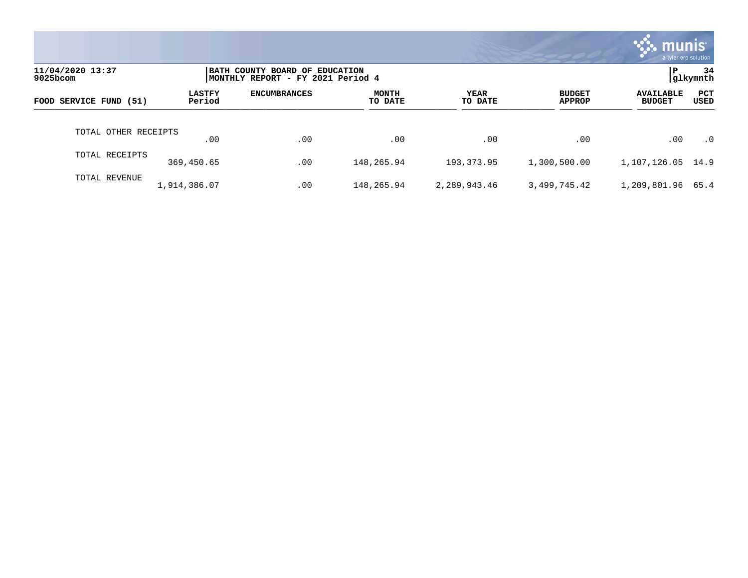11/04/2020 13:37
9025bcom

BATH COUNTY BOARD OF EDUCATION
MONTHLY REPORT - FY 2021 Period 4

P 34
glkymnth

| FOOD SERVICE FUND (51) | LASTFY Period | ENCUMBRANCES | MONTH TO DATE | YEAR TO DATE | BUDGET APPROP | AVAILABLE BUDGET | PCT USED |
|---|---|---|---|---|---|---|---|
| TOTAL OTHER RECEIPTS | .00 | .00 | .00 | .00 | .00 | .00 | .0 |
| TOTAL RECEIPTS | 369,450.65 | .00 | 148,265.94 | 193,373.95 | 1,300,500.00 | 1,107,126.05 | 14.9 |
| TOTAL REVENUE | 1,914,386.07 | .00 | 148,265.94 | 2,289,943.46 | 3,499,745.42 | 1,209,801.96 | 65.4 |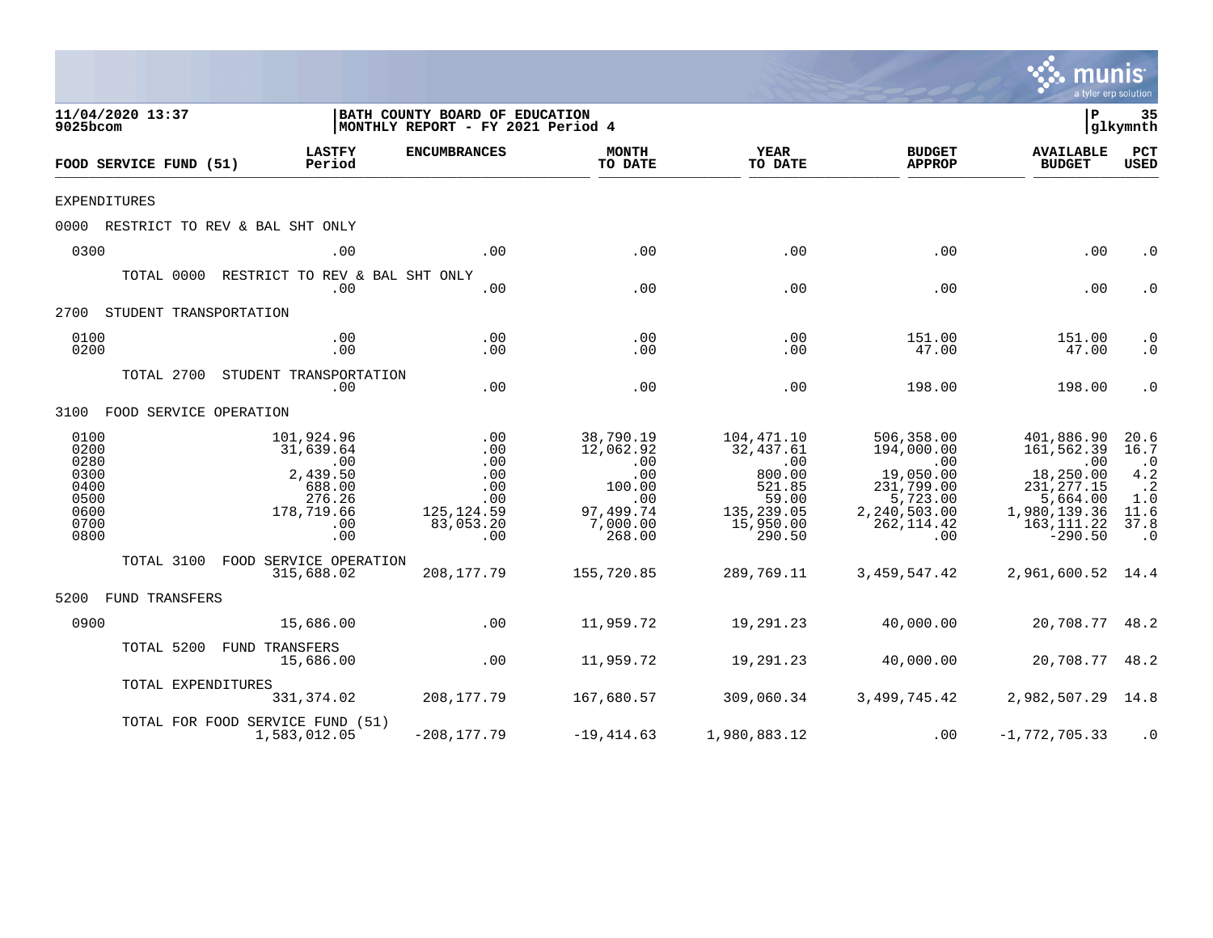11/04/2020 13:37
9025bcom

**BATH COUNTY BOARD OF EDUCATION**
**MONTHLY REPORT - FY 2021 Period 4**

P 35
glkymnth

| FOOD SERVICE FUND (51) | LASTFY Period | ENCUMBRANCES | MONTH TO DATE | YEAR TO DATE | BUDGET APPROP | AVAILABLE BUDGET | PCT USED |
|---|---|---|---|---|---|---|---|
| EXPENDITURES | | | | | | | |
| 0000 RESTRICT TO REV & BAL SHT ONLY | | | | | | | |
| 0300 | .00 | .00 | .00 | .00 | .00 | .00 | .0 |
| TOTAL 0000 RESTRICT TO REV & BAL SHT ONLY | .00 | .00 | .00 | .00 | .00 | .00 | .0 |
| 2700 STUDENT TRANSPORTATION | | | | | | | |
| 0100 | .00 | .00 | .00 | .00 | 151.00 | 151.00 | .0 |
| 0200 | .00 | .00 | .00 | .00 | 47.00 | 47.00 | .0 |
| TOTAL 2700 STUDENT TRANSPORTATION | .00 | .00 | .00 | .00 | 198.00 | 198.00 | .0 |
| 3100 FOOD SERVICE OPERATION | | | | | | | |
| 0100 | 101,924.96 | .00 | 38,790.19 | 104,471.10 | 506,358.00 | 401,886.90 | 20.6 |
| 0200 | 31,639.64 | .00 | 12,062.92 | 32,437.61 | 194,000.00 | 161,562.39 | 16.7 |
| 0280 | .00 | .00 | .00 | .00 | .00 | .00 | .0 |
| 0300 | 2,439.50 | .00 | .00 | 800.00 | 19,050.00 | 18,250.00 | 4.2 |
| 0400 | 688.00 | .00 | 100.00 | 521.85 | 231,799.00 | 231,277.15 | .2 |
| 0500 | 276.26 | .00 | .00 | 59.00 | 5,723.00 | 5,664.00 | 1.0 |
| 0600 | 178,719.66 | 125,124.59 | 97,499.74 | 135,239.05 | 2,240,503.00 | 1,980,139.36 | 11.6 |
| 0700 | .00 | 83,053.20 | 7,000.00 | 15,950.00 | 262,114.42 | 163,111.22 | 37.8 |
| 0800 | .00 | .00 | 268.00 | 290.50 | .00 | -290.50 | .0 |
| TOTAL 3100 FOOD SERVICE OPERATION | 315,688.02 | 208,177.79 | 155,720.85 | 289,769.11 | 3,459,547.42 | 2,961,600.52 | 14.4 |
| 5200 FUND TRANSFERS | | | | | | | |
| 0900 | 15,686.00 | .00 | 11,959.72 | 19,291.23 | 40,000.00 | 20,708.77 | 48.2 |
| TOTAL 5200 FUND TRANSFERS | 15,686.00 | .00 | 11,959.72 | 19,291.23 | 40,000.00 | 20,708.77 | 48.2 |
| TOTAL EXPENDITURES | 331,374.02 | 208,177.79 | 167,680.57 | 309,060.34 | 3,499,745.42 | 2,982,507.29 | 14.8 |
| TOTAL FOR FOOD SERVICE FUND (51) | 1,583,012.05 | -208,177.79 | -19,414.63 | 1,980,883.12 | .00 | -1,772,705.33 | .0 |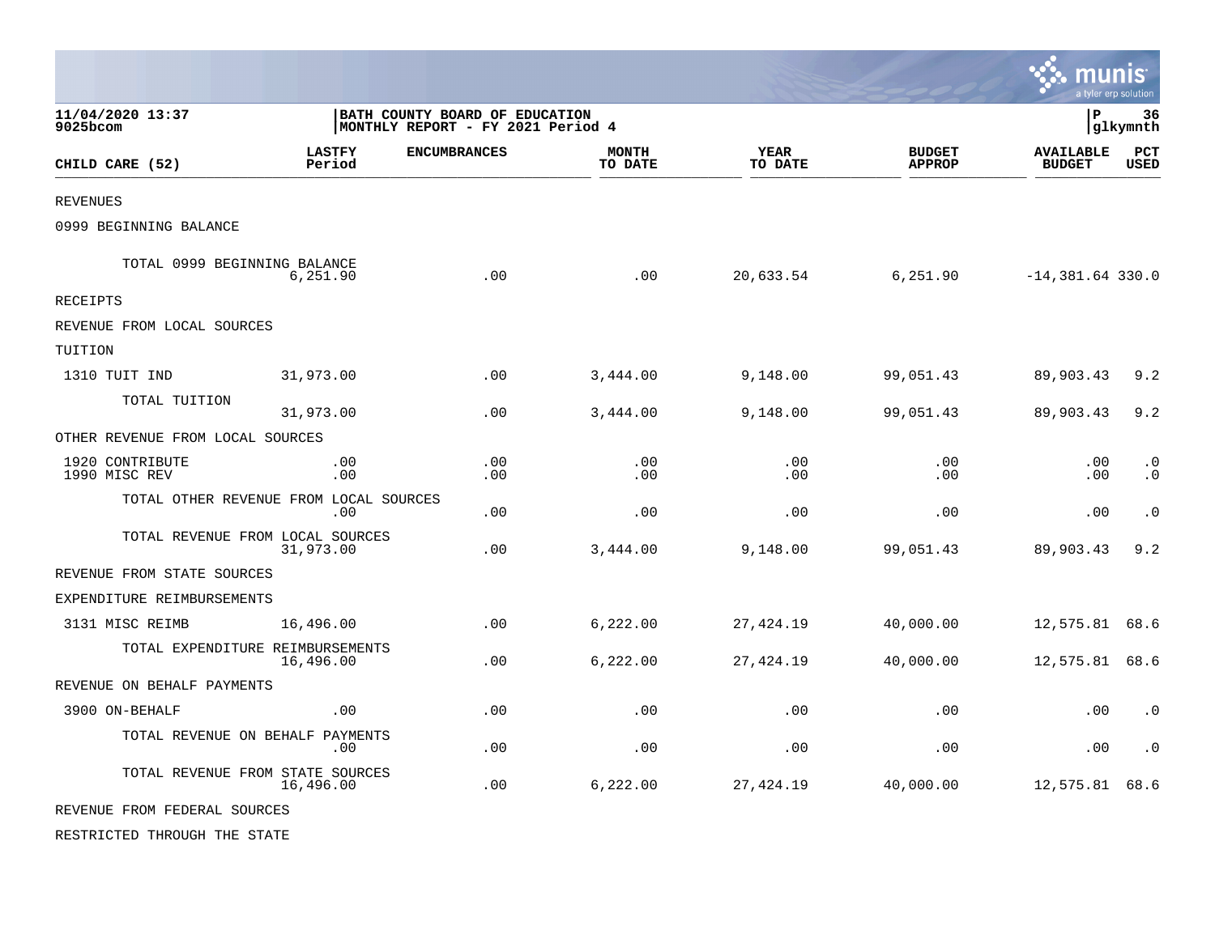11/04/2020 13:37
9025bcom

BATH COUNTY BOARD OF EDUCATION
MONTHLY REPORT - FY 2021 Period 4

P 36
glkymnth

| CHILD CARE (52) | LASTFY Period | ENCUMBRANCES | MONTH TO DATE | YEAR TO DATE | BUDGET APPROP | AVAILABLE BUDGET | PCT USED |
|---|---|---|---|---|---|---|---|
| REVENUES | | | | | | | |
| 0999 BEGINNING BALANCE | | | | | | | |
| TOTAL 0999 BEGINNING BALANCE | 6,251.90 | .00 | .00 | 20,633.54 | 6,251.90 | -14,381.64 | 330.0 |
| RECEIPTS | | | | | | | |
| REVENUE FROM LOCAL SOURCES | | | | | | | |
| TUITION | | | | | | | |
| 1310 TUIT IND | 31,973.00 | .00 | 3,444.00 | 9,148.00 | 99,051.43 | 89,903.43 | 9.2 |
| TOTAL TUITION | 31,973.00 | .00 | 3,444.00 | 9,148.00 | 99,051.43 | 89,903.43 | 9.2 |
| OTHER REVENUE FROM LOCAL SOURCES | | | | | | | |
| 1920 CONTRIBUTE | .00 | .00 | .00 | .00 | .00 | .00 | .0 |
| 1990 MISC REV | .00 | .00 | .00 | .00 | .00 | .00 | .0 |
| TOTAL OTHER REVENUE FROM LOCAL SOURCES | .00 | .00 | .00 | .00 | .00 | .00 | .0 |
| TOTAL REVENUE FROM LOCAL SOURCES | 31,973.00 | .00 | 3,444.00 | 9,148.00 | 99,051.43 | 89,903.43 | 9.2 |
| REVENUE FROM STATE SOURCES | | | | | | | |
| EXPENDITURE REIMBURSEMENTS | | | | | | | |
| 3131 MISC REIMB | 16,496.00 | .00 | 6,222.00 | 27,424.19 | 40,000.00 | 12,575.81 | 68.6 |
| TOTAL EXPENDITURE REIMBURSEMENTS | 16,496.00 | .00 | 6,222.00 | 27,424.19 | 40,000.00 | 12,575.81 | 68.6 |
| REVENUE ON BEHALF PAYMENTS | | | | | | | |
| 3900 ON-BEHALF | .00 | .00 | .00 | .00 | .00 | .00 | .0 |
| TOTAL REVENUE ON BEHALF PAYMENTS | .00 | .00 | .00 | .00 | .00 | .00 | .0 |
| TOTAL REVENUE FROM STATE SOURCES | 16,496.00 | .00 | 6,222.00 | 27,424.19 | 40,000.00 | 12,575.81 | 68.6 |
| REVENUE FROM FEDERAL SOURCES | | | | | | | |
| RESTRICTED THROUGH THE STATE | | | | | | | |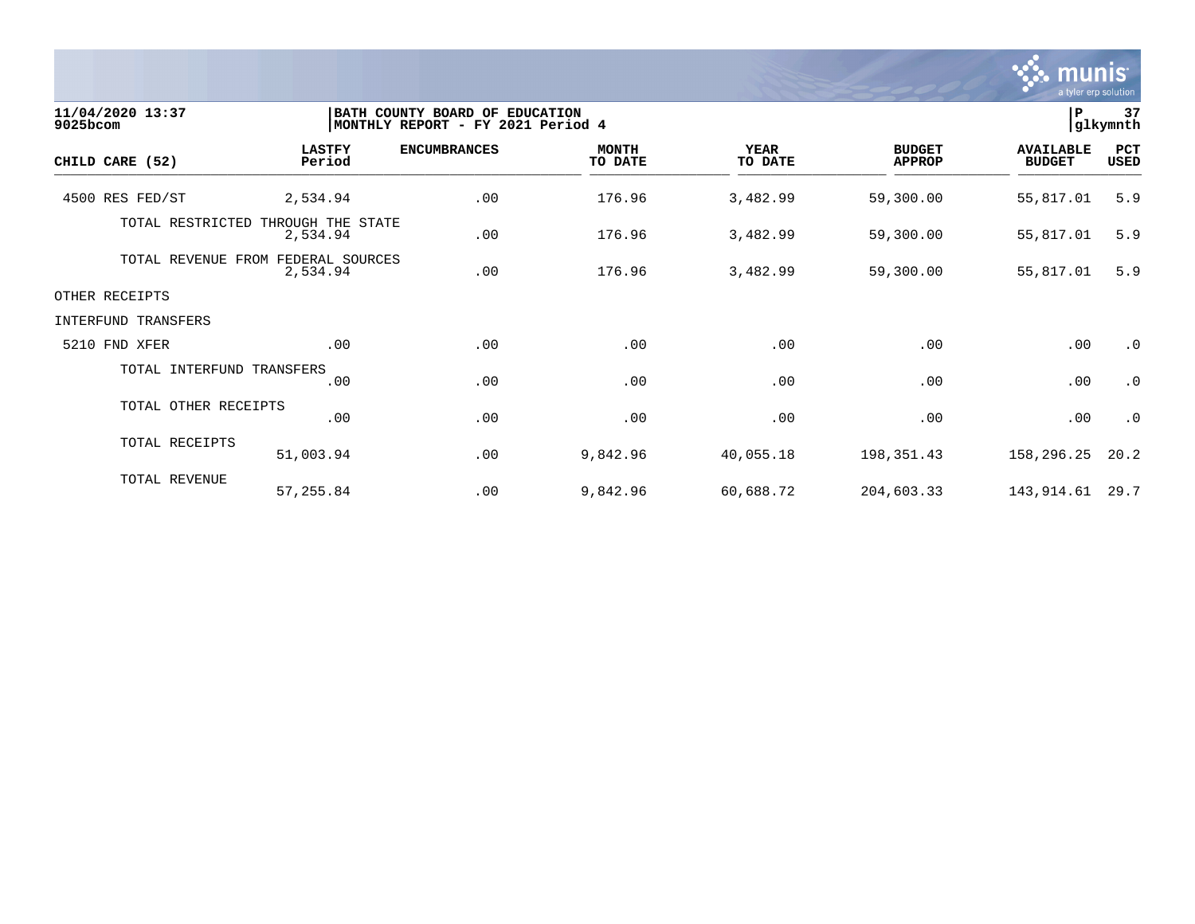11/04/2020 13:37
9025bcom

BATH COUNTY BOARD OF EDUCATION
MONTHLY REPORT - FY 2021 Period 4

P 37
glkymnth

| CHILD CARE (52) | LASTFY Period | ENCUMBRANCES | MONTH TO DATE | YEAR TO DATE | BUDGET APPROP | AVAILABLE BUDGET | PCT USED |
|---|---|---|---|---|---|---|---|
| 4500 RES FED/ST | 2,534.94 | .00 | 176.96 | 3,482.99 | 59,300.00 | 55,817.01 | 5.9 |
| TOTAL RESTRICTED THROUGH THE STATE | 2,534.94 | .00 | 176.96 | 3,482.99 | 59,300.00 | 55,817.01 | 5.9 |
| TOTAL REVENUE FROM FEDERAL SOURCES | 2,534.94 | .00 | 176.96 | 3,482.99 | 59,300.00 | 55,817.01 | 5.9 |
| OTHER RECEIPTS | | | | | | | |
| INTERFUND TRANSFERS | | | | | | | |
| 5210 FND XFER | .00 | .00 | .00 | .00 | .00 | .00 | .0 |
| TOTAL INTERFUND TRANSFERS | .00 | .00 | .00 | .00 | .00 | .00 | .0 |
| TOTAL OTHER RECEIPTS | .00 | .00 | .00 | .00 | .00 | .00 | .0 |
| TOTAL RECEIPTS | 51,003.94 | .00 | 9,842.96 | 40,055.18 | 198,351.43 | 158,296.25 | 20.2 |
| TOTAL REVENUE | 57,255.84 | .00 | 9,842.96 | 60,688.72 | 204,603.33 | 143,914.61 | 29.7 |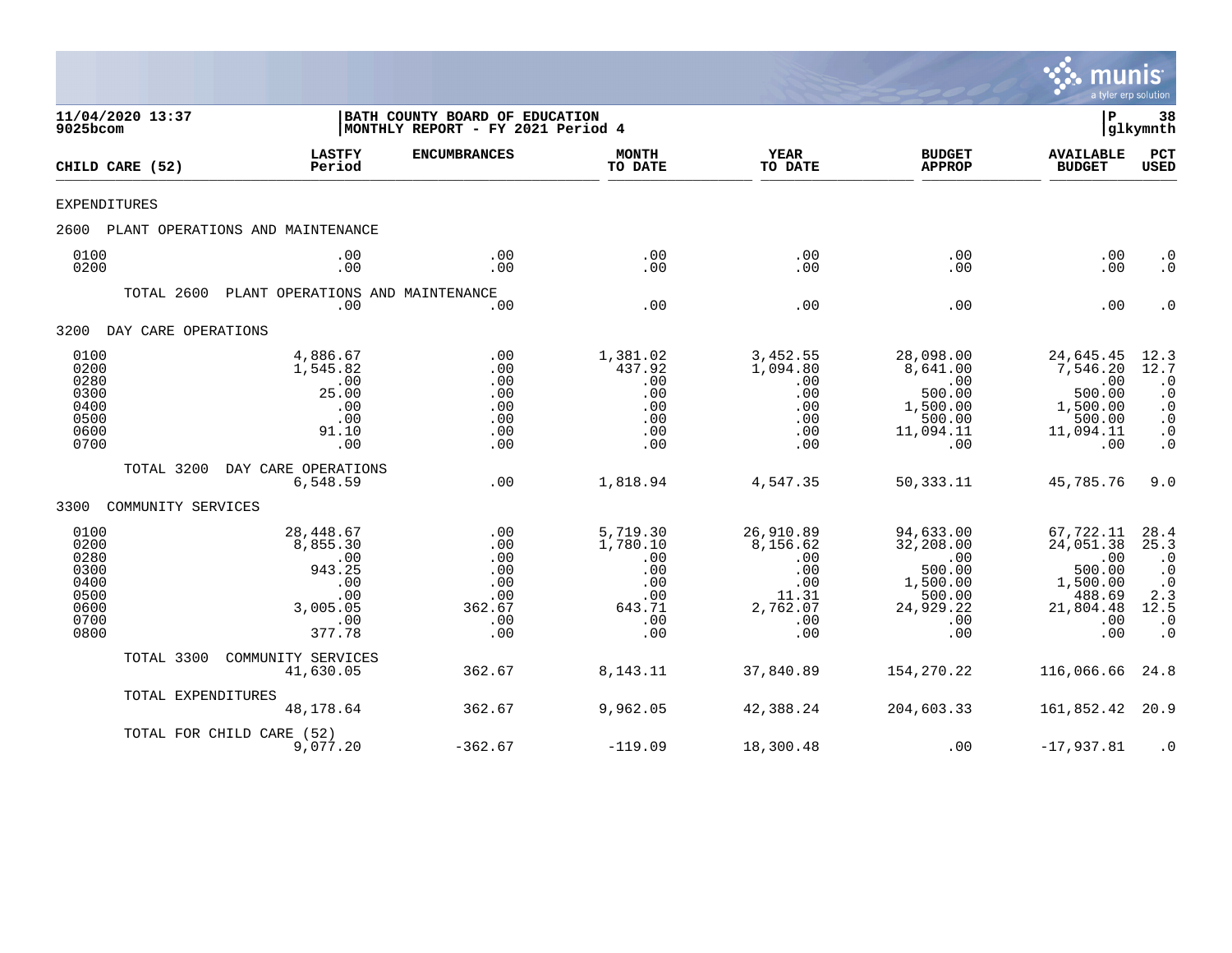**11/04/2020 13:37**
**9025bcom**

**BATH COUNTY BOARD OF EDUCATION**
**MONTHLY REPORT - FY 2021 Period 4**

**P 38**
**glkymnth**

| CHILD CARE (52) | LASTFY Period | ENCUMBRANCES | MONTH TO DATE | YEAR TO DATE | BUDGET APPROP | AVAILABLE BUDGET | PCT USED |
|---|---|---|---|---|---|---|---|
| EXPENDITURES | | | | | | | |
| 2600 PLANT OPERATIONS AND MAINTENANCE | | | | | | | |
| 0100 | .00 | .00 | .00 | .00 | .00 | .00 | .0 |
| 0200 | .00 | .00 | .00 | .00 | .00 | .00 | .0 |
| TOTAL 2600 PLANT OPERATIONS AND MAINTENANCE | .00 | .00 | .00 | .00 | .00 | .00 | .0 |
| 3200 DAY CARE OPERATIONS | | | | | | | |
| 0100 | 4,886.67 | .00 | 1,381.02 | 3,452.55 | 28,098.00 | 24,645.45 | 12.3 |
| 0200 | 1,545.82 | .00 | 437.92 | 1,094.80 | 8,641.00 | 7,546.20 | 12.7 |
| 0280 | .00 | .00 | .00 | .00 | .00 | .00 | .0 |
| 0300 | 25.00 | .00 | .00 | .00 | 500.00 | 500.00 | .0 |
| 0400 | .00 | .00 | .00 | .00 | 1,500.00 | 1,500.00 | .0 |
| 0500 | .00 | .00 | .00 | .00 | 500.00 | 500.00 | .0 |
| 0600 | 91.10 | .00 | .00 | .00 | 11,094.11 | 11,094.11 | .0 |
| 0700 | .00 | .00 | .00 | .00 | .00 | .00 | .0 |
| TOTAL 3200 DAY CARE OPERATIONS | 6,548.59 | .00 | 1,818.94 | 4,547.35 | 50,333.11 | 45,785.76 | 9.0 |
| 3300 COMMUNITY SERVICES | | | | | | | |
| 0100 | 28,448.67 | .00 | 5,719.30 | 26,910.89 | 94,633.00 | 67,722.11 | 28.4 |
| 0200 | 8,855.30 | .00 | 1,780.10 | 8,156.62 | 32,208.00 | 24,051.38 | 25.3 |
| 0280 | .00 | .00 | .00 | .00 | .00 | .00 | .0 |
| 0300 | 943.25 | .00 | .00 | .00 | 500.00 | 500.00 | .0 |
| 0400 | .00 | .00 | .00 | .00 | 1,500.00 | 1,500.00 | .0 |
| 0500 | .00 | .00 | .00 | 11.31 | 500.00 | 488.69 | 2.3 |
| 0600 | 3,005.05 | 362.67 | 643.71 | 2,762.07 | 24,929.22 | 21,804.48 | 12.5 |
| 0700 | .00 | .00 | .00 | .00 | .00 | .00 | .0 |
| 0800 | 377.78 | .00 | .00 | .00 | .00 | .00 | .0 |
| TOTAL 3300 COMMUNITY SERVICES | 41,630.05 | 362.67 | 8,143.11 | 37,840.89 | 154,270.22 | 116,066.66 | 24.8 |
| TOTAL EXPENDITURES | 48,178.64 | 362.67 | 9,962.05 | 42,388.24 | 204,603.33 | 161,852.42 | 20.9 |
| TOTAL FOR CHILD CARE (52) | 9,077.20 | -362.67 | -119.09 | 18,300.48 | .00 | -17,937.81 | .0 |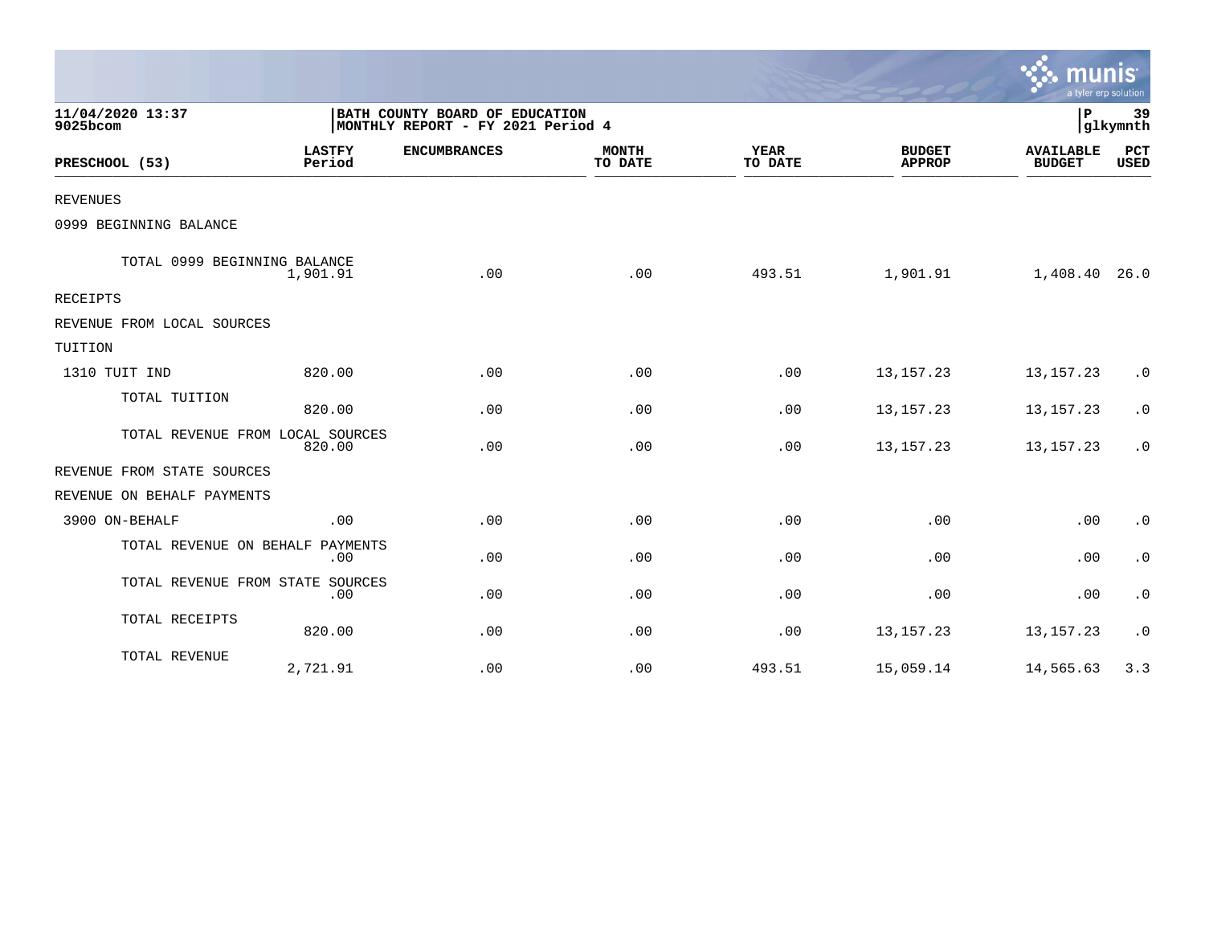11/04/2020 13:37
9025bcom

BATH COUNTY BOARD OF EDUCATION
MONTHLY REPORT - FY 2021 Period 4

P 39
glkymnth

| PRESCHOOL (53) | LASTFY Period | ENCUMBRANCES | MONTH TO DATE | YEAR TO DATE | BUDGET APPROP | AVAILABLE BUDGET | PCT USED |
|---|---|---|---|---|---|---|---|
| REVENUES | | | | | | | |
| 0999 BEGINNING BALANCE | | | | | | | |
| TOTAL 0999 BEGINNING BALANCE | 1,901.91 | .00 | .00 | 493.51 | 1,901.91 | 1,408.40 | 26.0 |
| RECEIPTS | | | | | | | |
| REVENUE FROM LOCAL SOURCES | | | | | | | |
| TUITION | | | | | | | |
| 1310 TUIT IND | 820.00 | .00 | .00 | .00 | 13,157.23 | 13,157.23 | .0 |
| TOTAL TUITION | 820.00 | .00 | .00 | .00 | 13,157.23 | 13,157.23 | .0 |
| TOTAL REVENUE FROM LOCAL SOURCES | 820.00 | .00 | .00 | .00 | 13,157.23 | 13,157.23 | .0 |
| REVENUE FROM STATE SOURCES | | | | | | | |
| REVENUE ON BEHALF PAYMENTS | | | | | | | |
| 3900 ON-BEHALF | .00 | .00 | .00 | .00 | .00 | .00 | .0 |
| TOTAL REVENUE ON BEHALF PAYMENTS | .00 | .00 | .00 | .00 | .00 | .00 | .0 |
| TOTAL REVENUE FROM STATE SOURCES | .00 | .00 | .00 | .00 | .00 | .00 | .0 |
| TOTAL RECEIPTS | 820.00 | .00 | .00 | .00 | 13,157.23 | 13,157.23 | .0 |
| TOTAL REVENUE | 2,721.91 | .00 | .00 | 493.51 | 15,059.14 | 14,565.63 | 3.3 |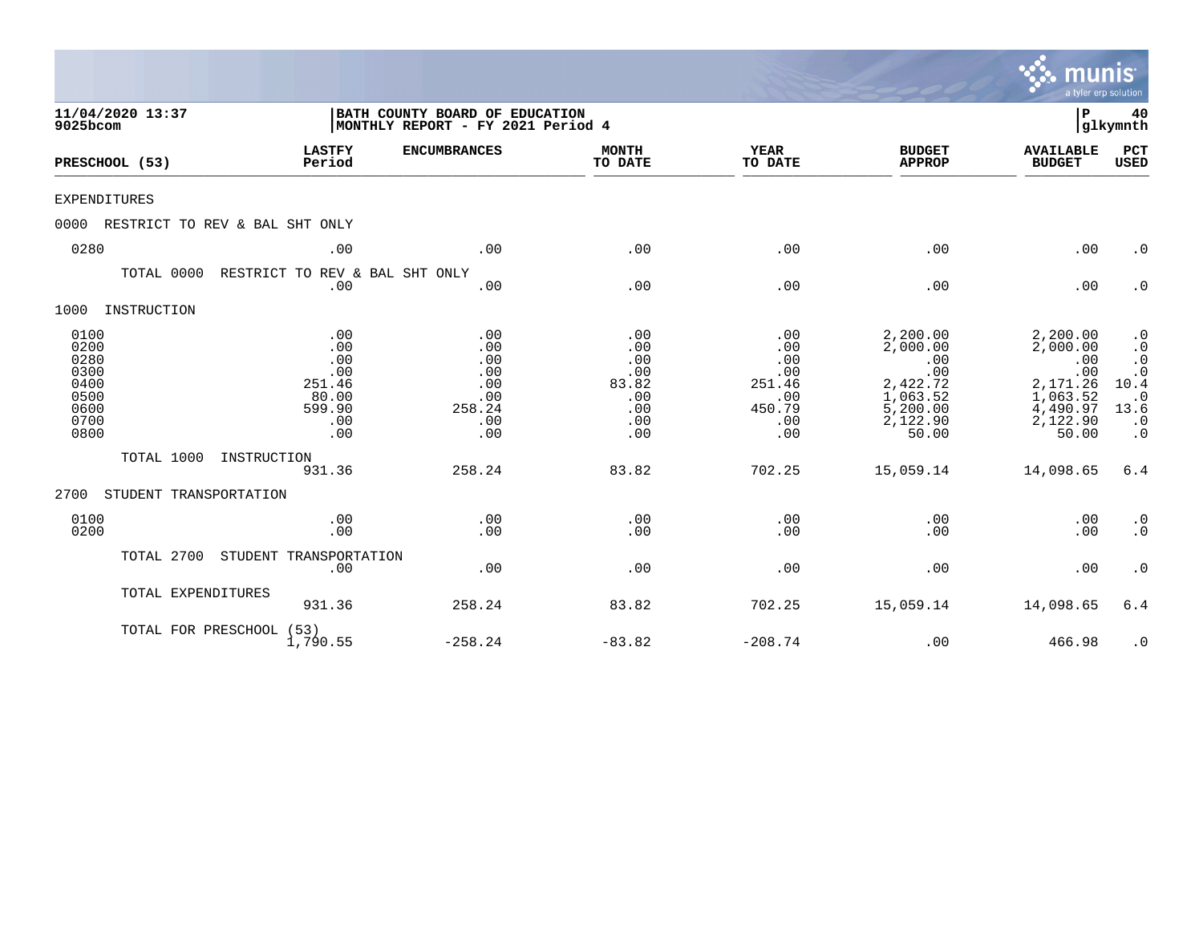**11/04/2020 13:37**
**9025bcom**

**BATH COUNTY BOARD OF EDUCATION**
**MONTHLY REPORT - FY 2021 Period 4**

**P 40**
**glkymnth**

| PRESCHOOL (53) | LASTFY Period | ENCUMBRANCES | MONTH TO DATE | YEAR TO DATE | BUDGET APPROP | AVAILABLE BUDGET | PCT USED |
|---|---|---|---|---|---|---|---|
| EXPENDITURES | | | | | | | |
| 0000 RESTRICT TO REV & BAL SHT ONLY | | | | | | | |
| 0280 | .00 | .00 | .00 | .00 | .00 | .00 | .0 |
| TOTAL 0000 RESTRICT TO REV & BAL SHT ONLY | .00 | .00 | .00 | .00 | .00 | .00 | .0 |
| 1000 INSTRUCTION | | | | | | | |
| 0100 | .00 | .00 | .00 | .00 | 2,200.00 | 2,200.00 | .0 |
| 0200 | .00 | .00 | .00 | .00 | 2,000.00 | 2,000.00 | .0 |
| 0280 | .00 | .00 | .00 | .00 | .00 | .00 | .0 |
| 0300 | .00 | .00 | .00 | .00 | .00 | .00 | .0 |
| 0400 | 251.46 | .00 | 83.82 | 251.46 | 2,422.72 | 2,171.26 | 10.4 |
| 0500 | 80.00 | .00 | .00 | .00 | 1,063.52 | 1,063.52 | .0 |
| 0600 | 599.90 | 258.24 | .00 | 450.79 | 5,200.00 | 4,490.97 | 13.6 |
| 0700 | .00 | .00 | .00 | .00 | 2,122.90 | 2,122.90 | .0 |
| 0800 | .00 | .00 | .00 | .00 | 50.00 | 50.00 | .0 |
| TOTAL 1000 INSTRUCTION | 931.36 | 258.24 | 83.82 | 702.25 | 15,059.14 | 14,098.65 | 6.4 |
| 2700 STUDENT TRANSPORTATION | | | | | | | |
| 0100 | .00 | .00 | .00 | .00 | .00 | .00 | .0 |
| 0200 | .00 | .00 | .00 | .00 | .00 | .00 | .0 |
| TOTAL 2700 STUDENT TRANSPORTATION | .00 | .00 | .00 | .00 | .00 | .00 | .0 |
| TOTAL EXPENDITURES | 931.36 | 258.24 | 83.82 | 702.25 | 15,059.14 | 14,098.65 | 6.4 |
| TOTAL FOR PRESCHOOL (53) | 1,790.55 | -258.24 | -83.82 | -208.74 | .00 | 466.98 | .0 |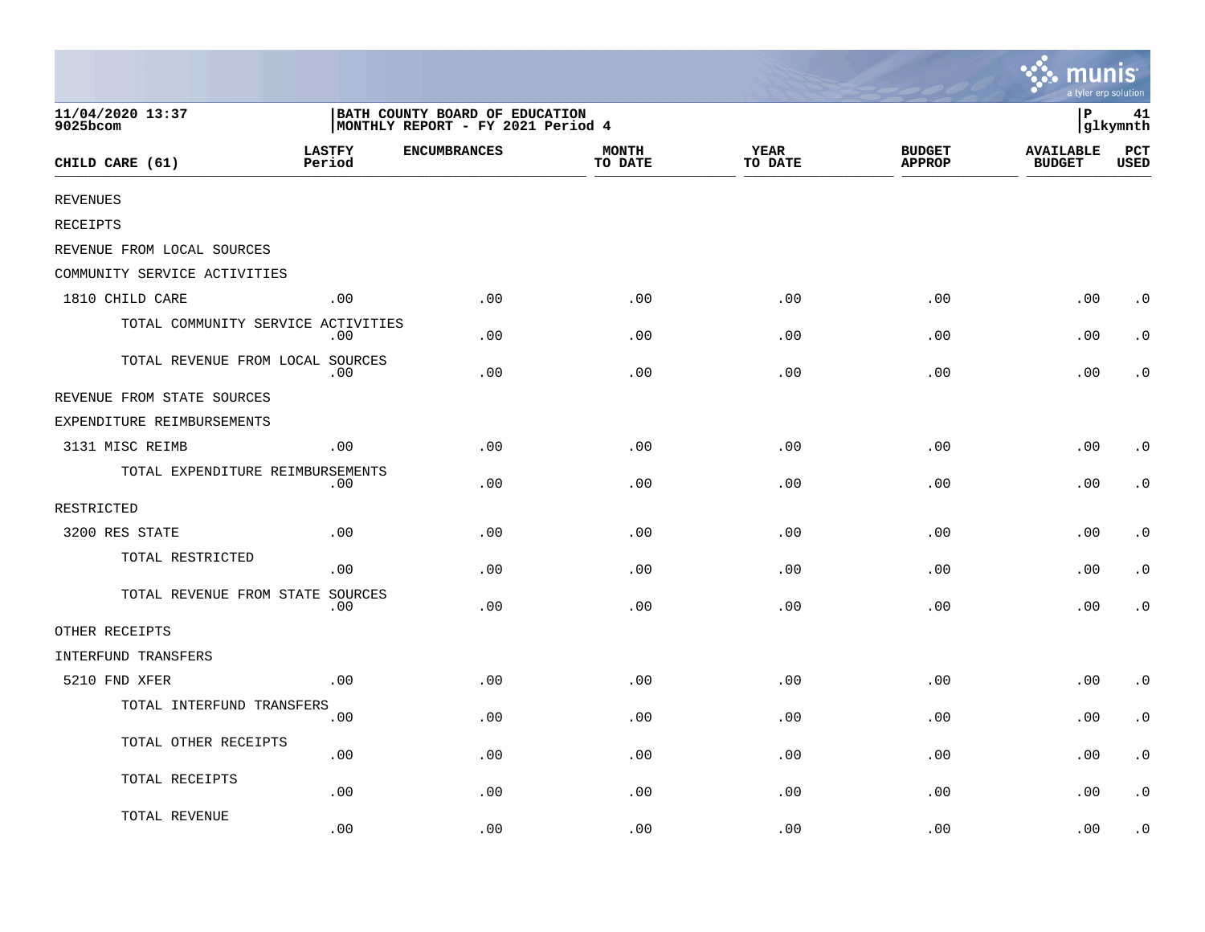11/04/2020 13:37
9025bcom

BATH COUNTY BOARD OF EDUCATION
MONTHLY REPORT - FY 2021 Period 4

P 41
glkymnth

| CHILD CARE (61) | LASTFY Period | ENCUMBRANCES | MONTH TO DATE | YEAR TO DATE | BUDGET APPROP | AVAILABLE BUDGET | PCT USED |
|---|---|---|---|---|---|---|---|
| REVENUES | | | | | | | |
| RECEIPTS | | | | | | | |
| REVENUE FROM LOCAL SOURCES | | | | | | | |
| COMMUNITY SERVICE ACTIVITIES | | | | | | | |
| 1810 CHILD CARE | .00 | .00 | .00 | .00 | .00 | .00 | .0 |
| TOTAL COMMUNITY SERVICE ACTIVITIES | .00 | .00 | .00 | .00 | .00 | .00 | .0 |
| TOTAL REVENUE FROM LOCAL SOURCES | .00 | .00 | .00 | .00 | .00 | .00 | .0 |
| REVENUE FROM STATE SOURCES | | | | | | | |
| EXPENDITURE REIMBURSEMENTS | | | | | | | |
| 3131 MISC REIMB | .00 | .00 | .00 | .00 | .00 | .00 | .0 |
| TOTAL EXPENDITURE REIMBURSEMENTS | .00 | .00 | .00 | .00 | .00 | .00 | .0 |
| RESTRICTED | | | | | | | |
| 3200 RES STATE | .00 | .00 | .00 | .00 | .00 | .00 | .0 |
| TOTAL RESTRICTED | .00 | .00 | .00 | .00 | .00 | .00 | .0 |
| TOTAL REVENUE FROM STATE SOURCES | .00 | .00 | .00 | .00 | .00 | .00 | .0 |
| OTHER RECEIPTS | | | | | | | |
| INTERFUND TRANSFERS | | | | | | | |
| 5210 FND XFER | .00 | .00 | .00 | .00 | .00 | .00 | .0 |
| TOTAL INTERFUND TRANSFERS | .00 | .00 | .00 | .00 | .00 | .00 | .0 |
| TOTAL OTHER RECEIPTS | .00 | .00 | .00 | .00 | .00 | .00 | .0 |
| TOTAL RECEIPTS | .00 | .00 | .00 | .00 | .00 | .00 | .0 |
| TOTAL REVENUE | .00 | .00 | .00 | .00 | .00 | .00 | .0 |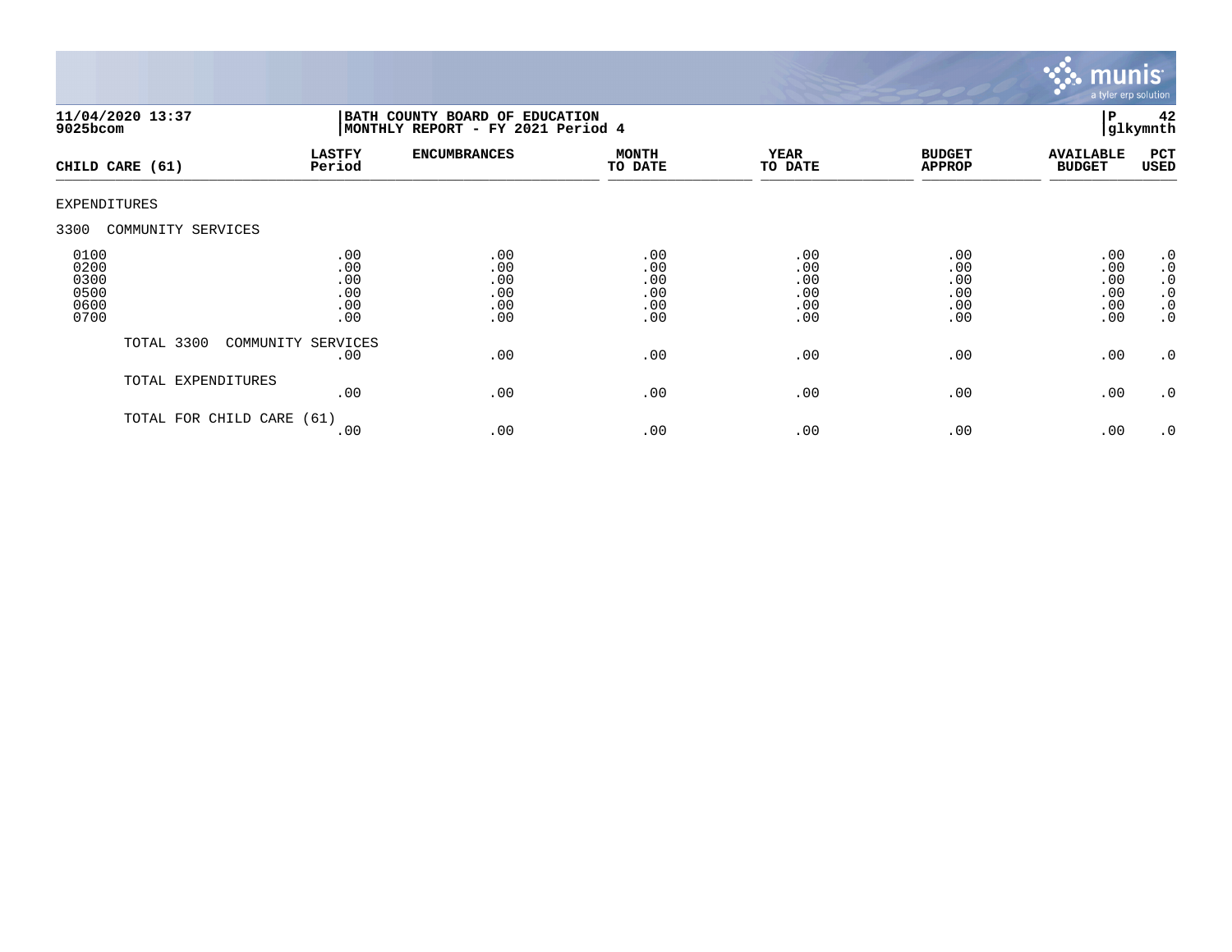11/04/2020 13:37 | BATH COUNTY BOARD OF EDUCATION | P 42
9025bcom | MONTHLY REPORT - FY 2021 Period 4 | glkymnth

| CHILD CARE (61) | LASTFY Period | ENCUMBRANCES | MONTH TO DATE | YEAR TO DATE | BUDGET APPROP | AVAILABLE BUDGET | PCT USED |
|---|---|---|---|---|---|---|---|
| EXPENDITURES | | | | | | | |
| 3300 COMMUNITY SERVICES | | | | | | | |
| 0100 | .00 | .00 | .00 | .00 | .00 | .00 | .0 |
| 0200 | .00 | .00 | .00 | .00 | .00 | .00 | .0 |
| 0300 | .00 | .00 | .00 | .00 | .00 | .00 | .0 |
| 0500 | .00 | .00 | .00 | .00 | .00 | .00 | .0 |
| 0600 | .00 | .00 | .00 | .00 | .00 | .00 | .0 |
| 0700 | .00 | .00 | .00 | .00 | .00 | .00 | .0 |
| TOTAL 3300 COMMUNITY SERVICES | .00 | .00 | .00 | .00 | .00 | .00 | .0 |
| TOTAL EXPENDITURES | .00 | .00 | .00 | .00 | .00 | .00 | .0 |
| TOTAL FOR CHILD CARE (61) | .00 | .00 | .00 | .00 | .00 | .00 | .0 |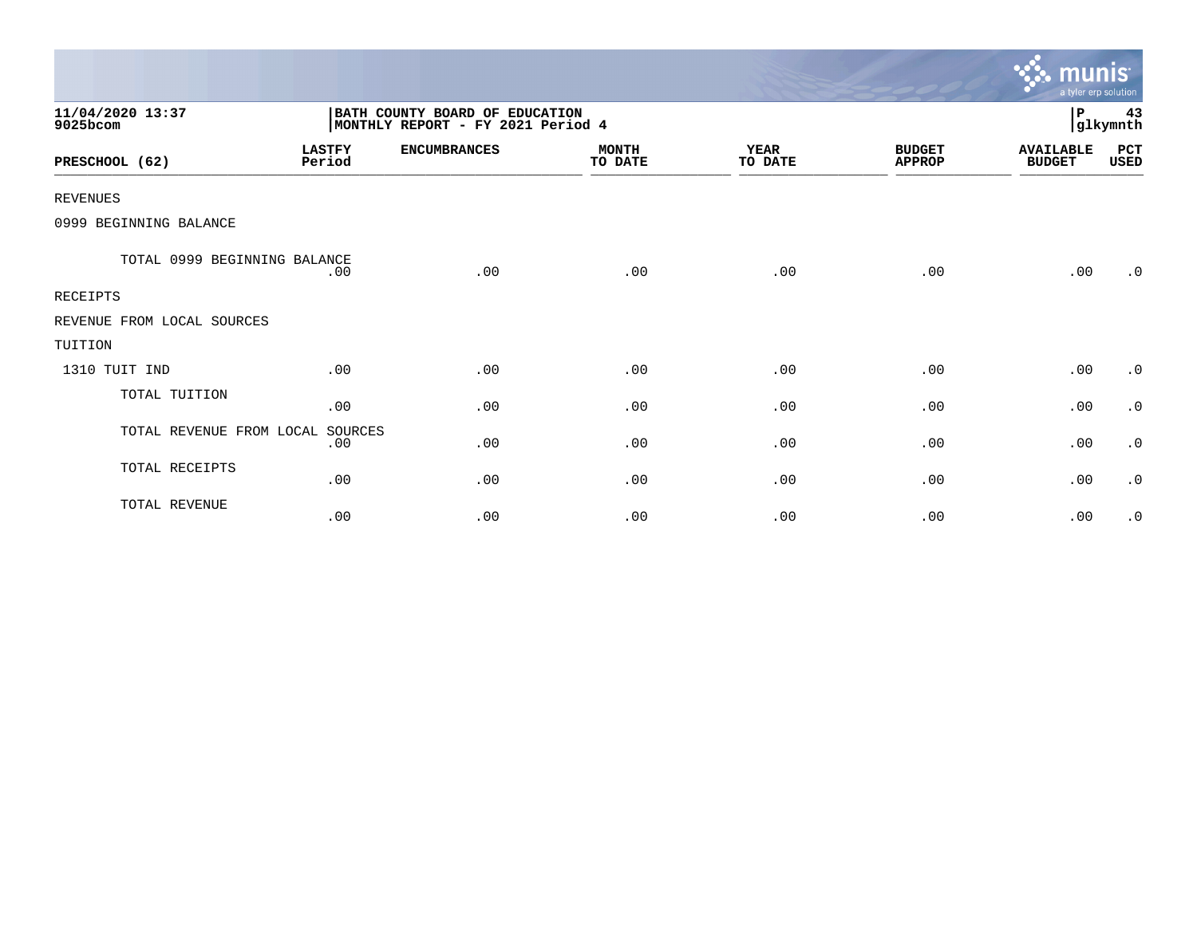**11/04/2020 13:37**
**9025bcom**

**BATH COUNTY BOARD OF EDUCATION**
**MONTHLY REPORT - FY 2021 Period 4**

**P 43**
**glkymnth**

| PRESCHOOL (62) | LASTFY Period | ENCUMBRANCES | MONTH TO DATE | YEAR TO DATE | BUDGET APPROP | AVAILABLE BUDGET | PCT USED |
|---|---|---|---|---|---|---|---|
| REVENUES | | | | | | | |
| 0999 BEGINNING BALANCE | | | | | | | |
| TOTAL 0999 BEGINNING BALANCE | .00 | .00 | .00 | .00 | .00 | .00 | .0 |
| RECEIPTS | | | | | | | |
| REVENUE FROM LOCAL SOURCES | | | | | | | |
| TUITION | | | | | | | |
| 1310 TUIT IND | .00 | .00 | .00 | .00 | .00 | .00 | .0 |
| TOTAL TUITION | .00 | .00 | .00 | .00 | .00 | .00 | .0 |
| TOTAL REVENUE FROM LOCAL SOURCES | .00 | .00 | .00 | .00 | .00 | .00 | .0 |
| TOTAL RECEIPTS | .00 | .00 | .00 | .00 | .00 | .00 | .0 |
| TOTAL REVENUE | .00 | .00 | .00 | .00 | .00 | .00 | .0 |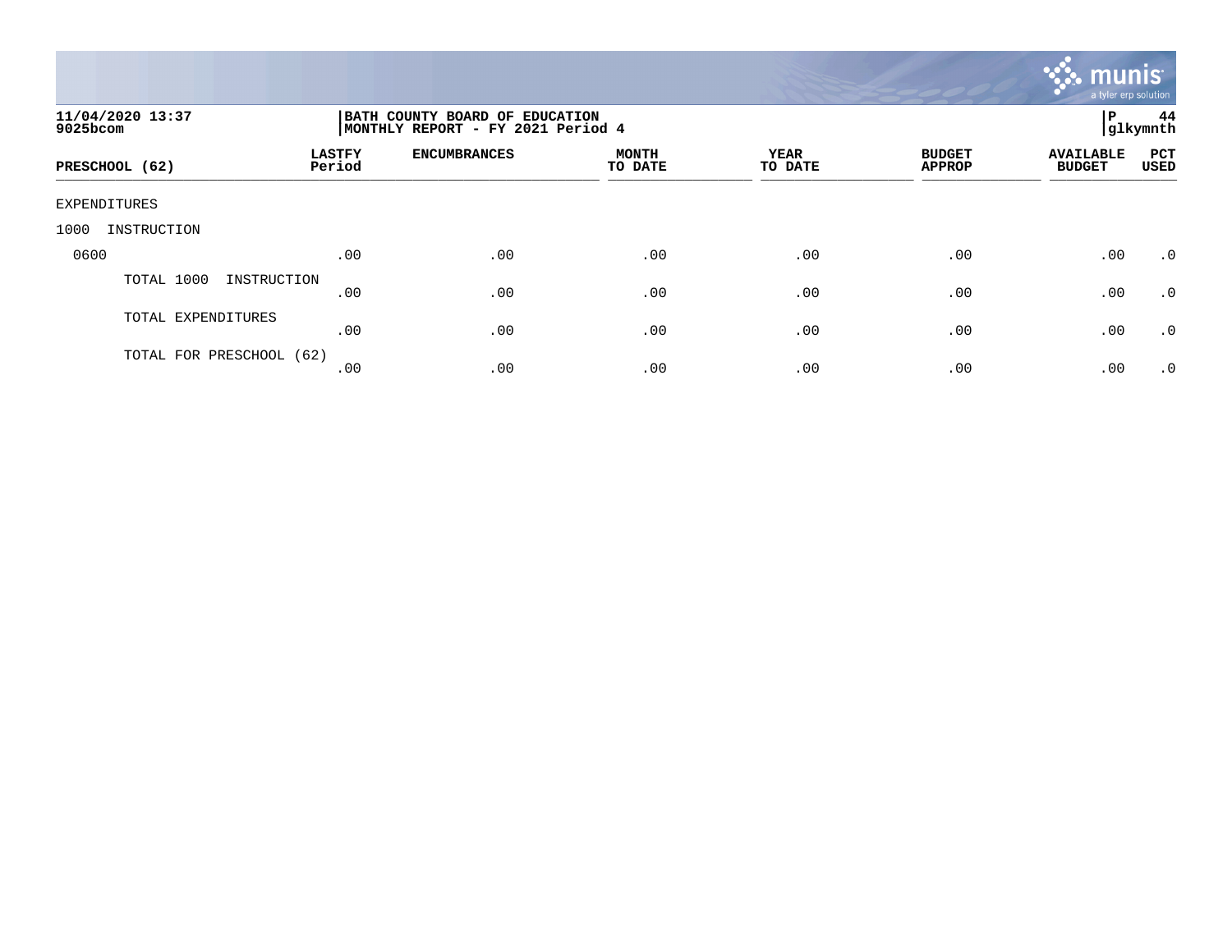11/04/2020 13:37
9025bcom

BATH COUNTY BOARD OF EDUCATION
MONTHLY REPORT - FY 2021 Period 4

P 44
glkymnth

| PRESCHOOL (62) | LASTFY Period | ENCUMBRANCES | MONTH TO DATE | YEAR TO DATE | BUDGET APPROP | AVAILABLE BUDGET | PCT USED |
|---|---|---|---|---|---|---|---|
| EXPENDITURES | | | | | | | |
| 1000 INSTRUCTION | | | | | | | |
| 0600 | .00 | .00 | .00 | .00 | .00 | .00 | .0 |
| TOTAL 1000 INSTRUCTION | .00 | .00 | .00 | .00 | .00 | .00 | .0 |
| TOTAL EXPENDITURES | .00 | .00 | .00 | .00 | .00 | .00 | .0 |
| TOTAL FOR PRESCHOOL (62) | .00 | .00 | .00 | .00 | .00 | .00 | .0 |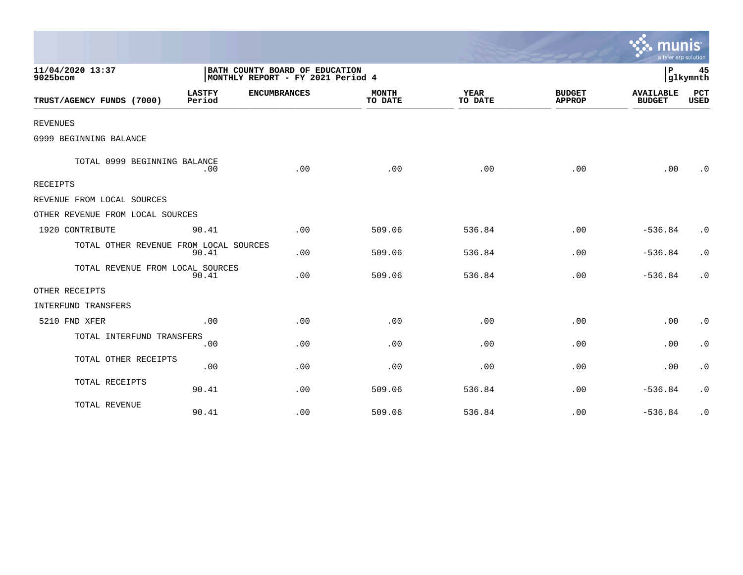11/04/2020 13:37
9025bcom

BATH COUNTY BOARD OF EDUCATION
MONTHLY REPORT - FY 2021 Period 4

P 45
glkymnth

| TRUST/AGENCY FUNDS (7000) | LASTFY Period | ENCUMBRANCES | MONTH TO DATE | YEAR TO DATE | BUDGET APPROP | AVAILABLE BUDGET | PCT USED |
|---|---|---|---|---|---|---|---|
| REVENUES | | | | | | | |
| 0999 BEGINNING BALANCE | | | | | | | |
| TOTAL 0999 BEGINNING BALANCE | .00 | .00 | .00 | .00 | .00 | .00 | .0 |
| RECEIPTS | | | | | | | |
| REVENUE FROM LOCAL SOURCES | | | | | | | |
| OTHER REVENUE FROM LOCAL SOURCES | | | | | | | |
| 1920 CONTRIBUTE | 90.41 | .00 | 509.06 | 536.84 | .00 | -536.84 | .0 |
| TOTAL OTHER REVENUE FROM LOCAL SOURCES | 90.41 | .00 | 509.06 | 536.84 | .00 | -536.84 | .0 |
| TOTAL REVENUE FROM LOCAL SOURCES | 90.41 | .00 | 509.06 | 536.84 | .00 | -536.84 | .0 |
| OTHER RECEIPTS | | | | | | | |
| INTERFUND TRANSFERS | | | | | | | |
| 5210 FND XFER | .00 | .00 | .00 | .00 | .00 | .00 | .0 |
| TOTAL INTERFUND TRANSFERS | .00 | .00 | .00 | .00 | .00 | .00 | .0 |
| TOTAL OTHER RECEIPTS | .00 | .00 | .00 | .00 | .00 | .00 | .0 |
| TOTAL RECEIPTS | 90.41 | .00 | 509.06 | 536.84 | .00 | -536.84 | .0 |
| TOTAL REVENUE | 90.41 | .00 | 509.06 | 536.84 | .00 | -536.84 | .0 |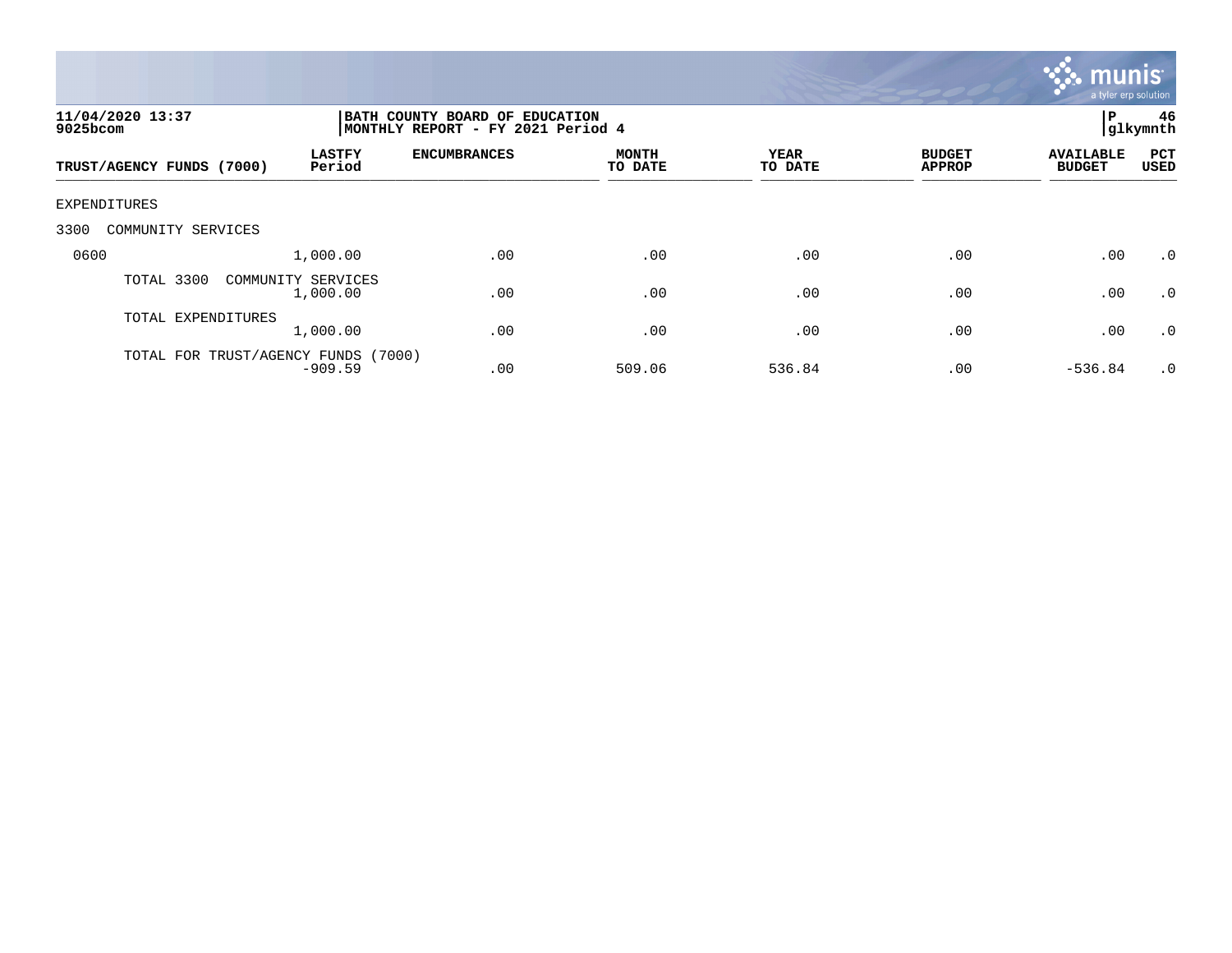11/04/2020 13:37
9025bcom

**BATH COUNTY BOARD OF EDUCATION**
**MONTHLY REPORT - FY 2021 Period 4**

P 46
glkymnth

| TRUST/AGENCY FUNDS (7000) | LASTFY Period | ENCUMBRANCES | MONTH TO DATE | YEAR TO DATE | BUDGET APPROP | AVAILABLE BUDGET | PCT USED |
|---|---|---|---|---|---|---|---|
| EXPENDITURES | | | | | | | |
| 3300 COMMUNITY SERVICES | | | | | | | |
| 0600 | 1,000.00 | .00 | .00 | .00 | .00 | .00 | .0 |
| TOTAL 3300 COMMUNITY SERVICES | 1,000.00 | .00 | .00 | .00 | .00 | .00 | .0 |
| TOTAL EXPENDITURES | 1,000.00 | .00 | .00 | .00 | .00 | .00 | .0 |
| TOTAL FOR TRUST/AGENCY FUNDS (7000) | -909.59 | .00 | 509.06 | 536.84 | .00 | -536.84 | .0 |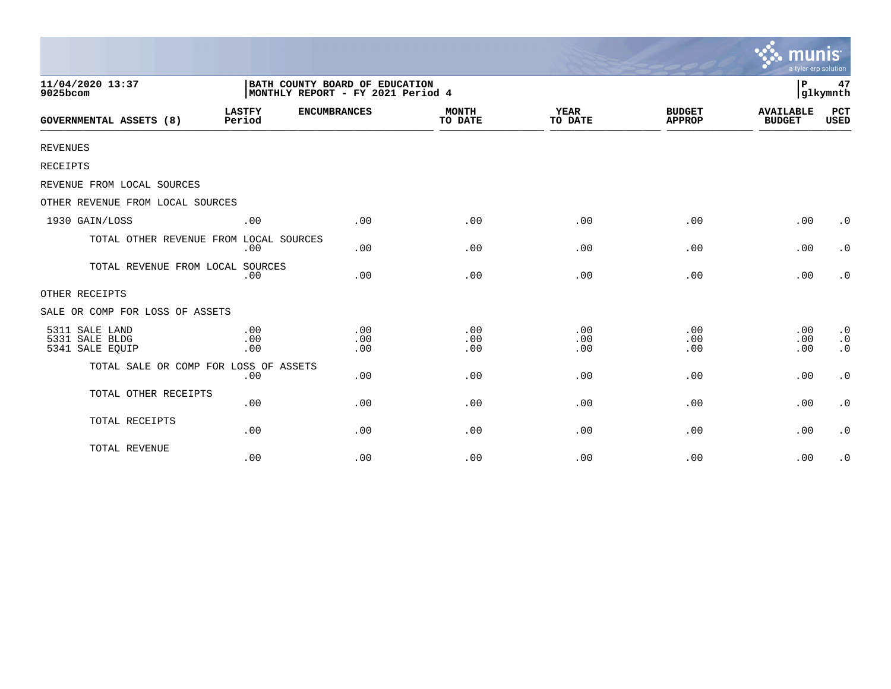11/04/2020 13:37 | BATH COUNTY BOARD OF EDUCATION | P 47
9025bcom | MONTHLY REPORT - FY 2021 Period 4 | glkymnth

| GOVERNMENTAL ASSETS (8) | LASTFY Period | ENCUMBRANCES | MONTH TO DATE | YEAR TO DATE | BUDGET APPROP | AVAILABLE BUDGET | PCT USED |
|---|---|---|---|---|---|---|---|
| REVENUES | | | | | | | |
| RECEIPTS | | | | | | | |
| REVENUE FROM LOCAL SOURCES | | | | | | | |
| OTHER REVENUE FROM LOCAL SOURCES | | | | | | | |
| 1930 GAIN/LOSS | .00 | .00 | .00 | .00 | .00 | .00 | .0 |
| TOTAL OTHER REVENUE FROM LOCAL SOURCES | .00 | .00 | .00 | .00 | .00 | .00 | .0 |
| TOTAL REVENUE FROM LOCAL SOURCES | .00 | .00 | .00 | .00 | .00 | .00 | .0 |
| OTHER RECEIPTS | | | | | | | |
| SALE OR COMP FOR LOSS OF ASSETS | | | | | | | |
| 5311 SALE LAND | .00 | .00 | .00 | .00 | .00 | .00 | .0 |
| 5331 SALE BLDG | .00 | .00 | .00 | .00 | .00 | .00 | .0 |
| 5341 SALE EQUIP | .00 | .00 | .00 | .00 | .00 | .00 | .0 |
| TOTAL SALE OR COMP FOR LOSS OF ASSETS | .00 | .00 | .00 | .00 | .00 | .00 | .0 |
| TOTAL OTHER RECEIPTS | .00 | .00 | .00 | .00 | .00 | .00 | .0 |
| TOTAL RECEIPTS | .00 | .00 | .00 | .00 | .00 | .00 | .0 |
| TOTAL REVENUE | .00 | .00 | .00 | .00 | .00 | .00 | .0 |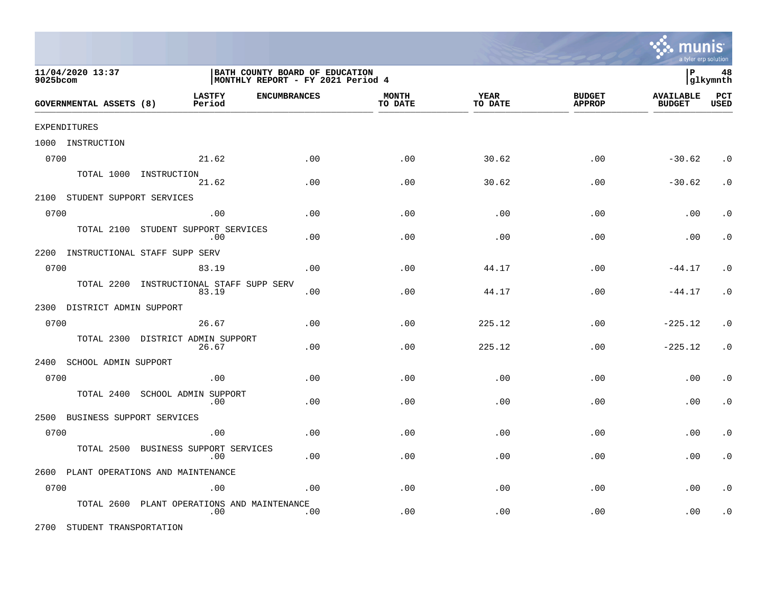11/04/2020 13:37
9025bcom

BATH COUNTY BOARD OF EDUCATION
MONTHLY REPORT - FY 2021 Period 4

P 48
glkymnth

| GOVERNMENTAL ASSETS (8) | LASTFY Period | ENCUMBRANCES | MONTH TO DATE | YEAR TO DATE | BUDGET APPROP | AVAILABLE BUDGET | PCT USED |
|---|---|---|---|---|---|---|---|
| EXPENDITURES | | | | | | | |
| 1000 INSTRUCTION | | | | | | | |
| 0700 | 21.62 | .00 | .00 | 30.62 | .00 | -30.62 | .0 |
| TOTAL 1000 INSTRUCTION | 21.62 | .00 | .00 | 30.62 | .00 | -30.62 | .0 |
| 2100 STUDENT SUPPORT SERVICES | | | | | | | |
| 0700 | .00 | .00 | .00 | .00 | .00 | .00 | .0 |
| TOTAL 2100 STUDENT SUPPORT SERVICES | .00 | .00 | .00 | .00 | .00 | .00 | .0 |
| 2200 INSTRUCTIONAL STAFF SUPP SERV | | | | | | | |
| 0700 | 83.19 | .00 | .00 | 44.17 | .00 | -44.17 | .0 |
| TOTAL 2200 INSTRUCTIONAL STAFF SUPP SERV | 83.19 | .00 | .00 | 44.17 | .00 | -44.17 | .0 |
| 2300 DISTRICT ADMIN SUPPORT | | | | | | | |
| 0700 | 26.67 | .00 | .00 | 225.12 | .00 | -225.12 | .0 |
| TOTAL 2300 DISTRICT ADMIN SUPPORT | 26.67 | .00 | .00 | 225.12 | .00 | -225.12 | .0 |
| 2400 SCHOOL ADMIN SUPPORT | | | | | | | |
| 0700 | .00 | .00 | .00 | .00 | .00 | .00 | .0 |
| TOTAL 2400 SCHOOL ADMIN SUPPORT | .00 | .00 | .00 | .00 | .00 | .00 | .0 |
| 2500 BUSINESS SUPPORT SERVICES | | | | | | | |
| 0700 | .00 | .00 | .00 | .00 | .00 | .00 | .0 |
| TOTAL 2500 BUSINESS SUPPORT SERVICES | .00 | .00 | .00 | .00 | .00 | .00 | .0 |
| 2600 PLANT OPERATIONS AND MAINTENANCE | | | | | | | |
| 0700 | .00 | .00 | .00 | .00 | .00 | .00 | .0 |
| TOTAL 2600 PLANT OPERATIONS AND MAINTENANCE | .00 | .00 | .00 | .00 | .00 | .00 | .0 |
| 2700 STUDENT TRANSPORTATION | | | | | | | |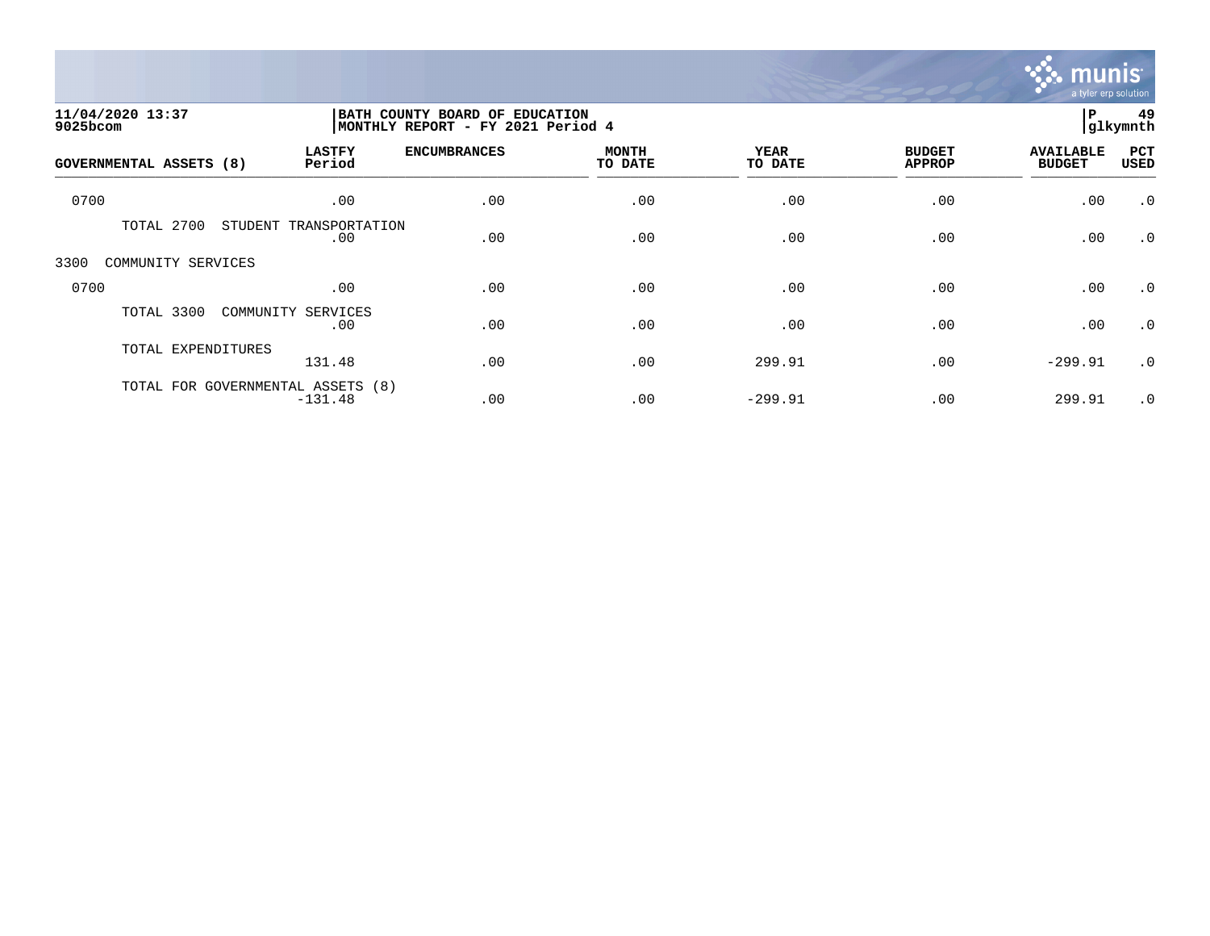11/04/2020 13:37
9025bcom

BATH COUNTY BOARD OF EDUCATION
MONTHLY REPORT - FY 2021 Period 4

P 49
glkymnth

| GOVERNMENTAL ASSETS (8) | LASTFY Period | ENCUMBRANCES | MONTH TO DATE | YEAR TO DATE | BUDGET APPROP | AVAILABLE BUDGET | PCT USED |
|---|---|---|---|---|---|---|---|
| 0700 | .00 | .00 | .00 | .00 | .00 | .00 | .0 |
| TOTAL 2700 STUDENT TRANSPORTATION | .00 | .00 | .00 | .00 | .00 | .00 | .0 |
| 3300 COMMUNITY SERVICES | | | | | | | |
| 0700 | .00 | .00 | .00 | .00 | .00 | .00 | .0 |
| TOTAL 3300 COMMUNITY SERVICES | .00 | .00 | .00 | .00 | .00 | .00 | .0 |
| TOTAL EXPENDITURES | 131.48 | .00 | .00 | 299.91 | .00 | -299.91 | .0 |
| TOTAL FOR GOVERNMENTAL ASSETS (8) | -131.48 | .00 | .00 | -299.91 | .00 | 299.91 | .0 |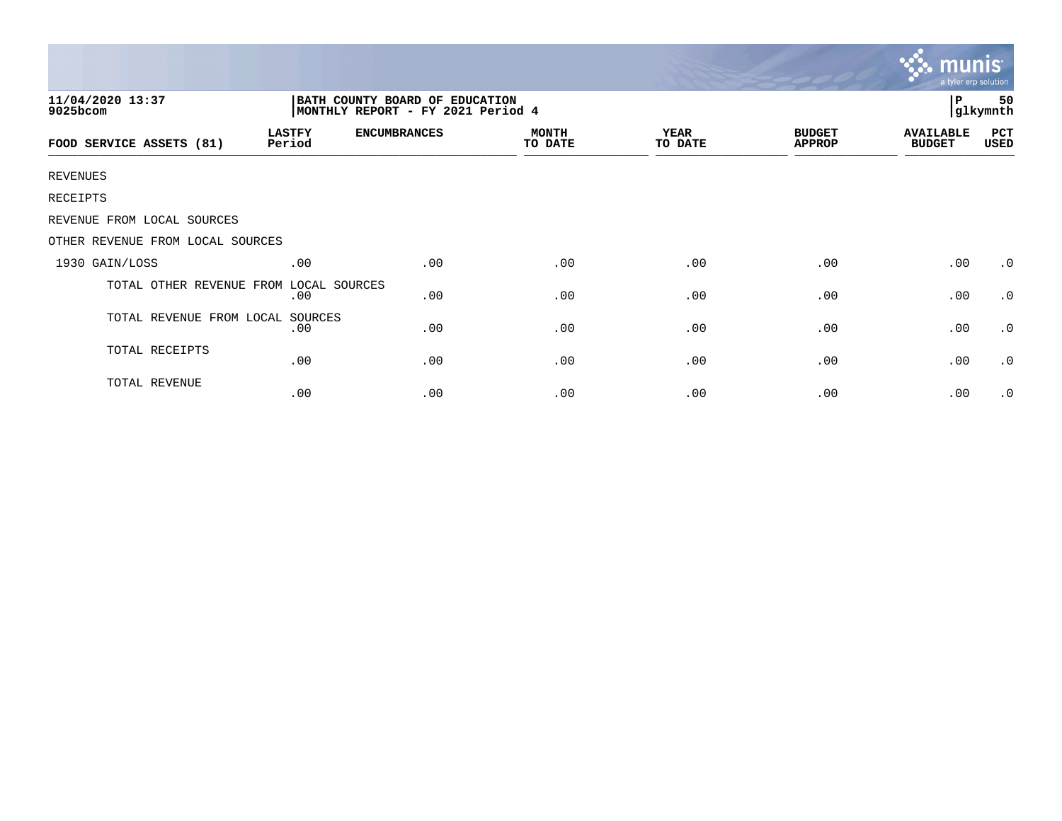11/04/2020 13:37
9025bcom

BATH COUNTY BOARD OF EDUCATION
MONTHLY REPORT - FY 2021 Period 4

P 50
glkymnth

| FOOD SERVICE ASSETS (81) | LASTFY Period | ENCUMBRANCES | MONTH TO DATE | YEAR TO DATE | BUDGET APPROP | AVAILABLE BUDGET | PCT USED |
|---|---|---|---|---|---|---|---|
| REVENUES | | | | | | | |
| RECEIPTS | | | | | | | |
| REVENUE FROM LOCAL SOURCES | | | | | | | |
| OTHER REVENUE FROM LOCAL SOURCES | | | | | | | |
| 1930 GAIN/LOSS | .00 | .00 | .00 | .00 | .00 | .00 | .0 |
| TOTAL OTHER REVENUE FROM LOCAL SOURCES | .00 | .00 | .00 | .00 | .00 | .00 | .0 |
| TOTAL REVENUE FROM LOCAL SOURCES | .00 | .00 | .00 | .00 | .00 | .00 | .0 |
| TOTAL RECEIPTS | .00 | .00 | .00 | .00 | .00 | .00 | .0 |
| TOTAL REVENUE | .00 | .00 | .00 | .00 | .00 | .00 | .0 |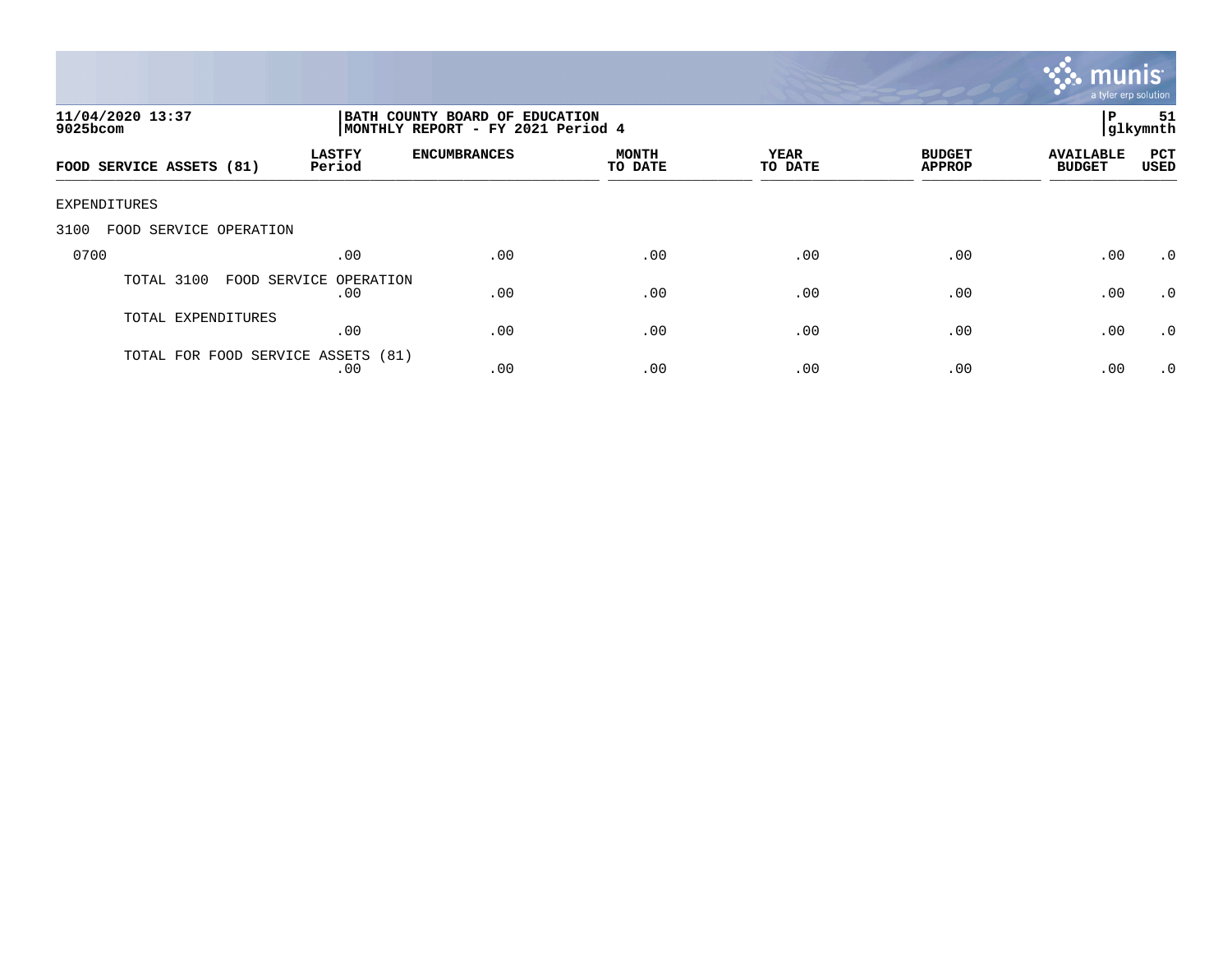11/04/2020 13:37
9025bcom

BATH COUNTY BOARD OF EDUCATION
MONTHLY REPORT - FY 2021 Period 4

P 51
glkymnth

| FOOD SERVICE ASSETS (81) | LASTFY Period | ENCUMBRANCES | MONTH TO DATE | YEAR TO DATE | BUDGET APPROP | AVAILABLE BUDGET | PCT USED |
|---|---|---|---|---|---|---|---|
| EXPENDITURES | | | | | | | |
| 3100 FOOD SERVICE OPERATION | | | | | | | |
| 0700 | .00 | .00 | .00 | .00 | .00 | .00 | .0 |
| TOTAL 3100 FOOD SERVICE OPERATION | .00 | .00 | .00 | .00 | .00 | .00 | .0 |
| TOTAL EXPENDITURES | .00 | .00 | .00 | .00 | .00 | .00 | .0 |
| TOTAL FOR FOOD SERVICE ASSETS (81) | .00 | .00 | .00 | .00 | .00 | .00 | .0 |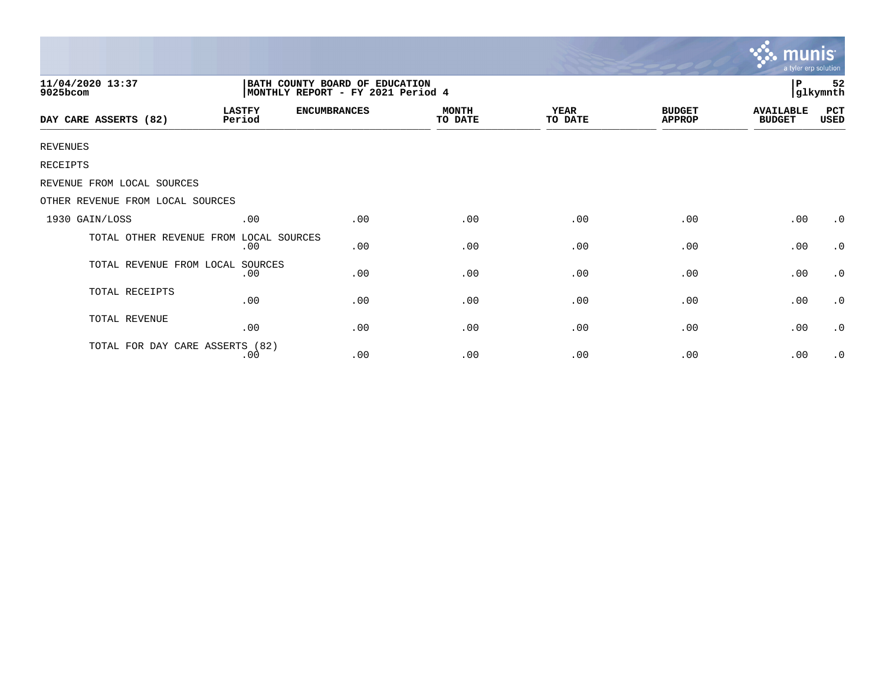11/04/2020 13:37
9025bcom

BATH COUNTY BOARD OF EDUCATION
MONTHLY REPORT - FY 2021 Period 4

P 52
glkymnth

| DAY CARE ASSERTS (82) | LASTFY Period | ENCUMBRANCES | MONTH TO DATE | YEAR TO DATE | BUDGET APPROP | AVAILABLE BUDGET | PCT USED |
|---|---|---|---|---|---|---|---|
| REVENUES | | | | | | | |
| RECEIPTS | | | | | | | |
| REVENUE FROM LOCAL SOURCES | | | | | | | |
| OTHER REVENUE FROM LOCAL SOURCES | | | | | | | |
| 1930 GAIN/LOSS | .00 | .00 | .00 | .00 | .00 | .00 | .0 |
| TOTAL OTHER REVENUE FROM LOCAL SOURCES | .00 | .00 | .00 | .00 | .00 | .00 | .0 |
| TOTAL REVENUE FROM LOCAL SOURCES | .00 | .00 | .00 | .00 | .00 | .00 | .0 |
| TOTAL RECEIPTS | .00 | .00 | .00 | .00 | .00 | .00 | .0 |
| TOTAL REVENUE | .00 | .00 | .00 | .00 | .00 | .00 | .0 |
| TOTAL FOR DAY CARE ASSERTS (82) | .00 | .00 | .00 | .00 | .00 | .00 | .0 |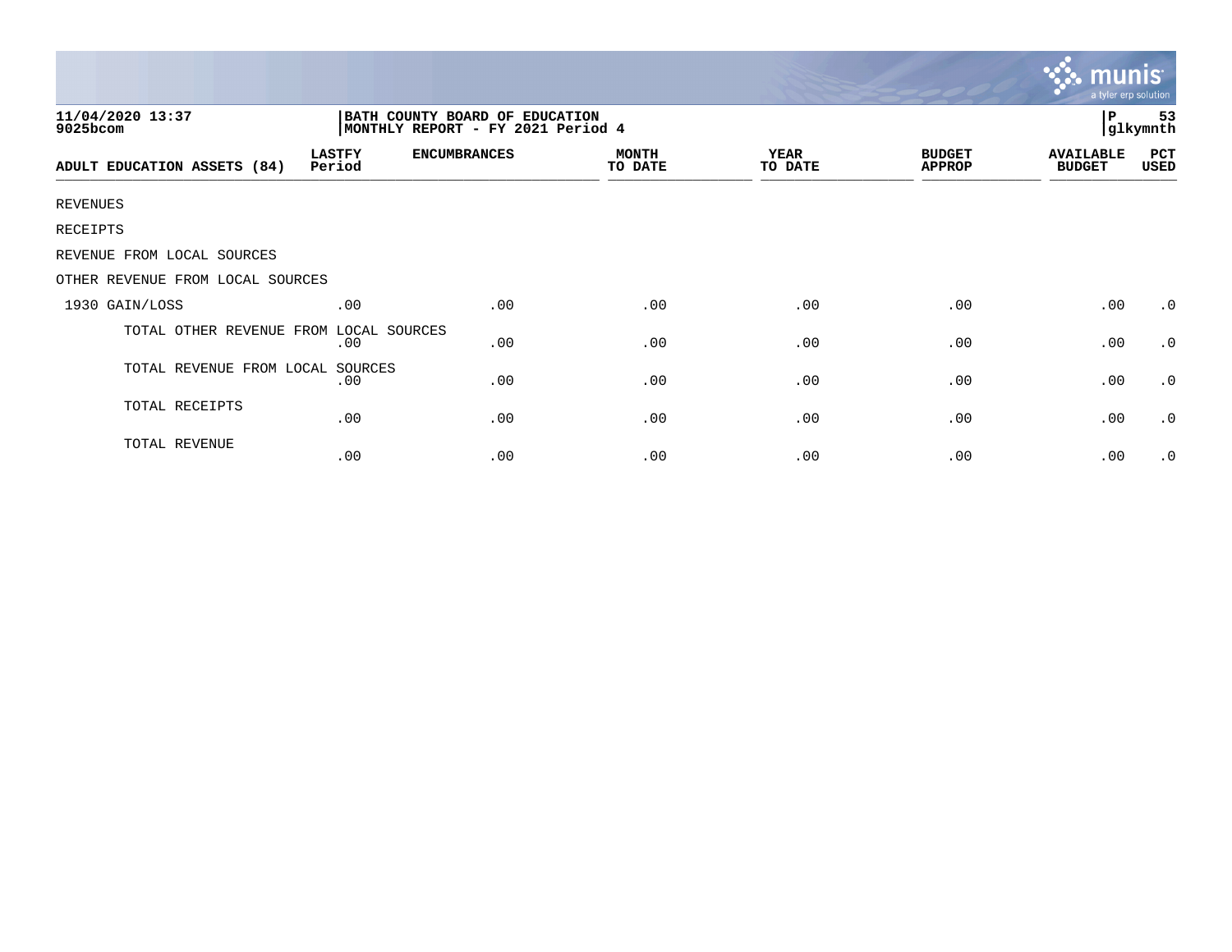11/04/2020 13:37
9025bcom

BATH COUNTY BOARD OF EDUCATION
MONTHLY REPORT - FY 2021 Period 4

P 53
glkymnth

| ADULT EDUCATION ASSETS (84) | LASTFY Period | ENCUMBRANCES | MONTH TO DATE | YEAR TO DATE | BUDGET APPROP | AVAILABLE BUDGET | PCT USED |
|---|---|---|---|---|---|---|---|
| REVENUES | | | | | | | |
| RECEIPTS | | | | | | | |
| REVENUE FROM LOCAL SOURCES | | | | | | | |
| OTHER REVENUE FROM LOCAL SOURCES | | | | | | | |
| 1930 GAIN/LOSS | .00 | .00 | .00 | .00 | .00 | .00 | .0 |
| TOTAL OTHER REVENUE FROM LOCAL SOURCES | .00 | .00 | .00 | .00 | .00 | .00 | .0 |
| TOTAL REVENUE FROM LOCAL SOURCES | .00 | .00 | .00 | .00 | .00 | .00 | .0 |
| TOTAL RECEIPTS | .00 | .00 | .00 | .00 | .00 | .00 | .0 |
| TOTAL REVENUE | .00 | .00 | .00 | .00 | .00 | .00 | .0 |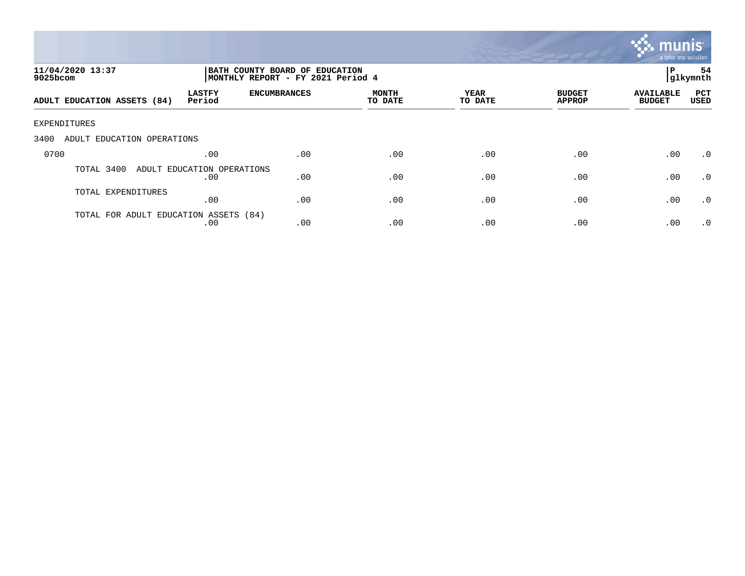11/04/2020 13:37
9025bcom

**BATH COUNTY BOARD OF EDUCATION**
**MONTHLY REPORT - FY 2021 Period 4**

P 54
glkymnth

| ADULT EDUCATION ASSETS (84) | LASTFY Period | ENCUMBRANCES | MONTH TO DATE | YEAR TO DATE | BUDGET APPROP | AVAILABLE BUDGET | PCT USED |
|---|---|---|---|---|---|---|---|
| EXPENDITURES | | | | | | | |
| 3400 ADULT EDUCATION OPERATIONS | | | | | | | |
| 0700 | .00 | .00 | .00 | .00 | .00 | .00 | .0 |
| TOTAL 3400 ADULT EDUCATION OPERATIONS | .00 | .00 | .00 | .00 | .00 | .00 | .0 |
| TOTAL EXPENDITURES | .00 | .00 | .00 | .00 | .00 | .00 | .0 |
| TOTAL FOR ADULT EDUCATION ASSETS (84) | .00 | .00 | .00 | .00 | .00 | .00 | .0 |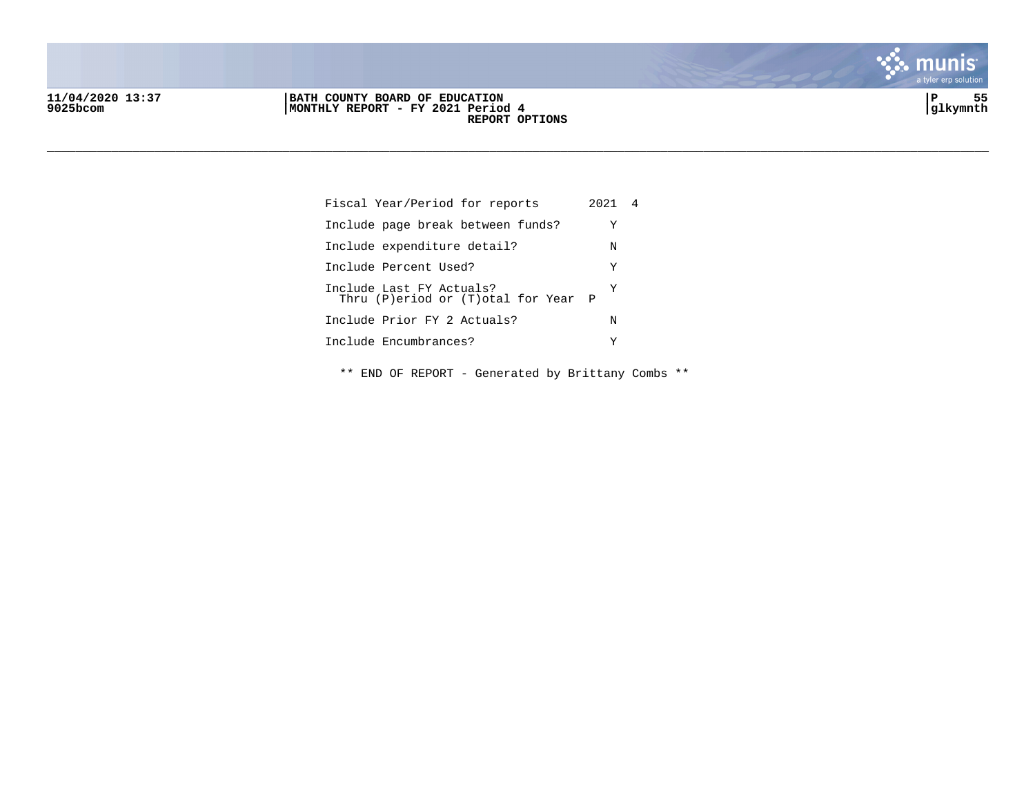**BATH COUNTY BOARD OF EDUCATION**
**MONTHLY REPORT - FY 2021 Period 4**
**REPORT OPTIONS**

| | |
|---|---|
| Fiscal Year/Period for reports | 2021 4 |
| Include page break between funds? | Y |
| Include expenditure detail? | N |
| Include Percent Used? | Y |
| Include Last FY Actuals? | Y |
| Thru (P)eriod or (T)otal for Year | P |
| Include Prior FY 2 Actuals? | N |
| Include Encumbrances? | Y |

** END OF REPORT - Generated by Brittany Combs **